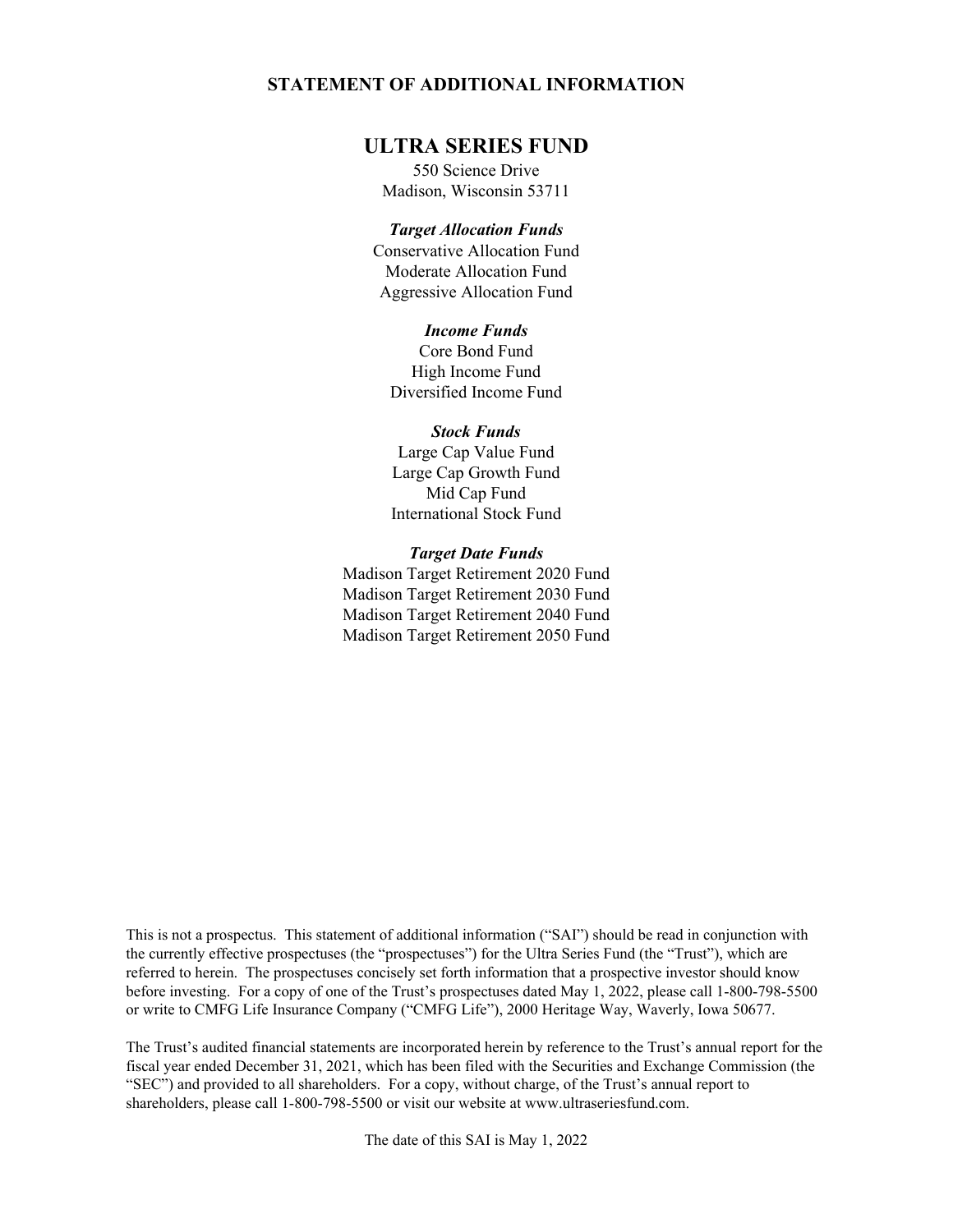**STATEMENT OF ADDITIONAL INFORMATION**

# ULTRA SERIES FUND

550 Science Drive
Madison, Wisconsin 53711

***Target Allocation Funds***

Conservative Allocation Fund
Moderate Allocation Fund
Aggressive Allocation Fund

***Income Funds***

Core Bond Fund
High Income Fund
Diversified Income Fund

***Stock Funds***

Large Cap Value Fund
Large Cap Growth Fund
Mid Cap Fund
International Stock Fund

***Target Date Funds***

Madison Target Retirement 2020 Fund
Madison Target Retirement 2030 Fund
Madison Target Retirement 2040 Fund
Madison Target Retirement 2050 Fund

This is not a prospectus. This statement of additional information ("SAI") should be read in conjunction with the currently effective prospectuses (the "prospectuses") for the Ultra Series Fund (the "Trust"), which are referred to herein. The prospectuses concisely set forth information that a prospective investor should know before investing. For a copy of one of the Trust's prospectuses dated May 1, 2022, please call 1-800-798-5500 or write to CMFG Life Insurance Company ("CMFG Life"), 2000 Heritage Way, Waverly, Iowa 50677.

The Trust's audited financial statements are incorporated herein by reference to the Trust's annual report for the fiscal year ended December 31, 2021, which has been filed with the Securities and Exchange Commission (the "SEC") and provided to all shareholders. For a copy, without charge, of the Trust's annual report to shareholders, please call 1-800-798-5500 or visit our website at www.ultraseriesfund.com.

The date of this SAI is May 1, 2022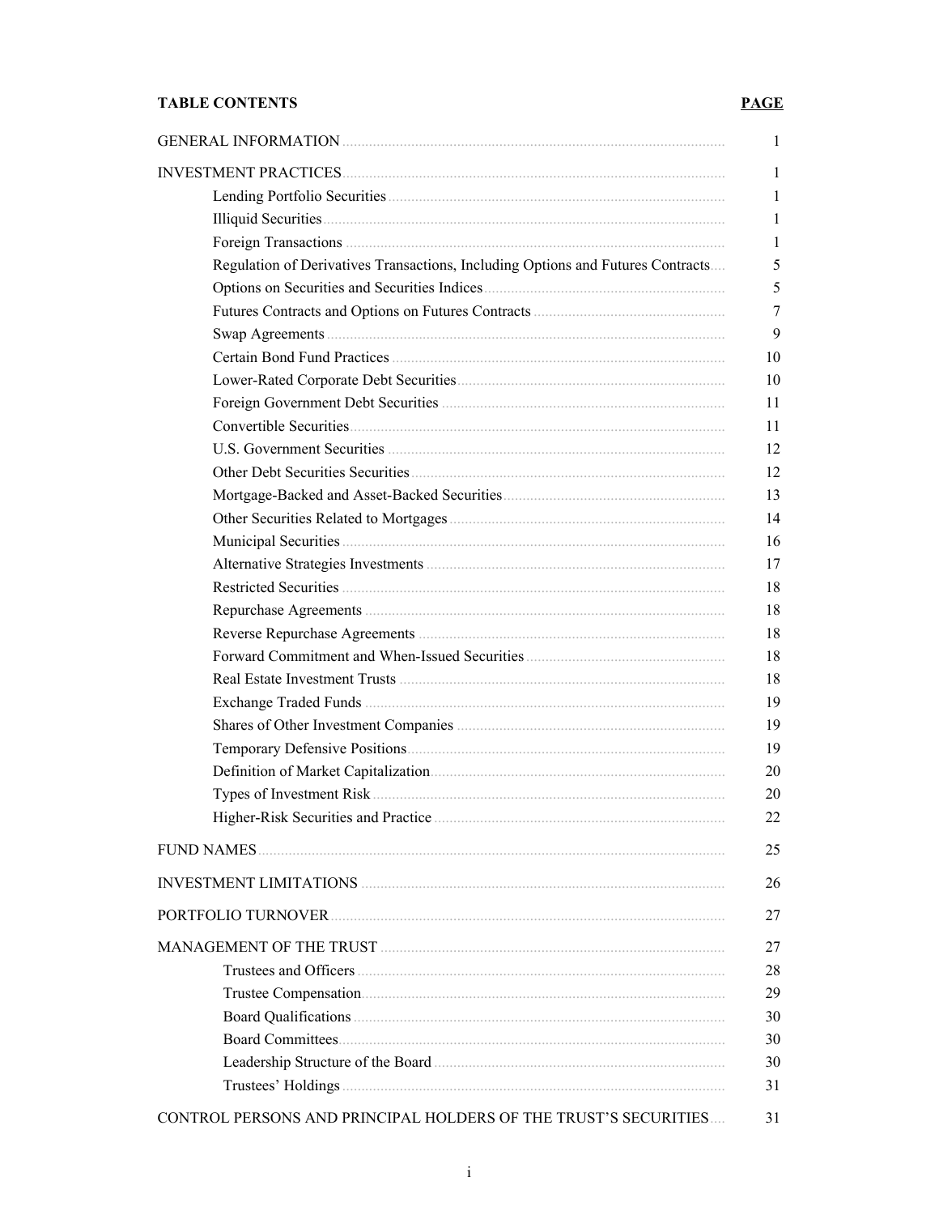| TABLE CONTENTS | PAGE |
|---|---|
| GENERAL INFORMATION | 1 |
| INVESTMENT PRACTICES | 1 |
| Lending Portfolio Securities | 1 |
| Illiquid Securities | 1 |
| Foreign Transactions | 1 |
| Regulation of Derivatives Transactions, Including Options and Futures Contracts | 5 |
| Options on Securities and Securities Indices | 5 |
| Futures Contracts and Options on Futures Contracts | 7 |
| Swap Agreements | 9 |
| Certain Bond Fund Practices | 10 |
| Lower-Rated Corporate Debt Securities | 10 |
| Foreign Government Debt Securities | 11 |
| Convertible Securities | 11 |
| U.S. Government Securities | 12 |
| Other Debt Securities Securities | 12 |
| Mortgage-Backed and Asset-Backed Securities | 13 |
| Other Securities Related to Mortgages | 14 |
| Municipal Securities | 16 |
| Alternative Strategies Investments | 17 |
| Restricted Securities | 18 |
| Repurchase Agreements | 18 |
| Reverse Repurchase Agreements | 18 |
| Forward Commitment and When-Issued Securities | 18 |
| Real Estate Investment Trusts | 18 |
| Exchange Traded Funds | 19 |
| Shares of Other Investment Companies | 19 |
| Temporary Defensive Positions | 19 |
| Definition of Market Capitalization | 20 |
| Types of Investment Risk | 20 |
| Higher-Risk Securities and Practice | 22 |
| FUND NAMES | 25 |
| INVESTMENT LIMITATIONS | 26 |
| PORTFOLIO TURNOVER | 27 |
| MANAGEMENT OF THE TRUST | 27 |
| Trustees and Officers | 28 |
| Trustee Compensation | 29 |
| Board Qualifications | 30 |
| Board Committees | 30 |
| Leadership Structure of the Board | 30 |
| Trustees' Holdings | 31 |
| CONTROL PERSONS AND PRINCIPAL HOLDERS OF THE TRUST'S SECURITIES | 31 |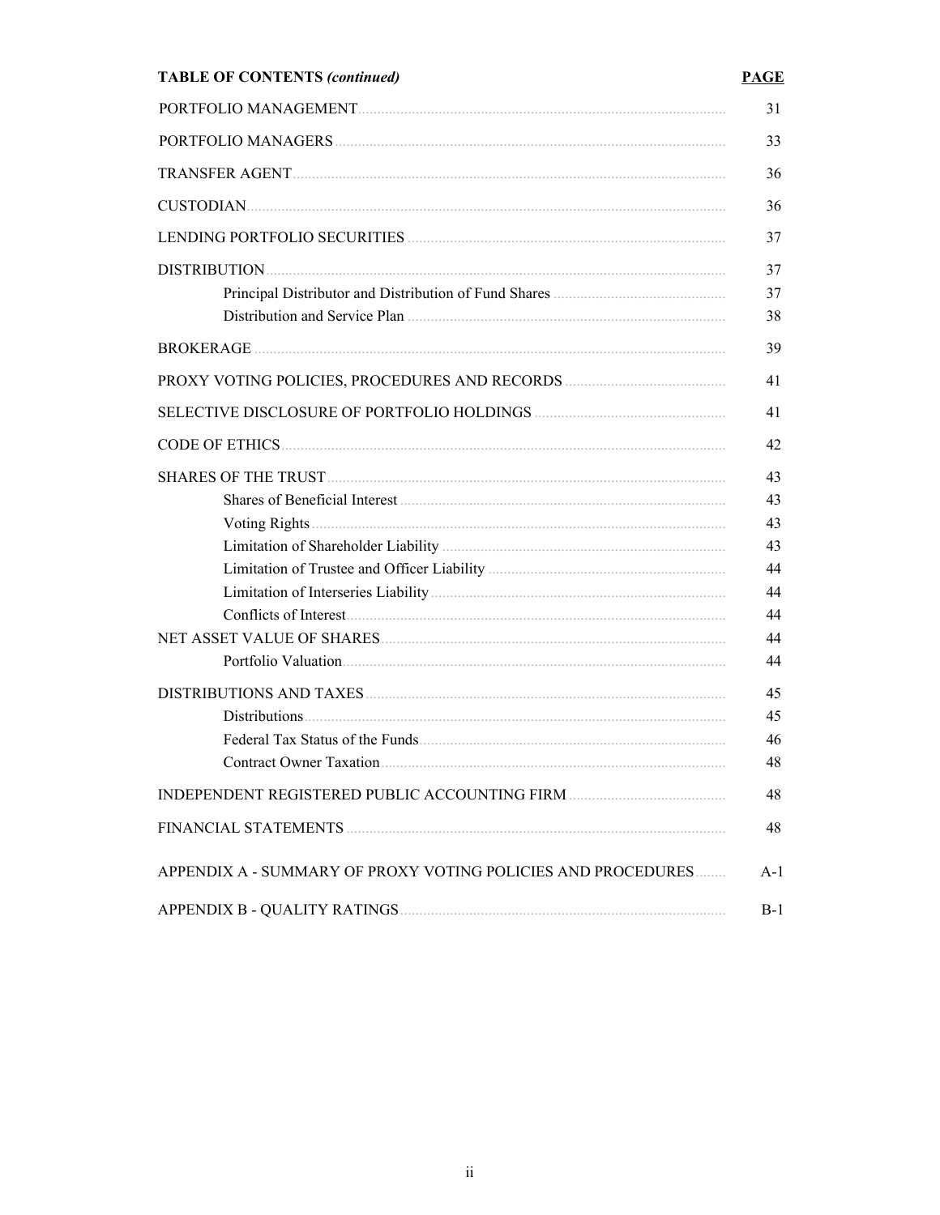| **TABLE OF CONTENTS *(continued)*** | **PAGE** |
|---|---|
| PORTFOLIO MANAGEMENT | 31 |
| PORTFOLIO MANAGERS | 33 |
| TRANSFER AGENT | 36 |
| CUSTODIAN | 36 |
| LENDING PORTFOLIO SECURITIES | 37 |
| DISTRIBUTION | 37 |
| Principal Distributor and Distribution of Fund Shares | 37 |
| Distribution and Service Plan | 38 |
| BROKERAGE | 39 |
| PROXY VOTING POLICIES, PROCEDURES AND RECORDS | 41 |
| SELECTIVE DISCLOSURE OF PORTFOLIO HOLDINGS | 41 |
| CODE OF ETHICS | 42 |
| SHARES OF THE TRUST | 43 |
| Shares of Beneficial Interest | 43 |
| Voting Rights | 43 |
| Limitation of Shareholder Liability | 43 |
| Limitation of Trustee and Officer Liability | 44 |
| Limitation of Interseries Liability | 44 |
| Conflicts of Interest | 44 |
| NET ASSET VALUE OF SHARES | 44 |
| Portfolio Valuation | 44 |
| DISTRIBUTIONS AND TAXES | 45 |
| Distributions | 45 |
| Federal Tax Status of the Funds | 46 |
| Contract Owner Taxation | 48 |
| INDEPENDENT REGISTERED PUBLIC ACCOUNTING FIRM | 48 |
| FINANCIAL STATEMENTS | 48 |
| APPENDIX A - SUMMARY OF PROXY VOTING POLICIES AND PROCEDURES | A-1 |
| APPENDIX B - QUALITY RATINGS | B-1 |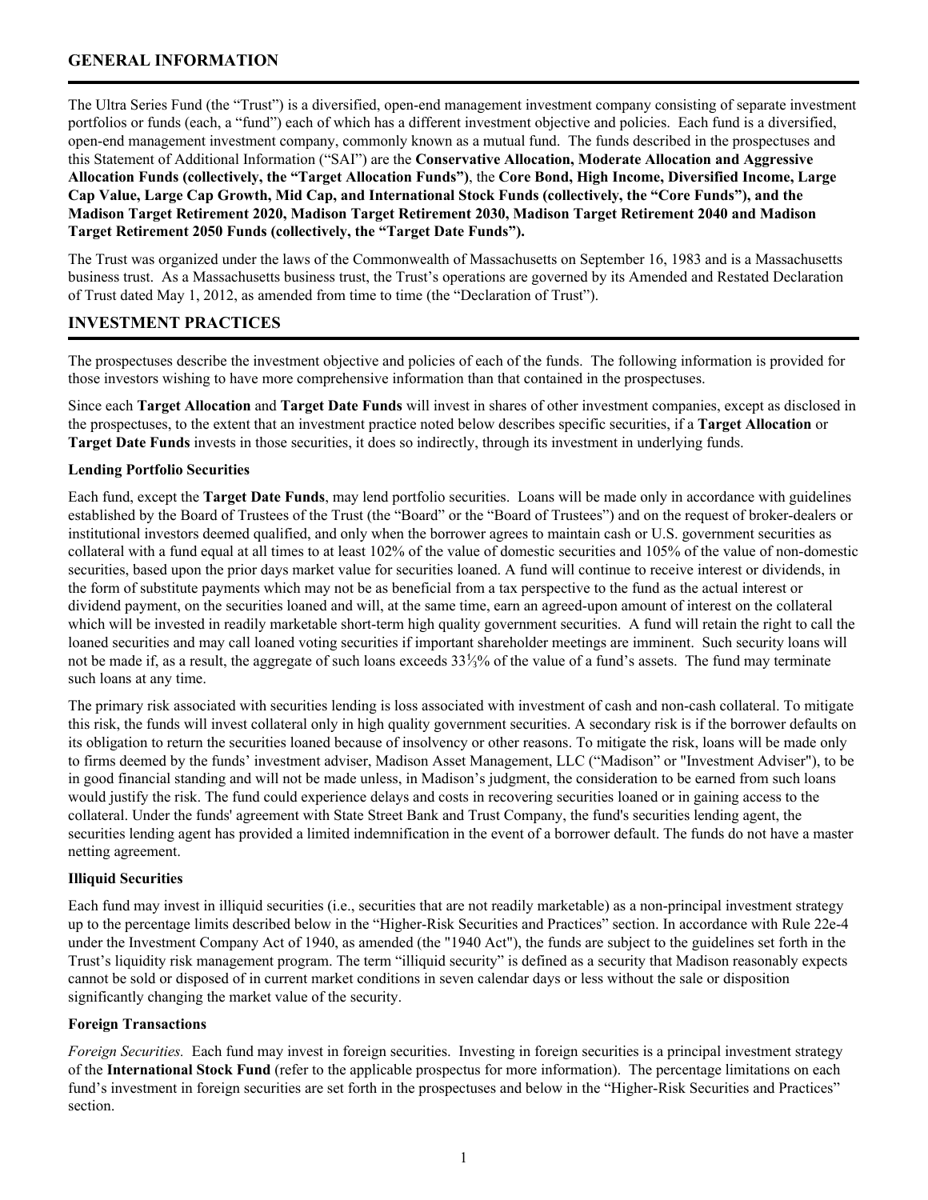## GENERAL INFORMATION

The Ultra Series Fund (the "Trust") is a diversified, open-end management investment company consisting of separate investment portfolios or funds (each, a "fund") each of which has a different investment objective and policies. Each fund is a diversified, open-end management investment company, commonly known as a mutual fund. The funds described in the prospectuses and this Statement of Additional Information ("SAI") are the **Conservative Allocation, Moderate Allocation and Aggressive Allocation Funds (collectively, the "Target Allocation Funds")**, the **Core Bond, High Income, Diversified Income, Large Cap Value, Large Cap Growth, Mid Cap, and International Stock Funds (collectively, the "Core Funds"), and the Madison Target Retirement 2020, Madison Target Retirement 2030, Madison Target Retirement 2040 and Madison Target Retirement 2050 Funds (collectively, the "Target Date Funds").**

The Trust was organized under the laws of the Commonwealth of Massachusetts on September 16, 1983 and is a Massachusetts business trust. As a Massachusetts business trust, the Trust's operations are governed by its Amended and Restated Declaration of Trust dated May 1, 2012, as amended from time to time (the "Declaration of Trust").

## INVESTMENT PRACTICES

The prospectuses describe the investment objective and policies of each of the funds. The following information is provided for those investors wishing to have more comprehensive information than that contained in the prospectuses.

Since each **Target Allocation** and **Target Date Funds** will invest in shares of other investment companies, except as disclosed in the prospectuses, to the extent that an investment practice noted below describes specific securities, if a **Target Allocation** or **Target Date Funds** invests in those securities, it does so indirectly, through its investment in underlying funds.

### Lending Portfolio Securities

Each fund, except the **Target Date Funds**, may lend portfolio securities. Loans will be made only in accordance with guidelines established by the Board of Trustees of the Trust (the "Board" or the "Board of Trustees") and on the request of broker-dealers or institutional investors deemed qualified, and only when the borrower agrees to maintain cash or U.S. government securities as collateral with a fund equal at all times to at least 102% of the value of domestic securities and 105% of the value of non-domestic securities, based upon the prior days market value for securities loaned. A fund will continue to receive interest or dividends, in the form of substitute payments which may not be as beneficial from a tax perspective to the fund as the actual interest or dividend payment, on the securities loaned and will, at the same time, earn an agreed-upon amount of interest on the collateral which will be invested in readily marketable short-term high quality government securities. A fund will retain the right to call the loaned securities and may call loaned voting securities if important shareholder meetings are imminent. Such security loans will not be made if, as a result, the aggregate of such loans exceeds 33⅓% of the value of a fund's assets. The fund may terminate such loans at any time.

The primary risk associated with securities lending is loss associated with investment of cash and non-cash collateral. To mitigate this risk, the funds will invest collateral only in high quality government securities. A secondary risk is if the borrower defaults on its obligation to return the securities loaned because of insolvency or other reasons. To mitigate the risk, loans will be made only to firms deemed by the funds' investment adviser, Madison Asset Management, LLC ("Madison" or "Investment Adviser"), to be in good financial standing and will not be made unless, in Madison's judgment, the consideration to be earned from such loans would justify the risk. The fund could experience delays and costs in recovering securities loaned or in gaining access to the collateral. Under the funds' agreement with State Street Bank and Trust Company, the fund's securities lending agent, the securities lending agent has provided a limited indemnification in the event of a borrower default. The funds do not have a master netting agreement.

### Illiquid Securities

Each fund may invest in illiquid securities (i.e., securities that are not readily marketable) as a non-principal investment strategy up to the percentage limits described below in the "Higher-Risk Securities and Practices" section. In accordance with Rule 22e-4 under the Investment Company Act of 1940, as amended (the "1940 Act"), the funds are subject to the guidelines set forth in the Trust's liquidity risk management program. The term "illiquid security" is defined as a security that Madison reasonably expects cannot be sold or disposed of in current market conditions in seven calendar days or less without the sale or disposition significantly changing the market value of the security.

### Foreign Transactions

*Foreign Securities.* Each fund may invest in foreign securities. Investing in foreign securities is a principal investment strategy of the **International Stock Fund** (refer to the applicable prospectus for more information). The percentage limitations on each fund's investment in foreign securities are set forth in the prospectuses and below in the "Higher-Risk Securities and Practices" section.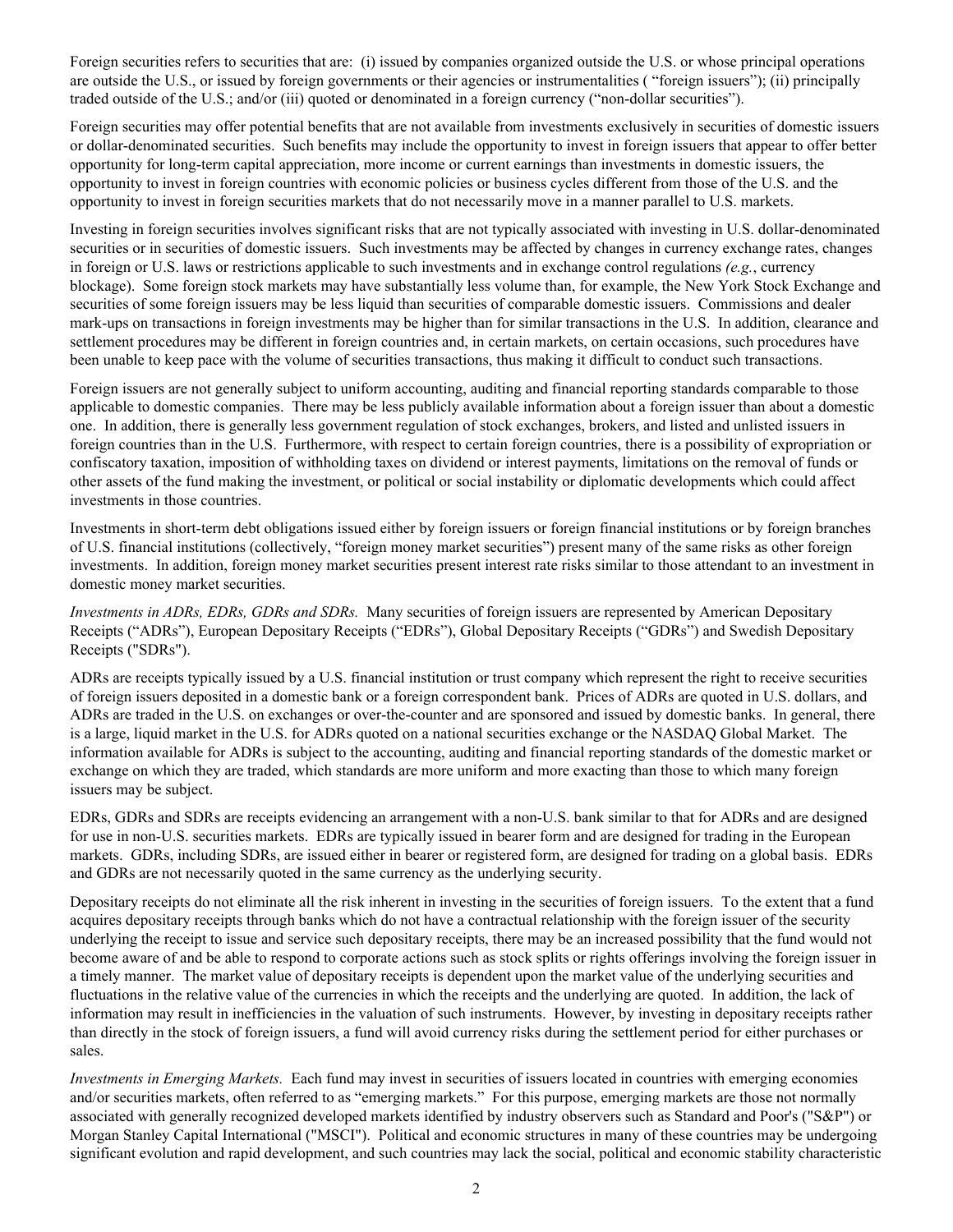Foreign securities refers to securities that are: (i) issued by companies organized outside the U.S. or whose principal operations are outside the U.S., or issued by foreign governments or their agencies or instrumentalities ( "foreign issuers"); (ii) principally traded outside of the U.S.; and/or (iii) quoted or denominated in a foreign currency ("non-dollar securities").

Foreign securities may offer potential benefits that are not available from investments exclusively in securities of domestic issuers or dollar-denominated securities. Such benefits may include the opportunity to invest in foreign issuers that appear to offer better opportunity for long-term capital appreciation, more income or current earnings than investments in domestic issuers, the opportunity to invest in foreign countries with economic policies or business cycles different from those of the U.S. and the opportunity to invest in foreign securities markets that do not necessarily move in a manner parallel to U.S. markets.

Investing in foreign securities involves significant risks that are not typically associated with investing in U.S. dollar-denominated securities or in securities of domestic issuers. Such investments may be affected by changes in currency exchange rates, changes in foreign or U.S. laws or restrictions applicable to such investments and in exchange control regulations *(e.g.*, currency blockage). Some foreign stock markets may have substantially less volume than, for example, the New York Stock Exchange and securities of some foreign issuers may be less liquid than securities of comparable domestic issuers. Commissions and dealer mark-ups on transactions in foreign investments may be higher than for similar transactions in the U.S. In addition, clearance and settlement procedures may be different in foreign countries and, in certain markets, on certain occasions, such procedures have been unable to keep pace with the volume of securities transactions, thus making it difficult to conduct such transactions.

Foreign issuers are not generally subject to uniform accounting, auditing and financial reporting standards comparable to those applicable to domestic companies. There may be less publicly available information about a foreign issuer than about a domestic one. In addition, there is generally less government regulation of stock exchanges, brokers, and listed and unlisted issuers in foreign countries than in the U.S. Furthermore, with respect to certain foreign countries, there is a possibility of expropriation or confiscatory taxation, imposition of withholding taxes on dividend or interest payments, limitations on the removal of funds or other assets of the fund making the investment, or political or social instability or diplomatic developments which could affect investments in those countries.

Investments in short-term debt obligations issued either by foreign issuers or foreign financial institutions or by foreign branches of U.S. financial institutions (collectively, "foreign money market securities") present many of the same risks as other foreign investments. In addition, foreign money market securities present interest rate risks similar to those attendant to an investment in domestic money market securities.

*Investments in ADRs, EDRs, GDRs and SDRs.* Many securities of foreign issuers are represented by American Depositary Receipts ("ADRs"), European Depositary Receipts ("EDRs"), Global Depositary Receipts ("GDRs") and Swedish Depositary Receipts ("SDRs").

ADRs are receipts typically issued by a U.S. financial institution or trust company which represent the right to receive securities of foreign issuers deposited in a domestic bank or a foreign correspondent bank. Prices of ADRs are quoted in U.S. dollars, and ADRs are traded in the U.S. on exchanges or over-the-counter and are sponsored and issued by domestic banks. In general, there is a large, liquid market in the U.S. for ADRs quoted on a national securities exchange or the NASDAQ Global Market. The information available for ADRs is subject to the accounting, auditing and financial reporting standards of the domestic market or exchange on which they are traded, which standards are more uniform and more exacting than those to which many foreign issuers may be subject.

EDRs, GDRs and SDRs are receipts evidencing an arrangement with a non-U.S. bank similar to that for ADRs and are designed for use in non-U.S. securities markets. EDRs are typically issued in bearer form and are designed for trading in the European markets. GDRs, including SDRs, are issued either in bearer or registered form, are designed for trading on a global basis. EDRs and GDRs are not necessarily quoted in the same currency as the underlying security.

Depositary receipts do not eliminate all the risk inherent in investing in the securities of foreign issuers. To the extent that a fund acquires depositary receipts through banks which do not have a contractual relationship with the foreign issuer of the security underlying the receipt to issue and service such depositary receipts, there may be an increased possibility that the fund would not become aware of and be able to respond to corporate actions such as stock splits or rights offerings involving the foreign issuer in a timely manner. The market value of depositary receipts is dependent upon the market value of the underlying securities and fluctuations in the relative value of the currencies in which the receipts and the underlying are quoted. In addition, the lack of information may result in inefficiencies in the valuation of such instruments. However, by investing in depositary receipts rather than directly in the stock of foreign issuers, a fund will avoid currency risks during the settlement period for either purchases or sales.

*Investments in Emerging Markets.* Each fund may invest in securities of issuers located in countries with emerging economies and/or securities markets, often referred to as "emerging markets." For this purpose, emerging markets are those not normally associated with generally recognized developed markets identified by industry observers such as Standard and Poor's ("S&P") or Morgan Stanley Capital International ("MSCI"). Political and economic structures in many of these countries may be undergoing significant evolution and rapid development, and such countries may lack the social, political and economic stability characteristic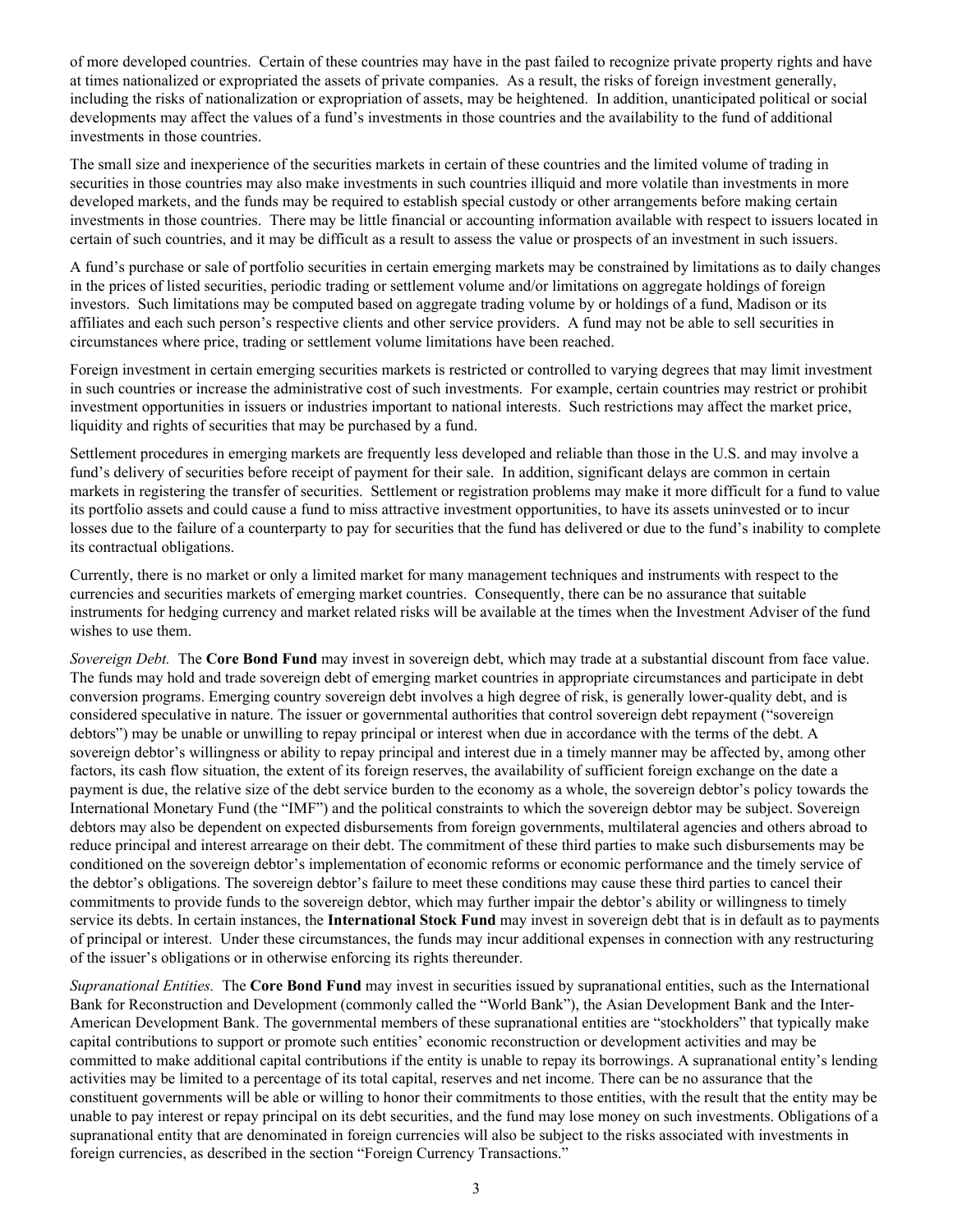of more developed countries. Certain of these countries may have in the past failed to recognize private property rights and have at times nationalized or expropriated the assets of private companies. As a result, the risks of foreign investment generally, including the risks of nationalization or expropriation of assets, may be heightened. In addition, unanticipated political or social developments may affect the values of a fund's investments in those countries and the availability to the fund of additional investments in those countries.

The small size and inexperience of the securities markets in certain of these countries and the limited volume of trading in securities in those countries may also make investments in such countries illiquid and more volatile than investments in more developed markets, and the funds may be required to establish special custody or other arrangements before making certain investments in those countries. There may be little financial or accounting information available with respect to issuers located in certain of such countries, and it may be difficult as a result to assess the value or prospects of an investment in such issuers.

A fund's purchase or sale of portfolio securities in certain emerging markets may be constrained by limitations as to daily changes in the prices of listed securities, periodic trading or settlement volume and/or limitations on aggregate holdings of foreign investors. Such limitations may be computed based on aggregate trading volume by or holdings of a fund, Madison or its affiliates and each such person's respective clients and other service providers. A fund may not be able to sell securities in circumstances where price, trading or settlement volume limitations have been reached.

Foreign investment in certain emerging securities markets is restricted or controlled to varying degrees that may limit investment in such countries or increase the administrative cost of such investments. For example, certain countries may restrict or prohibit investment opportunities in issuers or industries important to national interests. Such restrictions may affect the market price, liquidity and rights of securities that may be purchased by a fund.

Settlement procedures in emerging markets are frequently less developed and reliable than those in the U.S. and may involve a fund's delivery of securities before receipt of payment for their sale. In addition, significant delays are common in certain markets in registering the transfer of securities. Settlement or registration problems may make it more difficult for a fund to value its portfolio assets and could cause a fund to miss attractive investment opportunities, to have its assets uninvested or to incur losses due to the failure of a counterparty to pay for securities that the fund has delivered or due to the fund's inability to complete its contractual obligations.

Currently, there is no market or only a limited market for many management techniques and instruments with respect to the currencies and securities markets of emerging market countries. Consequently, there can be no assurance that suitable instruments for hedging currency and market related risks will be available at the times when the Investment Adviser of the fund wishes to use them.

*Sovereign Debt.* The **Core Bond Fund** may invest in sovereign debt, which may trade at a substantial discount from face value. The funds may hold and trade sovereign debt of emerging market countries in appropriate circumstances and participate in debt conversion programs. Emerging country sovereign debt involves a high degree of risk, is generally lower-quality debt, and is considered speculative in nature. The issuer or governmental authorities that control sovereign debt repayment ("sovereign debtors") may be unable or unwilling to repay principal or interest when due in accordance with the terms of the debt. A sovereign debtor's willingness or ability to repay principal and interest due in a timely manner may be affected by, among other factors, its cash flow situation, the extent of its foreign reserves, the availability of sufficient foreign exchange on the date a payment is due, the relative size of the debt service burden to the economy as a whole, the sovereign debtor's policy towards the International Monetary Fund (the "IMF") and the political constraints to which the sovereign debtor may be subject. Sovereign debtors may also be dependent on expected disbursements from foreign governments, multilateral agencies and others abroad to reduce principal and interest arrearage on their debt. The commitment of these third parties to make such disbursements may be conditioned on the sovereign debtor's implementation of economic reforms or economic performance and the timely service of the debtor's obligations. The sovereign debtor's failure to meet these conditions may cause these third parties to cancel their commitments to provide funds to the sovereign debtor, which may further impair the debtor's ability or willingness to timely service its debts. In certain instances, the **International Stock Fund** may invest in sovereign debt that is in default as to payments of principal or interest. Under these circumstances, the funds may incur additional expenses in connection with any restructuring of the issuer's obligations or in otherwise enforcing its rights thereunder.

*Supranational Entities.* The **Core Bond Fund** may invest in securities issued by supranational entities, such as the International Bank for Reconstruction and Development (commonly called the "World Bank"), the Asian Development Bank and the Inter-American Development Bank. The governmental members of these supranational entities are "stockholders" that typically make capital contributions to support or promote such entities' economic reconstruction or development activities and may be committed to make additional capital contributions if the entity is unable to repay its borrowings. A supranational entity's lending activities may be limited to a percentage of its total capital, reserves and net income. There can be no assurance that the constituent governments will be able or willing to honor their commitments to those entities, with the result that the entity may be unable to pay interest or repay principal on its debt securities, and the fund may lose money on such investments. Obligations of a supranational entity that are denominated in foreign currencies will also be subject to the risks associated with investments in foreign currencies, as described in the section "Foreign Currency Transactions."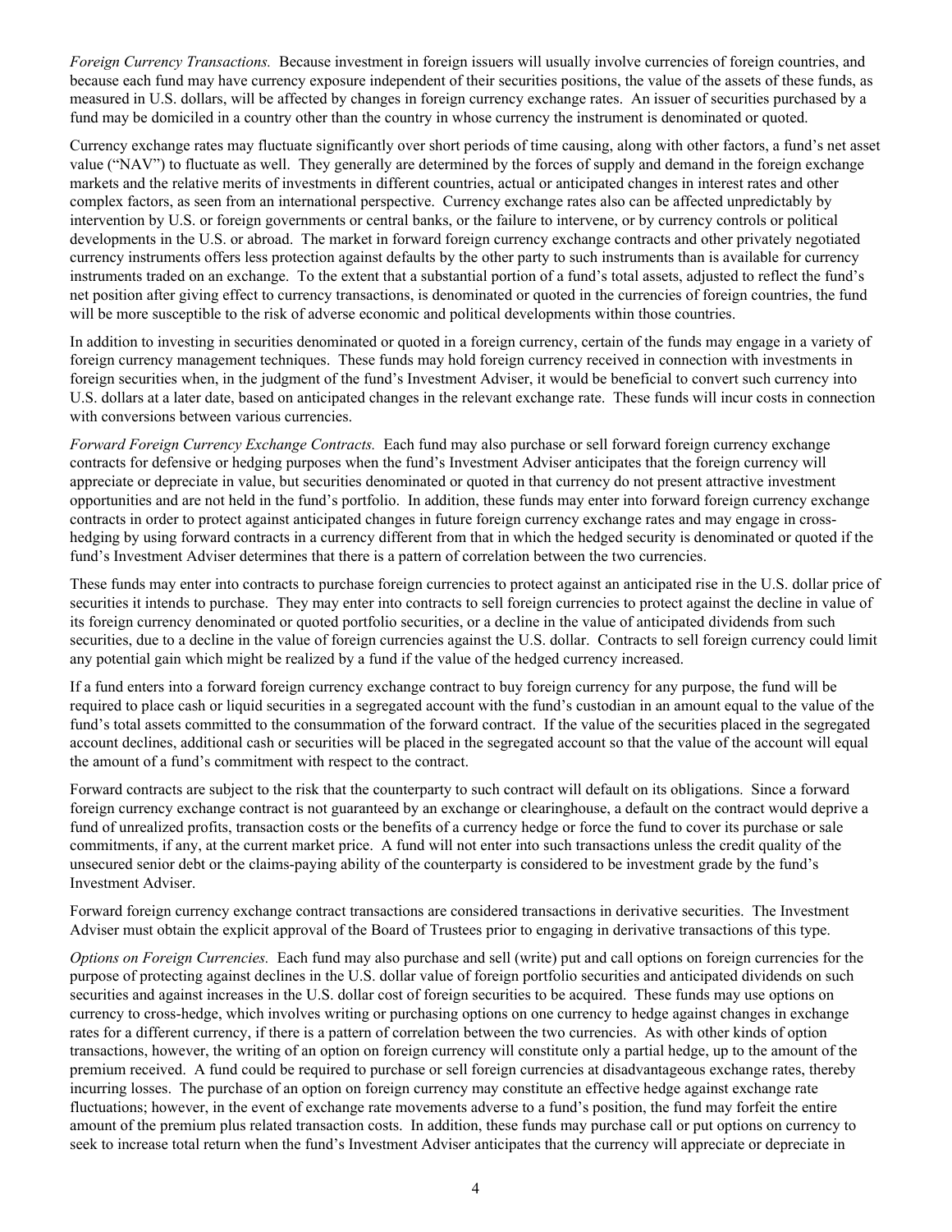*Foreign Currency Transactions.* Because investment in foreign issuers will usually involve currencies of foreign countries, and because each fund may have currency exposure independent of their securities positions, the value of the assets of these funds, as measured in U.S. dollars, will be affected by changes in foreign currency exchange rates. An issuer of securities purchased by a fund may be domiciled in a country other than the country in whose currency the instrument is denominated or quoted.

Currency exchange rates may fluctuate significantly over short periods of time causing, along with other factors, a fund's net asset value ("NAV") to fluctuate as well. They generally are determined by the forces of supply and demand in the foreign exchange markets and the relative merits of investments in different countries, actual or anticipated changes in interest rates and other complex factors, as seen from an international perspective. Currency exchange rates also can be affected unpredictably by intervention by U.S. or foreign governments or central banks, or the failure to intervene, or by currency controls or political developments in the U.S. or abroad. The market in forward foreign currency exchange contracts and other privately negotiated currency instruments offers less protection against defaults by the other party to such instruments than is available for currency instruments traded on an exchange. To the extent that a substantial portion of a fund's total assets, adjusted to reflect the fund's net position after giving effect to currency transactions, is denominated or quoted in the currencies of foreign countries, the fund will be more susceptible to the risk of adverse economic and political developments within those countries.

In addition to investing in securities denominated or quoted in a foreign currency, certain of the funds may engage in a variety of foreign currency management techniques. These funds may hold foreign currency received in connection with investments in foreign securities when, in the judgment of the fund's Investment Adviser, it would be beneficial to convert such currency into U.S. dollars at a later date, based on anticipated changes in the relevant exchange rate. These funds will incur costs in connection with conversions between various currencies.

*Forward Foreign Currency Exchange Contracts.* Each fund may also purchase or sell forward foreign currency exchange contracts for defensive or hedging purposes when the fund's Investment Adviser anticipates that the foreign currency will appreciate or depreciate in value, but securities denominated or quoted in that currency do not present attractive investment opportunities and are not held in the fund's portfolio. In addition, these funds may enter into forward foreign currency exchange contracts in order to protect against anticipated changes in future foreign currency exchange rates and may engage in cross-hedging by using forward contracts in a currency different from that in which the hedged security is denominated or quoted if the fund's Investment Adviser determines that there is a pattern of correlation between the two currencies.

These funds may enter into contracts to purchase foreign currencies to protect against an anticipated rise in the U.S. dollar price of securities it intends to purchase. They may enter into contracts to sell foreign currencies to protect against the decline in value of its foreign currency denominated or quoted portfolio securities, or a decline in the value of anticipated dividends from such securities, due to a decline in the value of foreign currencies against the U.S. dollar. Contracts to sell foreign currency could limit any potential gain which might be realized by a fund if the value of the hedged currency increased.

If a fund enters into a forward foreign currency exchange contract to buy foreign currency for any purpose, the fund will be required to place cash or liquid securities in a segregated account with the fund's custodian in an amount equal to the value of the fund's total assets committed to the consummation of the forward contract. If the value of the securities placed in the segregated account declines, additional cash or securities will be placed in the segregated account so that the value of the account will equal the amount of a fund's commitment with respect to the contract.

Forward contracts are subject to the risk that the counterparty to such contract will default on its obligations. Since a forward foreign currency exchange contract is not guaranteed by an exchange or clearinghouse, a default on the contract would deprive a fund of unrealized profits, transaction costs or the benefits of a currency hedge or force the fund to cover its purchase or sale commitments, if any, at the current market price. A fund will not enter into such transactions unless the credit quality of the unsecured senior debt or the claims-paying ability of the counterparty is considered to be investment grade by the fund's Investment Adviser.

Forward foreign currency exchange contract transactions are considered transactions in derivative securities. The Investment Adviser must obtain the explicit approval of the Board of Trustees prior to engaging in derivative transactions of this type.

*Options on Foreign Currencies.* Each fund may also purchase and sell (write) put and call options on foreign currencies for the purpose of protecting against declines in the U.S. dollar value of foreign portfolio securities and anticipated dividends on such securities and against increases in the U.S. dollar cost of foreign securities to be acquired. These funds may use options on currency to cross-hedge, which involves writing or purchasing options on one currency to hedge against changes in exchange rates for a different currency, if there is a pattern of correlation between the two currencies. As with other kinds of option transactions, however, the writing of an option on foreign currency will constitute only a partial hedge, up to the amount of the premium received. A fund could be required to purchase or sell foreign currencies at disadvantageous exchange rates, thereby incurring losses. The purchase of an option on foreign currency may constitute an effective hedge against exchange rate fluctuations; however, in the event of exchange rate movements adverse to a fund's position, the fund may forfeit the entire amount of the premium plus related transaction costs. In addition, these funds may purchase call or put options on currency to seek to increase total return when the fund's Investment Adviser anticipates that the currency will appreciate or depreciate in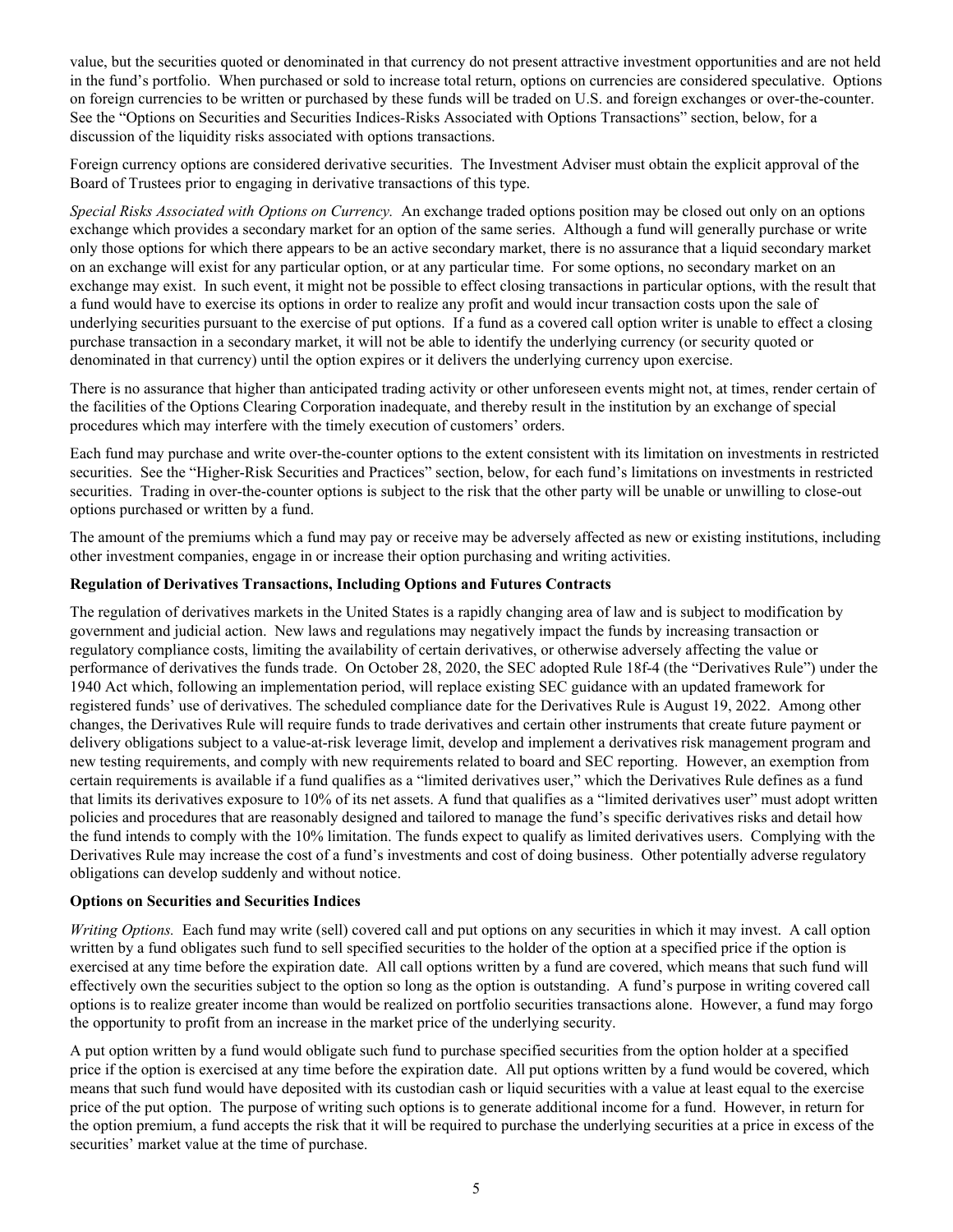value, but the securities quoted or denominated in that currency do not present attractive investment opportunities and are not held in the fund's portfolio. When purchased or sold to increase total return, options on currencies are considered speculative. Options on foreign currencies to be written or purchased by these funds will be traded on U.S. and foreign exchanges or over-the-counter. See the "Options on Securities and Securities Indices-Risks Associated with Options Transactions" section, below, for a discussion of the liquidity risks associated with options transactions.

Foreign currency options are considered derivative securities. The Investment Adviser must obtain the explicit approval of the Board of Trustees prior to engaging in derivative transactions of this type.

*Special Risks Associated with Options on Currency.* An exchange traded options position may be closed out only on an options exchange which provides a secondary market for an option of the same series. Although a fund will generally purchase or write only those options for which there appears to be an active secondary market, there is no assurance that a liquid secondary market on an exchange will exist for any particular option, or at any particular time. For some options, no secondary market on an exchange may exist. In such event, it might not be possible to effect closing transactions in particular options, with the result that a fund would have to exercise its options in order to realize any profit and would incur transaction costs upon the sale of underlying securities pursuant to the exercise of put options. If a fund as a covered call option writer is unable to effect a closing purchase transaction in a secondary market, it will not be able to identify the underlying currency (or security quoted or denominated in that currency) until the option expires or it delivers the underlying currency upon exercise.

There is no assurance that higher than anticipated trading activity or other unforeseen events might not, at times, render certain of the facilities of the Options Clearing Corporation inadequate, and thereby result in the institution by an exchange of special procedures which may interfere with the timely execution of customers' orders.

Each fund may purchase and write over-the-counter options to the extent consistent with its limitation on investments in restricted securities. See the "Higher-Risk Securities and Practices" section, below, for each fund's limitations on investments in restricted securities. Trading in over-the-counter options is subject to the risk that the other party will be unable or unwilling to close-out options purchased or written by a fund.

The amount of the premiums which a fund may pay or receive may be adversely affected as new or existing institutions, including other investment companies, engage in or increase their option purchasing and writing activities.

**Regulation of Derivatives Transactions, Including Options and Futures Contracts**

The regulation of derivatives markets in the United States is a rapidly changing area of law and is subject to modification by government and judicial action. New laws and regulations may negatively impact the funds by increasing transaction or regulatory compliance costs, limiting the availability of certain derivatives, or otherwise adversely affecting the value or performance of derivatives the funds trade. On October 28, 2020, the SEC adopted Rule 18f-4 (the "Derivatives Rule") under the 1940 Act which, following an implementation period, will replace existing SEC guidance with an updated framework for registered funds' use of derivatives. The scheduled compliance date for the Derivatives Rule is August 19, 2022. Among other changes, the Derivatives Rule will require funds to trade derivatives and certain other instruments that create future payment or delivery obligations subject to a value-at-risk leverage limit, develop and implement a derivatives risk management program and new testing requirements, and comply with new requirements related to board and SEC reporting. However, an exemption from certain requirements is available if a fund qualifies as a "limited derivatives user," which the Derivatives Rule defines as a fund that limits its derivatives exposure to 10% of its net assets. A fund that qualifies as a "limited derivatives user" must adopt written policies and procedures that are reasonably designed and tailored to manage the fund's specific derivatives risks and detail how the fund intends to comply with the 10% limitation. The funds expect to qualify as limited derivatives users. Complying with the Derivatives Rule may increase the cost of a fund's investments and cost of doing business. Other potentially adverse regulatory obligations can develop suddenly and without notice.

**Options on Securities and Securities Indices**

*Writing Options.* Each fund may write (sell) covered call and put options on any securities in which it may invest. A call option written by a fund obligates such fund to sell specified securities to the holder of the option at a specified price if the option is exercised at any time before the expiration date. All call options written by a fund are covered, which means that such fund will effectively own the securities subject to the option so long as the option is outstanding. A fund's purpose in writing covered call options is to realize greater income than would be realized on portfolio securities transactions alone. However, a fund may forgo the opportunity to profit from an increase in the market price of the underlying security.

A put option written by a fund would obligate such fund to purchase specified securities from the option holder at a specified price if the option is exercised at any time before the expiration date. All put options written by a fund would be covered, which means that such fund would have deposited with its custodian cash or liquid securities with a value at least equal to the exercise price of the put option. The purpose of writing such options is to generate additional income for a fund. However, in return for the option premium, a fund accepts the risk that it will be required to purchase the underlying securities at a price in excess of the securities' market value at the time of purchase.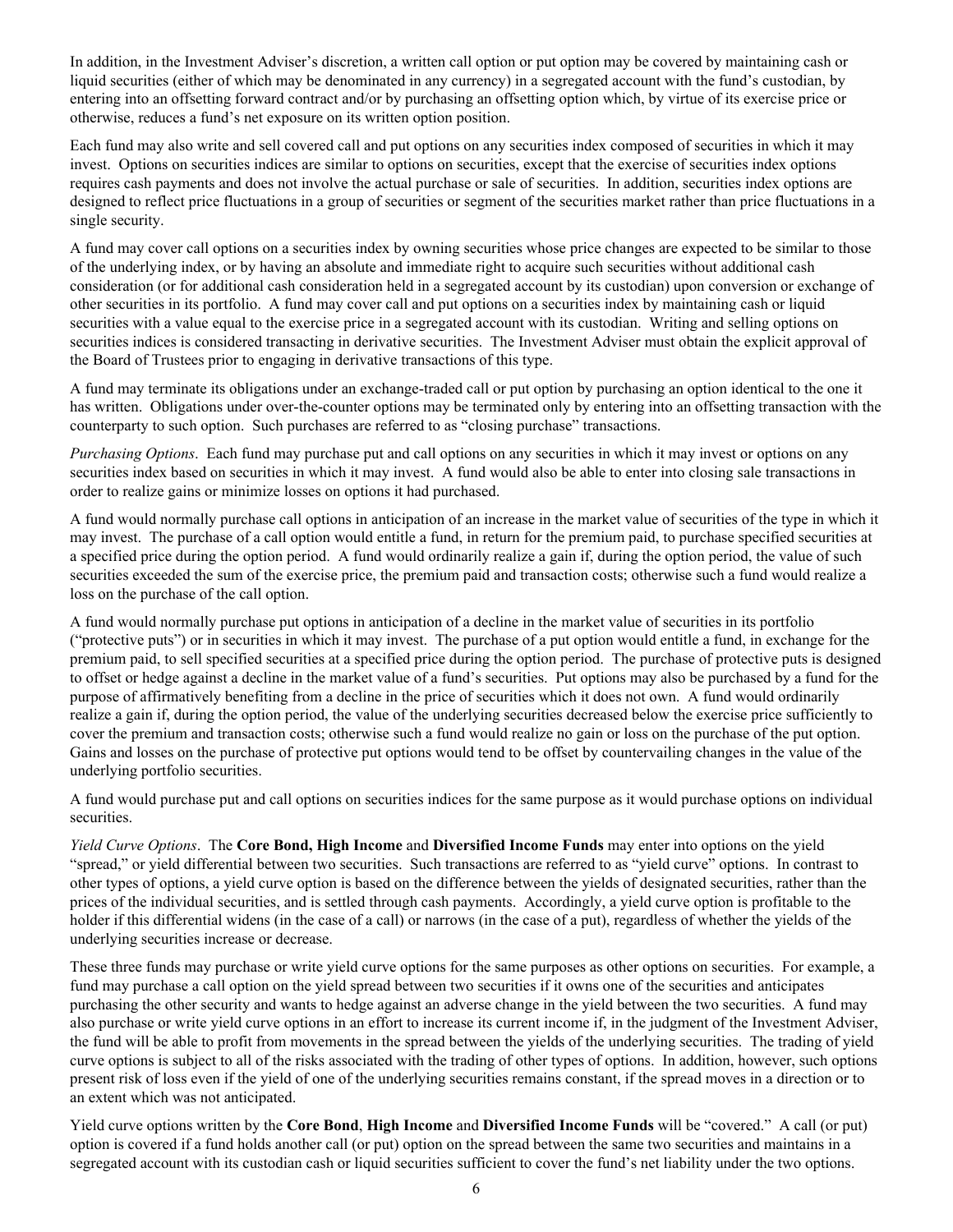In addition, in the Investment Adviser's discretion, a written call option or put option may be covered by maintaining cash or liquid securities (either of which may be denominated in any currency) in a segregated account with the fund's custodian, by entering into an offsetting forward contract and/or by purchasing an offsetting option which, by virtue of its exercise price or otherwise, reduces a fund's net exposure on its written option position.

Each fund may also write and sell covered call and put options on any securities index composed of securities in which it may invest. Options on securities indices are similar to options on securities, except that the exercise of securities index options requires cash payments and does not involve the actual purchase or sale of securities. In addition, securities index options are designed to reflect price fluctuations in a group of securities or segment of the securities market rather than price fluctuations in a single security.

A fund may cover call options on a securities index by owning securities whose price changes are expected to be similar to those of the underlying index, or by having an absolute and immediate right to acquire such securities without additional cash consideration (or for additional cash consideration held in a segregated account by its custodian) upon conversion or exchange of other securities in its portfolio. A fund may cover call and put options on a securities index by maintaining cash or liquid securities with a value equal to the exercise price in a segregated account with its custodian. Writing and selling options on securities indices is considered transacting in derivative securities. The Investment Adviser must obtain the explicit approval of the Board of Trustees prior to engaging in derivative transactions of this type.

A fund may terminate its obligations under an exchange-traded call or put option by purchasing an option identical to the one it has written. Obligations under over-the-counter options may be terminated only by entering into an offsetting transaction with the counterparty to such option. Such purchases are referred to as "closing purchase" transactions.

*Purchasing Options*. Each fund may purchase put and call options on any securities in which it may invest or options on any securities index based on securities in which it may invest. A fund would also be able to enter into closing sale transactions in order to realize gains or minimize losses on options it had purchased.

A fund would normally purchase call options in anticipation of an increase in the market value of securities of the type in which it may invest. The purchase of a call option would entitle a fund, in return for the premium paid, to purchase specified securities at a specified price during the option period. A fund would ordinarily realize a gain if, during the option period, the value of such securities exceeded the sum of the exercise price, the premium paid and transaction costs; otherwise such a fund would realize a loss on the purchase of the call option.

A fund would normally purchase put options in anticipation of a decline in the market value of securities in its portfolio ("protective puts") or in securities in which it may invest. The purchase of a put option would entitle a fund, in exchange for the premium paid, to sell specified securities at a specified price during the option period. The purchase of protective puts is designed to offset or hedge against a decline in the market value of a fund's securities. Put options may also be purchased by a fund for the purpose of affirmatively benefiting from a decline in the price of securities which it does not own. A fund would ordinarily realize a gain if, during the option period, the value of the underlying securities decreased below the exercise price sufficiently to cover the premium and transaction costs; otherwise such a fund would realize no gain or loss on the purchase of the put option. Gains and losses on the purchase of protective put options would tend to be offset by countervailing changes in the value of the underlying portfolio securities.

A fund would purchase put and call options on securities indices for the same purpose as it would purchase options on individual securities.

*Yield Curve Options*. The **Core Bond, High Income** and **Diversified Income Funds** may enter into options on the yield "spread," or yield differential between two securities. Such transactions are referred to as "yield curve" options. In contrast to other types of options, a yield curve option is based on the difference between the yields of designated securities, rather than the prices of the individual securities, and is settled through cash payments. Accordingly, a yield curve option is profitable to the holder if this differential widens (in the case of a call) or narrows (in the case of a put), regardless of whether the yields of the underlying securities increase or decrease.

These three funds may purchase or write yield curve options for the same purposes as other options on securities. For example, a fund may purchase a call option on the yield spread between two securities if it owns one of the securities and anticipates purchasing the other security and wants to hedge against an adverse change in the yield between the two securities. A fund may also purchase or write yield curve options in an effort to increase its current income if, in the judgment of the Investment Adviser, the fund will be able to profit from movements in the spread between the yields of the underlying securities. The trading of yield curve options is subject to all of the risks associated with the trading of other types of options. In addition, however, such options present risk of loss even if the yield of one of the underlying securities remains constant, if the spread moves in a direction or to an extent which was not anticipated.

Yield curve options written by the **Core Bond**, **High Income** and **Diversified Income Funds** will be "covered." A call (or put) option is covered if a fund holds another call (or put) option on the spread between the same two securities and maintains in a segregated account with its custodian cash or liquid securities sufficient to cover the fund's net liability under the two options.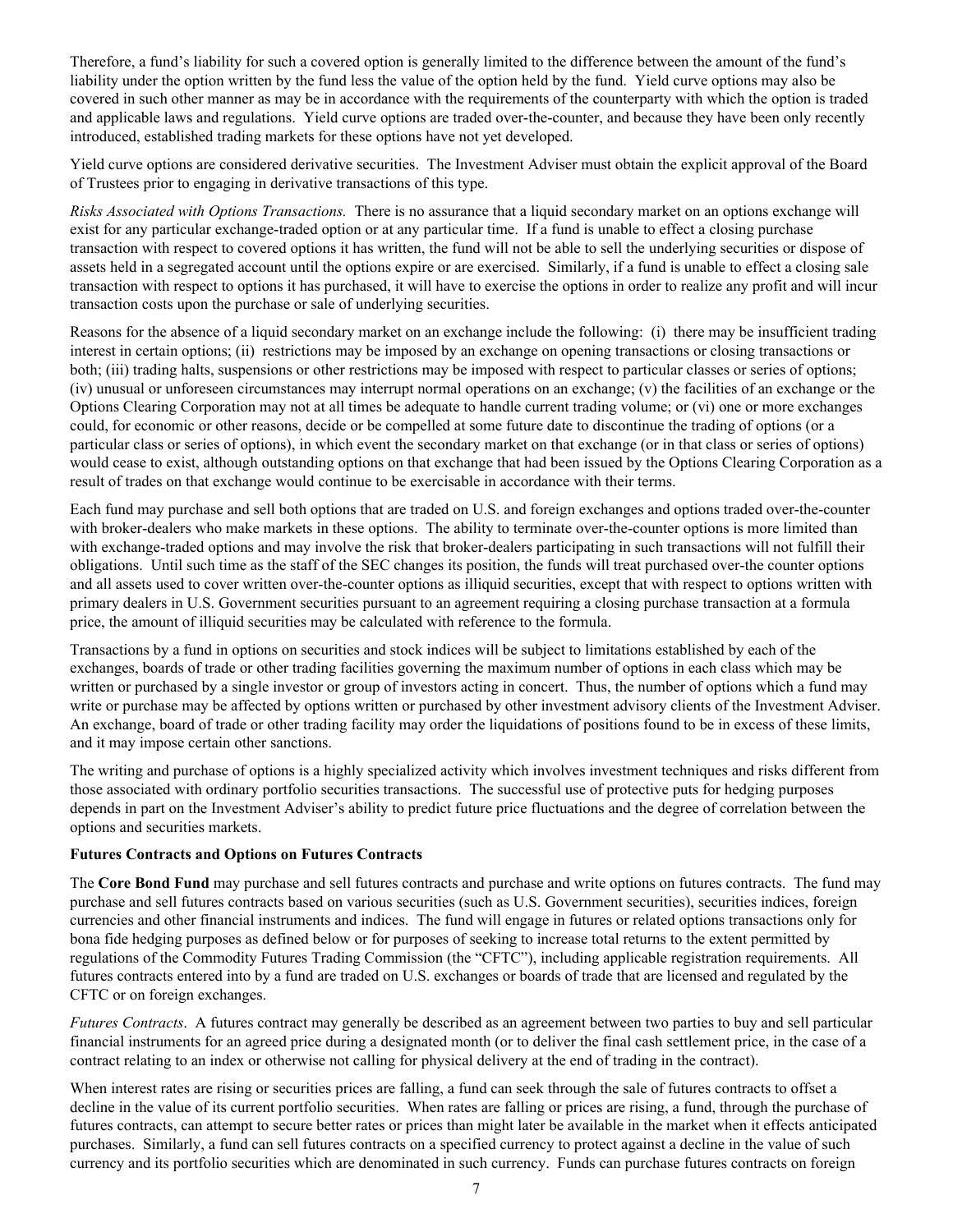Therefore, a fund's liability for such a covered option is generally limited to the difference between the amount of the fund's liability under the option written by the fund less the value of the option held by the fund. Yield curve options may also be covered in such other manner as may be in accordance with the requirements of the counterparty with which the option is traded and applicable laws and regulations. Yield curve options are traded over-the-counter, and because they have been only recently introduced, established trading markets for these options have not yet developed.

Yield curve options are considered derivative securities. The Investment Adviser must obtain the explicit approval of the Board of Trustees prior to engaging in derivative transactions of this type.

*Risks Associated with Options Transactions.* There is no assurance that a liquid secondary market on an options exchange will exist for any particular exchange-traded option or at any particular time. If a fund is unable to effect a closing purchase transaction with respect to covered options it has written, the fund will not be able to sell the underlying securities or dispose of assets held in a segregated account until the options expire or are exercised. Similarly, if a fund is unable to effect a closing sale transaction with respect to options it has purchased, it will have to exercise the options in order to realize any profit and will incur transaction costs upon the purchase or sale of underlying securities.

Reasons for the absence of a liquid secondary market on an exchange include the following: (i) there may be insufficient trading interest in certain options; (ii) restrictions may be imposed by an exchange on opening transactions or closing transactions or both; (iii) trading halts, suspensions or other restrictions may be imposed with respect to particular classes or series of options; (iv) unusual or unforeseen circumstances may interrupt normal operations on an exchange; (v) the facilities of an exchange or the Options Clearing Corporation may not at all times be adequate to handle current trading volume; or (vi) one or more exchanges could, for economic or other reasons, decide or be compelled at some future date to discontinue the trading of options (or a particular class or series of options), in which event the secondary market on that exchange (or in that class or series of options) would cease to exist, although outstanding options on that exchange that had been issued by the Options Clearing Corporation as a result of trades on that exchange would continue to be exercisable in accordance with their terms.

Each fund may purchase and sell both options that are traded on U.S. and foreign exchanges and options traded over-the-counter with broker-dealers who make markets in these options. The ability to terminate over-the-counter options is more limited than with exchange-traded options and may involve the risk that broker-dealers participating in such transactions will not fulfill their obligations. Until such time as the staff of the SEC changes its position, the funds will treat purchased over-the counter options and all assets used to cover written over-the-counter options as illiquid securities, except that with respect to options written with primary dealers in U.S. Government securities pursuant to an agreement requiring a closing purchase transaction at a formula price, the amount of illiquid securities may be calculated with reference to the formula.

Transactions by a fund in options on securities and stock indices will be subject to limitations established by each of the exchanges, boards of trade or other trading facilities governing the maximum number of options in each class which may be written or purchased by a single investor or group of investors acting in concert. Thus, the number of options which a fund may write or purchase may be affected by options written or purchased by other investment advisory clients of the Investment Adviser. An exchange, board of trade or other trading facility may order the liquidations of positions found to be in excess of these limits, and it may impose certain other sanctions.

The writing and purchase of options is a highly specialized activity which involves investment techniques and risks different from those associated with ordinary portfolio securities transactions. The successful use of protective puts for hedging purposes depends in part on the Investment Adviser's ability to predict future price fluctuations and the degree of correlation between the options and securities markets.

**Futures Contracts and Options on Futures Contracts**

The **Core Bond Fund** may purchase and sell futures contracts and purchase and write options on futures contracts. The fund may purchase and sell futures contracts based on various securities (such as U.S. Government securities), securities indices, foreign currencies and other financial instruments and indices. The fund will engage in futures or related options transactions only for bona fide hedging purposes as defined below or for purposes of seeking to increase total returns to the extent permitted by regulations of the Commodity Futures Trading Commission (the "CFTC"), including applicable registration requirements. All futures contracts entered into by a fund are traded on U.S. exchanges or boards of trade that are licensed and regulated by the CFTC or on foreign exchanges.

*Futures Contracts*. A futures contract may generally be described as an agreement between two parties to buy and sell particular financial instruments for an agreed price during a designated month (or to deliver the final cash settlement price, in the case of a contract relating to an index or otherwise not calling for physical delivery at the end of trading in the contract).

When interest rates are rising or securities prices are falling, a fund can seek through the sale of futures contracts to offset a decline in the value of its current portfolio securities. When rates are falling or prices are rising, a fund, through the purchase of futures contracts, can attempt to secure better rates or prices than might later be available in the market when it effects anticipated purchases. Similarly, a fund can sell futures contracts on a specified currency to protect against a decline in the value of such currency and its portfolio securities which are denominated in such currency. Funds can purchase futures contracts on foreign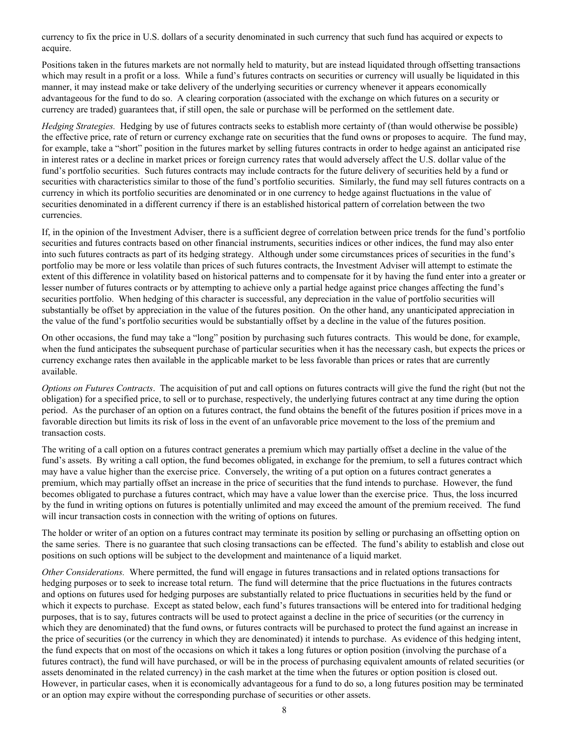currency to fix the price in U.S. dollars of a security denominated in such currency that such fund has acquired or expects to acquire.

Positions taken in the futures markets are not normally held to maturity, but are instead liquidated through offsetting transactions which may result in a profit or a loss. While a fund's futures contracts on securities or currency will usually be liquidated in this manner, it may instead make or take delivery of the underlying securities or currency whenever it appears economically advantageous for the fund to do so. A clearing corporation (associated with the exchange on which futures on a security or currency are traded) guarantees that, if still open, the sale or purchase will be performed on the settlement date.

*Hedging Strategies.* Hedging by use of futures contracts seeks to establish more certainty of (than would otherwise be possible) the effective price, rate of return or currency exchange rate on securities that the fund owns or proposes to acquire. The fund may, for example, take a "short" position in the futures market by selling futures contracts in order to hedge against an anticipated rise in interest rates or a decline in market prices or foreign currency rates that would adversely affect the U.S. dollar value of the fund's portfolio securities. Such futures contracts may include contracts for the future delivery of securities held by a fund or securities with characteristics similar to those of the fund's portfolio securities. Similarly, the fund may sell futures contracts on a currency in which its portfolio securities are denominated or in one currency to hedge against fluctuations in the value of securities denominated in a different currency if there is an established historical pattern of correlation between the two currencies.

If, in the opinion of the Investment Adviser, there is a sufficient degree of correlation between price trends for the fund's portfolio securities and futures contracts based on other financial instruments, securities indices or other indices, the fund may also enter into such futures contracts as part of its hedging strategy. Although under some circumstances prices of securities in the fund's portfolio may be more or less volatile than prices of such futures contracts, the Investment Adviser will attempt to estimate the extent of this difference in volatility based on historical patterns and to compensate for it by having the fund enter into a greater or lesser number of futures contracts or by attempting to achieve only a partial hedge against price changes affecting the fund's securities portfolio. When hedging of this character is successful, any depreciation in the value of portfolio securities will substantially be offset by appreciation in the value of the futures position. On the other hand, any unanticipated appreciation in the value of the fund's portfolio securities would be substantially offset by a decline in the value of the futures position.

On other occasions, the fund may take a "long" position by purchasing such futures contracts. This would be done, for example, when the fund anticipates the subsequent purchase of particular securities when it has the necessary cash, but expects the prices or currency exchange rates then available in the applicable market to be less favorable than prices or rates that are currently available.

*Options on Futures Contracts*. The acquisition of put and call options on futures contracts will give the fund the right (but not the obligation) for a specified price, to sell or to purchase, respectively, the underlying futures contract at any time during the option period. As the purchaser of an option on a futures contract, the fund obtains the benefit of the futures position if prices move in a favorable direction but limits its risk of loss in the event of an unfavorable price movement to the loss of the premium and transaction costs.

The writing of a call option on a futures contract generates a premium which may partially offset a decline in the value of the fund's assets. By writing a call option, the fund becomes obligated, in exchange for the premium, to sell a futures contract which may have a value higher than the exercise price. Conversely, the writing of a put option on a futures contract generates a premium, which may partially offset an increase in the price of securities that the fund intends to purchase. However, the fund becomes obligated to purchase a futures contract, which may have a value lower than the exercise price. Thus, the loss incurred by the fund in writing options on futures is potentially unlimited and may exceed the amount of the premium received. The fund will incur transaction costs in connection with the writing of options on futures.

The holder or writer of an option on a futures contract may terminate its position by selling or purchasing an offsetting option on the same series. There is no guarantee that such closing transactions can be effected. The fund's ability to establish and close out positions on such options will be subject to the development and maintenance of a liquid market.

*Other Considerations.* Where permitted, the fund will engage in futures transactions and in related options transactions for hedging purposes or to seek to increase total return. The fund will determine that the price fluctuations in the futures contracts and options on futures used for hedging purposes are substantially related to price fluctuations in securities held by the fund or which it expects to purchase. Except as stated below, each fund's futures transactions will be entered into for traditional hedging purposes, that is to say, futures contracts will be used to protect against a decline in the price of securities (or the currency in which they are denominated) that the fund owns, or futures contracts will be purchased to protect the fund against an increase in the price of securities (or the currency in which they are denominated) it intends to purchase. As evidence of this hedging intent, the fund expects that on most of the occasions on which it takes a long futures or option position (involving the purchase of a futures contract), the fund will have purchased, or will be in the process of purchasing equivalent amounts of related securities (or assets denominated in the related currency) in the cash market at the time when the futures or option position is closed out. However, in particular cases, when it is economically advantageous for a fund to do so, a long futures position may be terminated or an option may expire without the corresponding purchase of securities or other assets.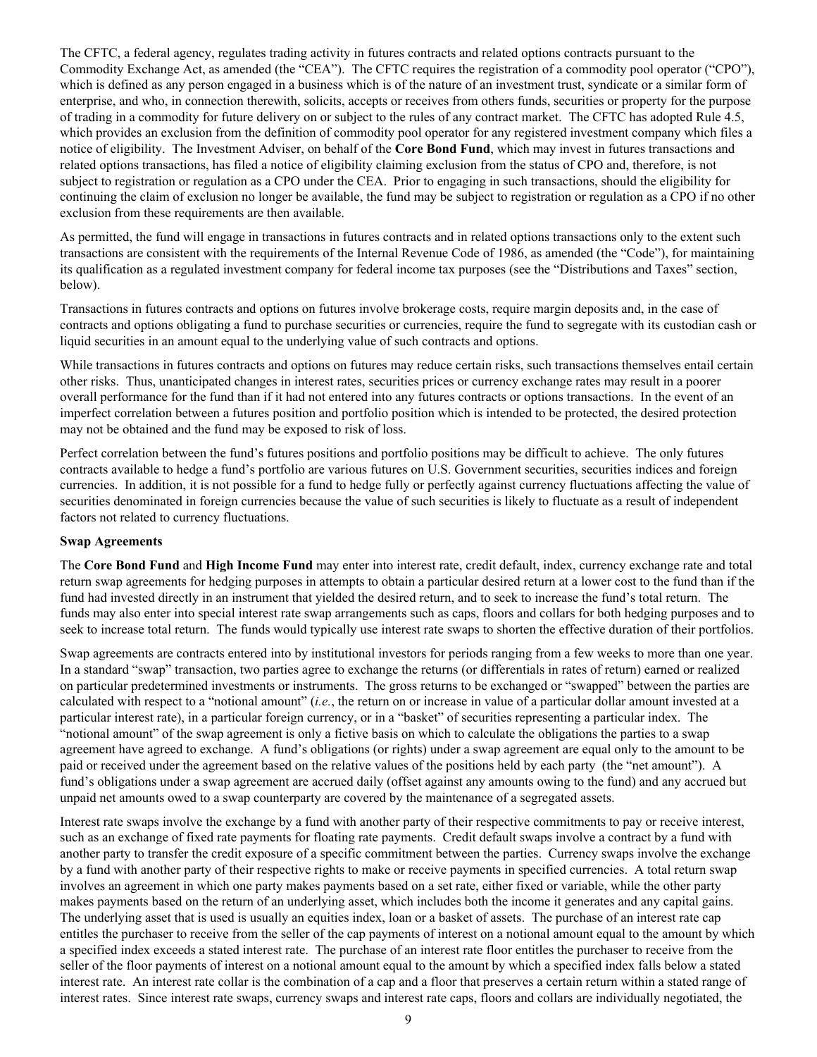The CFTC, a federal agency, regulates trading activity in futures contracts and related options contracts pursuant to the Commodity Exchange Act, as amended (the "CEA"). The CFTC requires the registration of a commodity pool operator ("CPO"), which is defined as any person engaged in a business which is of the nature of an investment trust, syndicate or a similar form of enterprise, and who, in connection therewith, solicits, accepts or receives from others funds, securities or property for the purpose of trading in a commodity for future delivery on or subject to the rules of any contract market. The CFTC has adopted Rule 4.5, which provides an exclusion from the definition of commodity pool operator for any registered investment company which files a notice of eligibility. The Investment Adviser, on behalf of the **Core Bond Fund**, which may invest in futures transactions and related options transactions, has filed a notice of eligibility claiming exclusion from the status of CPO and, therefore, is not subject to registration or regulation as a CPO under the CEA. Prior to engaging in such transactions, should the eligibility for continuing the claim of exclusion no longer be available, the fund may be subject to registration or regulation as a CPO if no other exclusion from these requirements are then available.

As permitted, the fund will engage in transactions in futures contracts and in related options transactions only to the extent such transactions are consistent with the requirements of the Internal Revenue Code of 1986, as amended (the "Code"), for maintaining its qualification as a regulated investment company for federal income tax purposes (see the "Distributions and Taxes" section, below).

Transactions in futures contracts and options on futures involve brokerage costs, require margin deposits and, in the case of contracts and options obligating a fund to purchase securities or currencies, require the fund to segregate with its custodian cash or liquid securities in an amount equal to the underlying value of such contracts and options.

While transactions in futures contracts and options on futures may reduce certain risks, such transactions themselves entail certain other risks. Thus, unanticipated changes in interest rates, securities prices or currency exchange rates may result in a poorer overall performance for the fund than if it had not entered into any futures contracts or options transactions. In the event of an imperfect correlation between a futures position and portfolio position which is intended to be protected, the desired protection may not be obtained and the fund may be exposed to risk of loss.

Perfect correlation between the fund's futures positions and portfolio positions may be difficult to achieve. The only futures contracts available to hedge a fund's portfolio are various futures on U.S. Government securities, securities indices and foreign currencies. In addition, it is not possible for a fund to hedge fully or perfectly against currency fluctuations affecting the value of securities denominated in foreign currencies because the value of such securities is likely to fluctuate as a result of independent factors not related to currency fluctuations.

**Swap Agreements**

The **Core Bond Fund** and **High Income Fund** may enter into interest rate, credit default, index, currency exchange rate and total return swap agreements for hedging purposes in attempts to obtain a particular desired return at a lower cost to the fund than if the fund had invested directly in an instrument that yielded the desired return, and to seek to increase the fund's total return. The funds may also enter into special interest rate swap arrangements such as caps, floors and collars for both hedging purposes and to seek to increase total return. The funds would typically use interest rate swaps to shorten the effective duration of their portfolios.

Swap agreements are contracts entered into by institutional investors for periods ranging from a few weeks to more than one year. In a standard "swap" transaction, two parties agree to exchange the returns (or differentials in rates of return) earned or realized on particular predetermined investments or instruments. The gross returns to be exchanged or "swapped" between the parties are calculated with respect to a "notional amount" (*i.e.*, the return on or increase in value of a particular dollar amount invested at a particular interest rate), in a particular foreign currency, or in a "basket" of securities representing a particular index. The "notional amount" of the swap agreement is only a fictive basis on which to calculate the obligations the parties to a swap agreement have agreed to exchange. A fund's obligations (or rights) under a swap agreement are equal only to the amount to be paid or received under the agreement based on the relative values of the positions held by each party (the "net amount"). A fund's obligations under a swap agreement are accrued daily (offset against any amounts owing to the fund) and any accrued but unpaid net amounts owed to a swap counterparty are covered by the maintenance of a segregated assets.

Interest rate swaps involve the exchange by a fund with another party of their respective commitments to pay or receive interest, such as an exchange of fixed rate payments for floating rate payments. Credit default swaps involve a contract by a fund with another party to transfer the credit exposure of a specific commitment between the parties. Currency swaps involve the exchange by a fund with another party of their respective rights to make or receive payments in specified currencies. A total return swap involves an agreement in which one party makes payments based on a set rate, either fixed or variable, while the other party makes payments based on the return of an underlying asset, which includes both the income it generates and any capital gains. The underlying asset that is used is usually an equities index, loan or a basket of assets. The purchase of an interest rate cap entitles the purchaser to receive from the seller of the cap payments of interest on a notional amount equal to the amount by which a specified index exceeds a stated interest rate. The purchase of an interest rate floor entitles the purchaser to receive from the seller of the floor payments of interest on a notional amount equal to the amount by which a specified index falls below a stated interest rate. An interest rate collar is the combination of a cap and a floor that preserves a certain return within a stated range of interest rates. Since interest rate swaps, currency swaps and interest rate caps, floors and collars are individually negotiated, the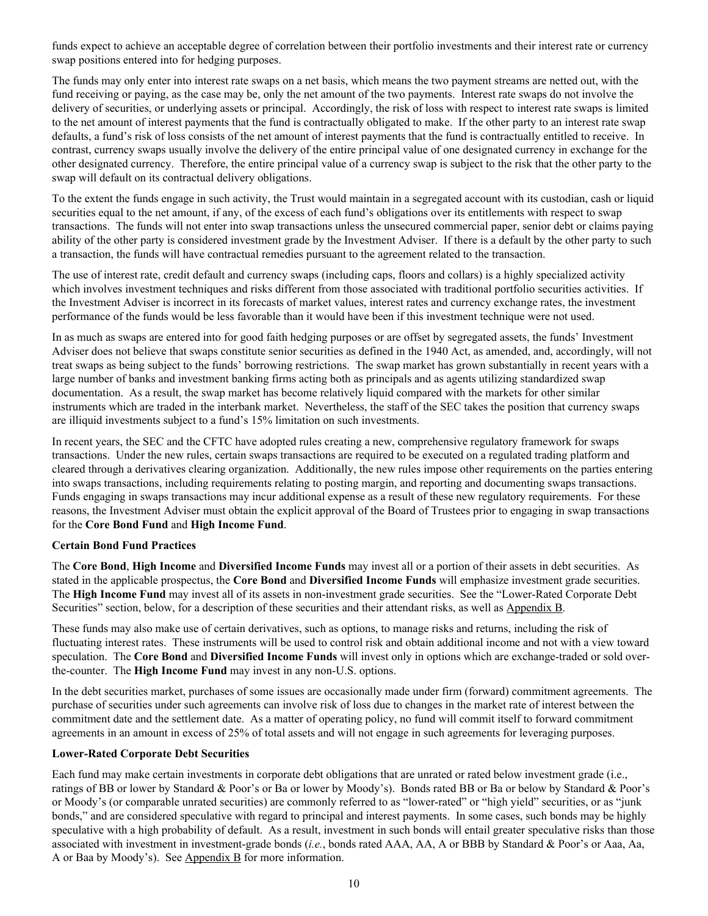funds expect to achieve an acceptable degree of correlation between their portfolio investments and their interest rate or currency swap positions entered into for hedging purposes.

The funds may only enter into interest rate swaps on a net basis, which means the two payment streams are netted out, with the fund receiving or paying, as the case may be, only the net amount of the two payments. Interest rate swaps do not involve the delivery of securities, or underlying assets or principal. Accordingly, the risk of loss with respect to interest rate swaps is limited to the net amount of interest payments that the fund is contractually obligated to make. If the other party to an interest rate swap defaults, a fund's risk of loss consists of the net amount of interest payments that the fund is contractually entitled to receive. In contrast, currency swaps usually involve the delivery of the entire principal value of one designated currency in exchange for the other designated currency. Therefore, the entire principal value of a currency swap is subject to the risk that the other party to the swap will default on its contractual delivery obligations.

To the extent the funds engage in such activity, the Trust would maintain in a segregated account with its custodian, cash or liquid securities equal to the net amount, if any, of the excess of each fund's obligations over its entitlements with respect to swap transactions. The funds will not enter into swap transactions unless the unsecured commercial paper, senior debt or claims paying ability of the other party is considered investment grade by the Investment Adviser. If there is a default by the other party to such a transaction, the funds will have contractual remedies pursuant to the agreement related to the transaction.

The use of interest rate, credit default and currency swaps (including caps, floors and collars) is a highly specialized activity which involves investment techniques and risks different from those associated with traditional portfolio securities activities. If the Investment Adviser is incorrect in its forecasts of market values, interest rates and currency exchange rates, the investment performance of the funds would be less favorable than it would have been if this investment technique were not used.

In as much as swaps are entered into for good faith hedging purposes or are offset by segregated assets, the funds' Investment Adviser does not believe that swaps constitute senior securities as defined in the 1940 Act, as amended, and, accordingly, will not treat swaps as being subject to the funds' borrowing restrictions. The swap market has grown substantially in recent years with a large number of banks and investment banking firms acting both as principals and as agents utilizing standardized swap documentation. As a result, the swap market has become relatively liquid compared with the markets for other similar instruments which are traded in the interbank market. Nevertheless, the staff of the SEC takes the position that currency swaps are illiquid investments subject to a fund's 15% limitation on such investments.

In recent years, the SEC and the CFTC have adopted rules creating a new, comprehensive regulatory framework for swaps transactions. Under the new rules, certain swaps transactions are required to be executed on a regulated trading platform and cleared through a derivatives clearing organization. Additionally, the new rules impose other requirements on the parties entering into swaps transactions, including requirements relating to posting margin, and reporting and documenting swaps transactions. Funds engaging in swaps transactions may incur additional expense as a result of these new regulatory requirements. For these reasons, the Investment Adviser must obtain the explicit approval of the Board of Trustees prior to engaging in swap transactions for the **Core Bond Fund** and **High Income Fund**.

### Certain Bond Fund Practices

The **Core Bond**, **High Income** and **Diversified Income Funds** may invest all or a portion of their assets in debt securities. As stated in the applicable prospectus, the **Core Bond** and **Diversified Income Funds** will emphasize investment grade securities. The **High Income Fund** may invest all of its assets in non-investment grade securities. See the "Lower-Rated Corporate Debt Securities" section, below, for a description of these securities and their attendant risks, as well as Appendix B.

These funds may also make use of certain derivatives, such as options, to manage risks and returns, including the risk of fluctuating interest rates. These instruments will be used to control risk and obtain additional income and not with a view toward speculation. The **Core Bond** and **Diversified Income Funds** will invest only in options which are exchange-traded or sold over-the-counter. The **High Income Fund** may invest in any non-U.S. options.

In the debt securities market, purchases of some issues are occasionally made under firm (forward) commitment agreements. The purchase of securities under such agreements can involve risk of loss due to changes in the market rate of interest between the commitment date and the settlement date. As a matter of operating policy, no fund will commit itself to forward commitment agreements in an amount in excess of 25% of total assets and will not engage in such agreements for leveraging purposes.

### Lower-Rated Corporate Debt Securities

Each fund may make certain investments in corporate debt obligations that are unrated or rated below investment grade (i.e., ratings of BB or lower by Standard & Poor's or Ba or lower by Moody's). Bonds rated BB or Ba or below by Standard & Poor's or Moody's (or comparable unrated securities) are commonly referred to as "lower-rated" or "high yield" securities, or as "junk bonds," and are considered speculative with regard to principal and interest payments. In some cases, such bonds may be highly speculative with a high probability of default. As a result, investment in such bonds will entail greater speculative risks than those associated with investment in investment-grade bonds (*i.e.*, bonds rated AAA, AA, A or BBB by Standard & Poor's or Aaa, Aa, A or Baa by Moody's). See Appendix B for more information.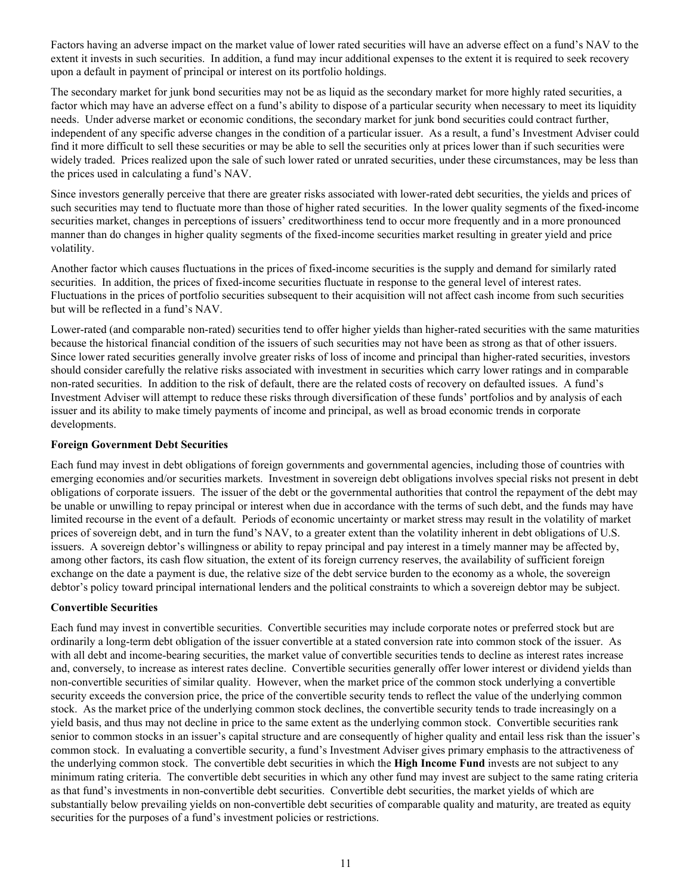Factors having an adverse impact on the market value of lower rated securities will have an adverse effect on a fund's NAV to the extent it invests in such securities. In addition, a fund may incur additional expenses to the extent it is required to seek recovery upon a default in payment of principal or interest on its portfolio holdings.

The secondary market for junk bond securities may not be as liquid as the secondary market for more highly rated securities, a factor which may have an adverse effect on a fund's ability to dispose of a particular security when necessary to meet its liquidity needs. Under adverse market or economic conditions, the secondary market for junk bond securities could contract further, independent of any specific adverse changes in the condition of a particular issuer. As a result, a fund's Investment Adviser could find it more difficult to sell these securities or may be able to sell the securities only at prices lower than if such securities were widely traded. Prices realized upon the sale of such lower rated or unrated securities, under these circumstances, may be less than the prices used in calculating a fund's NAV.

Since investors generally perceive that there are greater risks associated with lower-rated debt securities, the yields and prices of such securities may tend to fluctuate more than those of higher rated securities. In the lower quality segments of the fixed-income securities market, changes in perceptions of issuers' creditworthiness tend to occur more frequently and in a more pronounced manner than do changes in higher quality segments of the fixed-income securities market resulting in greater yield and price volatility.

Another factor which causes fluctuations in the prices of fixed-income securities is the supply and demand for similarly rated securities. In addition, the prices of fixed-income securities fluctuate in response to the general level of interest rates. Fluctuations in the prices of portfolio securities subsequent to their acquisition will not affect cash income from such securities but will be reflected in a fund's NAV.

Lower-rated (and comparable non-rated) securities tend to offer higher yields than higher-rated securities with the same maturities because the historical financial condition of the issuers of such securities may not have been as strong as that of other issuers. Since lower rated securities generally involve greater risks of loss of income and principal than higher-rated securities, investors should consider carefully the relative risks associated with investment in securities which carry lower ratings and in comparable non-rated securities. In addition to the risk of default, there are the related costs of recovery on defaulted issues. A fund's Investment Adviser will attempt to reduce these risks through diversification of these funds' portfolios and by analysis of each issuer and its ability to make timely payments of income and principal, as well as broad economic trends in corporate developments.

**Foreign Government Debt Securities**

Each fund may invest in debt obligations of foreign governments and governmental agencies, including those of countries with emerging economies and/or securities markets. Investment in sovereign debt obligations involves special risks not present in debt obligations of corporate issuers. The issuer of the debt or the governmental authorities that control the repayment of the debt may be unable or unwilling to repay principal or interest when due in accordance with the terms of such debt, and the funds may have limited recourse in the event of a default. Periods of economic uncertainty or market stress may result in the volatility of market prices of sovereign debt, and in turn the fund's NAV, to a greater extent than the volatility inherent in debt obligations of U.S. issuers. A sovereign debtor's willingness or ability to repay principal and pay interest in a timely manner may be affected by, among other factors, its cash flow situation, the extent of its foreign currency reserves, the availability of sufficient foreign exchange on the date a payment is due, the relative size of the debt service burden to the economy as a whole, the sovereign debtor's policy toward principal international lenders and the political constraints to which a sovereign debtor may be subject.

**Convertible Securities**

Each fund may invest in convertible securities. Convertible securities may include corporate notes or preferred stock but are ordinarily a long-term debt obligation of the issuer convertible at a stated conversion rate into common stock of the issuer. As with all debt and income-bearing securities, the market value of convertible securities tends to decline as interest rates increase and, conversely, to increase as interest rates decline. Convertible securities generally offer lower interest or dividend yields than non-convertible securities of similar quality. However, when the market price of the common stock underlying a convertible security exceeds the conversion price, the price of the convertible security tends to reflect the value of the underlying common stock. As the market price of the underlying common stock declines, the convertible security tends to trade increasingly on a yield basis, and thus may not decline in price to the same extent as the underlying common stock. Convertible securities rank senior to common stocks in an issuer's capital structure and are consequently of higher quality and entail less risk than the issuer's common stock. In evaluating a convertible security, a fund's Investment Adviser gives primary emphasis to the attractiveness of the underlying common stock. The convertible debt securities in which the **High Income Fund** invests are not subject to any minimum rating criteria. The convertible debt securities in which any other fund may invest are subject to the same rating criteria as that fund's investments in non-convertible debt securities. Convertible debt securities, the market yields of which are substantially below prevailing yields on non-convertible debt securities of comparable quality and maturity, are treated as equity securities for the purposes of a fund's investment policies or restrictions.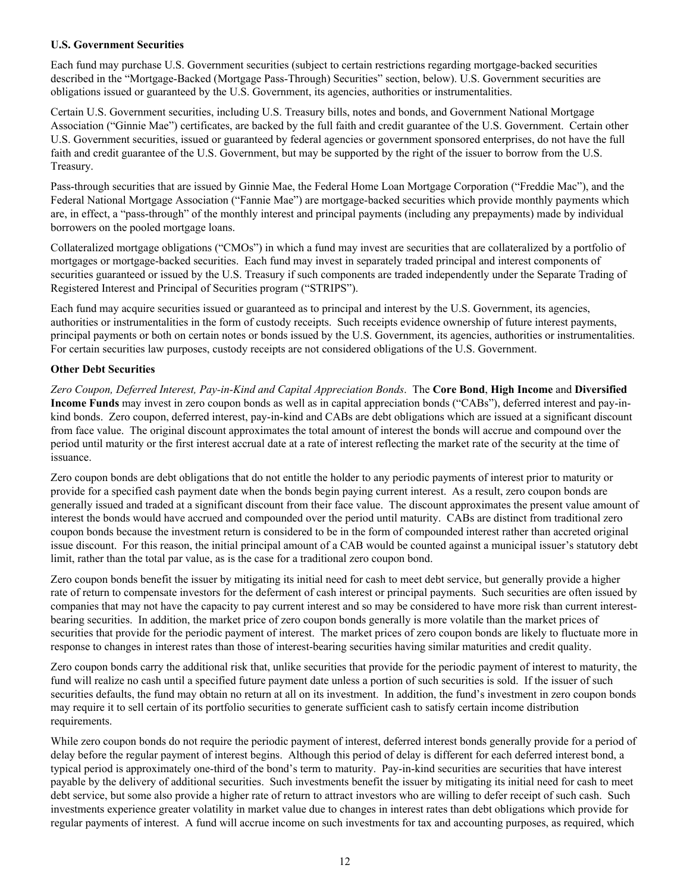**U.S. Government Securities**

Each fund may purchase U.S. Government securities (subject to certain restrictions regarding mortgage-backed securities described in the "Mortgage-Backed (Mortgage Pass-Through) Securities" section, below). U.S. Government securities are obligations issued or guaranteed by the U.S. Government, its agencies, authorities or instrumentalities.

Certain U.S. Government securities, including U.S. Treasury bills, notes and bonds, and Government National Mortgage Association ("Ginnie Mae") certificates, are backed by the full faith and credit guarantee of the U.S. Government. Certain other U.S. Government securities, issued or guaranteed by federal agencies or government sponsored enterprises, do not have the full faith and credit guarantee of the U.S. Government, but may be supported by the right of the issuer to borrow from the U.S. Treasury.

Pass-through securities that are issued by Ginnie Mae, the Federal Home Loan Mortgage Corporation ("Freddie Mac"), and the Federal National Mortgage Association ("Fannie Mae") are mortgage-backed securities which provide monthly payments which are, in effect, a "pass-through" of the monthly interest and principal payments (including any prepayments) made by individual borrowers on the pooled mortgage loans.

Collateralized mortgage obligations ("CMOs") in which a fund may invest are securities that are collateralized by a portfolio of mortgages or mortgage-backed securities. Each fund may invest in separately traded principal and interest components of securities guaranteed or issued by the U.S. Treasury if such components are traded independently under the Separate Trading of Registered Interest and Principal of Securities program ("STRIPS").

Each fund may acquire securities issued or guaranteed as to principal and interest by the U.S. Government, its agencies, authorities or instrumentalities in the form of custody receipts. Such receipts evidence ownership of future interest payments, principal payments or both on certain notes or bonds issued by the U.S. Government, its agencies, authorities or instrumentalities. For certain securities law purposes, custody receipts are not considered obligations of the U.S. Government.

**Other Debt Securities**

*Zero Coupon, Deferred Interest, Pay-in-Kind and Capital Appreciation Bonds*. The **Core Bond**, **High Income** and **Diversified Income Funds** may invest in zero coupon bonds as well as in capital appreciation bonds ("CABs"), deferred interest and pay-in-kind bonds. Zero coupon, deferred interest, pay-in-kind and CABs are debt obligations which are issued at a significant discount from face value. The original discount approximates the total amount of interest the bonds will accrue and compound over the period until maturity or the first interest accrual date at a rate of interest reflecting the market rate of the security at the time of issuance.

Zero coupon bonds are debt obligations that do not entitle the holder to any periodic payments of interest prior to maturity or provide for a specified cash payment date when the bonds begin paying current interest. As a result, zero coupon bonds are generally issued and traded at a significant discount from their face value. The discount approximates the present value amount of interest the bonds would have accrued and compounded over the period until maturity. CABs are distinct from traditional zero coupon bonds because the investment return is considered to be in the form of compounded interest rather than accreted original issue discount. For this reason, the initial principal amount of a CAB would be counted against a municipal issuer's statutory debt limit, rather than the total par value, as is the case for a traditional zero coupon bond.

Zero coupon bonds benefit the issuer by mitigating its initial need for cash to meet debt service, but generally provide a higher rate of return to compensate investors for the deferment of cash interest or principal payments. Such securities are often issued by companies that may not have the capacity to pay current interest and so may be considered to have more risk than current interest-bearing securities. In addition, the market price of zero coupon bonds generally is more volatile than the market prices of securities that provide for the periodic payment of interest. The market prices of zero coupon bonds are likely to fluctuate more in response to changes in interest rates than those of interest-bearing securities having similar maturities and credit quality.

Zero coupon bonds carry the additional risk that, unlike securities that provide for the periodic payment of interest to maturity, the fund will realize no cash until a specified future payment date unless a portion of such securities is sold. If the issuer of such securities defaults, the fund may obtain no return at all on its investment. In addition, the fund's investment in zero coupon bonds may require it to sell certain of its portfolio securities to generate sufficient cash to satisfy certain income distribution requirements.

While zero coupon bonds do not require the periodic payment of interest, deferred interest bonds generally provide for a period of delay before the regular payment of interest begins. Although this period of delay is different for each deferred interest bond, a typical period is approximately one-third of the bond's term to maturity. Pay-in-kind securities are securities that have interest payable by the delivery of additional securities. Such investments benefit the issuer by mitigating its initial need for cash to meet debt service, but some also provide a higher rate of return to attract investors who are willing to defer receipt of such cash. Such investments experience greater volatility in market value due to changes in interest rates than debt obligations which provide for regular payments of interest. A fund will accrue income on such investments for tax and accounting purposes, as required, which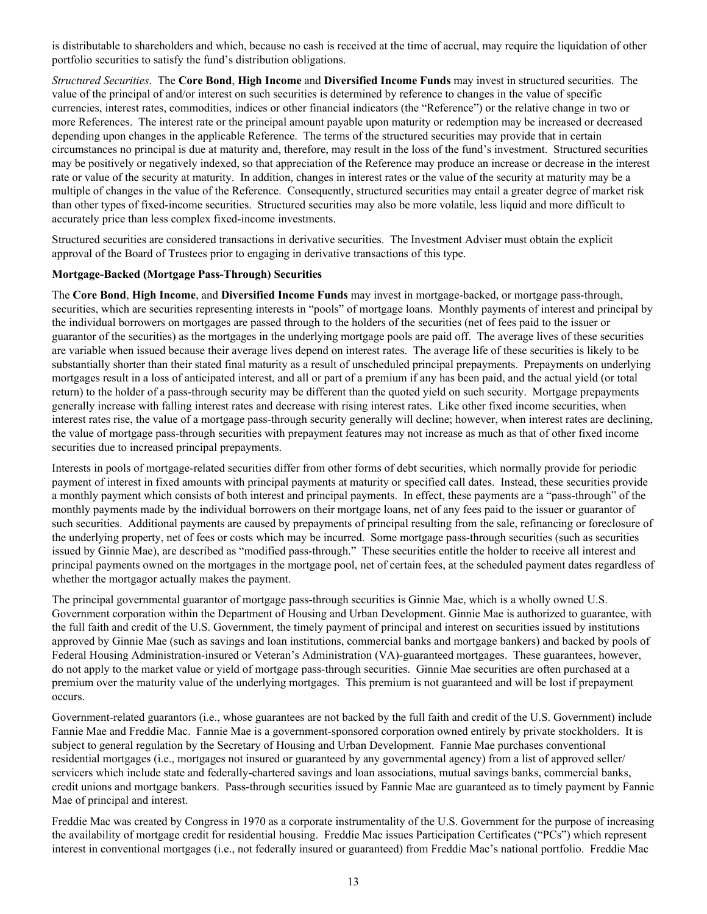is distributable to shareholders and which, because no cash is received at the time of accrual, may require the liquidation of other portfolio securities to satisfy the fund's distribution obligations.

*Structured Securities*. The **Core Bond**, **High Income** and **Diversified Income Funds** may invest in structured securities. The value of the principal of and/or interest on such securities is determined by reference to changes in the value of specific currencies, interest rates, commodities, indices or other financial indicators (the "Reference") or the relative change in two or more References. The interest rate or the principal amount payable upon maturity or redemption may be increased or decreased depending upon changes in the applicable Reference. The terms of the structured securities may provide that in certain circumstances no principal is due at maturity and, therefore, may result in the loss of the fund's investment. Structured securities may be positively or negatively indexed, so that appreciation of the Reference may produce an increase or decrease in the interest rate or value of the security at maturity. In addition, changes in interest rates or the value of the security at maturity may be a multiple of changes in the value of the Reference. Consequently, structured securities may entail a greater degree of market risk than other types of fixed-income securities. Structured securities may also be more volatile, less liquid and more difficult to accurately price than less complex fixed-income investments.

Structured securities are considered transactions in derivative securities. The Investment Adviser must obtain the explicit approval of the Board of Trustees prior to engaging in derivative transactions of this type.

**Mortgage-Backed (Mortgage Pass-Through) Securities**

The **Core Bond**, **High Income**, and **Diversified Income Funds** may invest in mortgage-backed, or mortgage pass-through, securities, which are securities representing interests in "pools" of mortgage loans. Monthly payments of interest and principal by the individual borrowers on mortgages are passed through to the holders of the securities (net of fees paid to the issuer or guarantor of the securities) as the mortgages in the underlying mortgage pools are paid off. The average lives of these securities are variable when issued because their average lives depend on interest rates. The average life of these securities is likely to be substantially shorter than their stated final maturity as a result of unscheduled principal prepayments. Prepayments on underlying mortgages result in a loss of anticipated interest, and all or part of a premium if any has been paid, and the actual yield (or total return) to the holder of a pass-through security may be different than the quoted yield on such security. Mortgage prepayments generally increase with falling interest rates and decrease with rising interest rates. Like other fixed income securities, when interest rates rise, the value of a mortgage pass-through security generally will decline; however, when interest rates are declining, the value of mortgage pass-through securities with prepayment features may not increase as much as that of other fixed income securities due to increased principal prepayments.

Interests in pools of mortgage-related securities differ from other forms of debt securities, which normally provide for periodic payment of interest in fixed amounts with principal payments at maturity or specified call dates. Instead, these securities provide a monthly payment which consists of both interest and principal payments. In effect, these payments are a "pass-through" of the monthly payments made by the individual borrowers on their mortgage loans, net of any fees paid to the issuer or guarantor of such securities. Additional payments are caused by prepayments of principal resulting from the sale, refinancing or foreclosure of the underlying property, net of fees or costs which may be incurred. Some mortgage pass-through securities (such as securities issued by Ginnie Mae), are described as "modified pass-through." These securities entitle the holder to receive all interest and principal payments owned on the mortgages in the mortgage pool, net of certain fees, at the scheduled payment dates regardless of whether the mortgagor actually makes the payment.

The principal governmental guarantor of mortgage pass-through securities is Ginnie Mae, which is a wholly owned U.S. Government corporation within the Department of Housing and Urban Development. Ginnie Mae is authorized to guarantee, with the full faith and credit of the U.S. Government, the timely payment of principal and interest on securities issued by institutions approved by Ginnie Mae (such as savings and loan institutions, commercial banks and mortgage bankers) and backed by pools of Federal Housing Administration-insured or Veteran's Administration (VA)-guaranteed mortgages. These guarantees, however, do not apply to the market value or yield of mortgage pass-through securities. Ginnie Mae securities are often purchased at a premium over the maturity value of the underlying mortgages. This premium is not guaranteed and will be lost if prepayment occurs.

Government-related guarantors (i.e., whose guarantees are not backed by the full faith and credit of the U.S. Government) include Fannie Mae and Freddie Mac. Fannie Mae is a government-sponsored corporation owned entirely by private stockholders. It is subject to general regulation by the Secretary of Housing and Urban Development. Fannie Mae purchases conventional residential mortgages (i.e., mortgages not insured or guaranteed by any governmental agency) from a list of approved seller/servicers which include state and federally-chartered savings and loan associations, mutual savings banks, commercial banks, credit unions and mortgage bankers. Pass-through securities issued by Fannie Mae are guaranteed as to timely payment by Fannie Mae of principal and interest.

Freddie Mac was created by Congress in 1970 as a corporate instrumentality of the U.S. Government for the purpose of increasing the availability of mortgage credit for residential housing. Freddie Mac issues Participation Certificates ("PCs") which represent interest in conventional mortgages (i.e., not federally insured or guaranteed) from Freddie Mac's national portfolio. Freddie Mac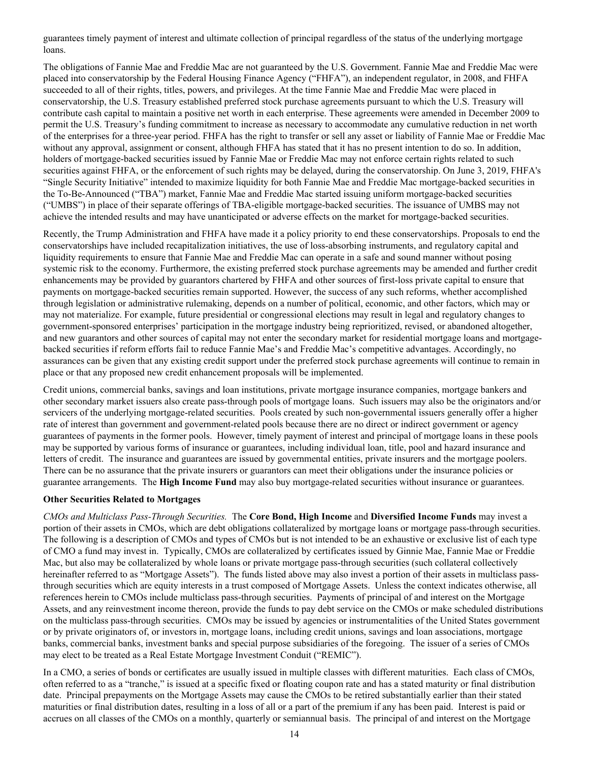guarantees timely payment of interest and ultimate collection of principal regardless of the status of the underlying mortgage loans.

The obligations of Fannie Mae and Freddie Mac are not guaranteed by the U.S. Government. Fannie Mae and Freddie Mac were placed into conservatorship by the Federal Housing Finance Agency ("FHFA"), an independent regulator, in 2008, and FHFA succeeded to all of their rights, titles, powers, and privileges. At the time Fannie Mae and Freddie Mac were placed in conservatorship, the U.S. Treasury established preferred stock purchase agreements pursuant to which the U.S. Treasury will contribute cash capital to maintain a positive net worth in each enterprise. These agreements were amended in December 2009 to permit the U.S. Treasury's funding commitment to increase as necessary to accommodate any cumulative reduction in net worth of the enterprises for a three-year period. FHFA has the right to transfer or sell any asset or liability of Fannie Mae or Freddie Mac without any approval, assignment or consent, although FHFA has stated that it has no present intention to do so. In addition, holders of mortgage-backed securities issued by Fannie Mae or Freddie Mac may not enforce certain rights related to such securities against FHFA, or the enforcement of such rights may be delayed, during the conservatorship. On June 3, 2019, FHFA's "Single Security Initiative" intended to maximize liquidity for both Fannie Mae and Freddie Mac mortgage-backed securities in the To-Be-Announced ("TBA") market, Fannie Mae and Freddie Mac started issuing uniform mortgage-backed securities ("UMBS") in place of their separate offerings of TBA-eligible mortgage-backed securities. The issuance of UMBS may not achieve the intended results and may have unanticipated or adverse effects on the market for mortgage-backed securities.

Recently, the Trump Administration and FHFA have made it a policy priority to end these conservatorships. Proposals to end the conservatorships have included recapitalization initiatives, the use of loss-absorbing instruments, and regulatory capital and liquidity requirements to ensure that Fannie Mae and Freddie Mac can operate in a safe and sound manner without posing systemic risk to the economy. Furthermore, the existing preferred stock purchase agreements may be amended and further credit enhancements may be provided by guarantors chartered by FHFA and other sources of first-loss private capital to ensure that payments on mortgage-backed securities remain supported. However, the success of any such reforms, whether accomplished through legislation or administrative rulemaking, depends on a number of political, economic, and other factors, which may or may not materialize. For example, future presidential or congressional elections may result in legal and regulatory changes to government-sponsored enterprises' participation in the mortgage industry being reprioritized, revised, or abandoned altogether, and new guarantors and other sources of capital may not enter the secondary market for residential mortgage loans and mortgage-backed securities if reform efforts fail to reduce Fannie Mae's and Freddie Mac's competitive advantages. Accordingly, no assurances can be given that any existing credit support under the preferred stock purchase agreements will continue to remain in place or that any proposed new credit enhancement proposals will be implemented.

Credit unions, commercial banks, savings and loan institutions, private mortgage insurance companies, mortgage bankers and other secondary market issuers also create pass-through pools of mortgage loans. Such issuers may also be the originators and/or servicers of the underlying mortgage-related securities. Pools created by such non-governmental issuers generally offer a higher rate of interest than government and government-related pools because there are no direct or indirect government or agency guarantees of payments in the former pools. However, timely payment of interest and principal of mortgage loans in these pools may be supported by various forms of insurance or guarantees, including individual loan, title, pool and hazard insurance and letters of credit. The insurance and guarantees are issued by governmental entities, private insurers and the mortgage poolers. There can be no assurance that the private insurers or guarantors can meet their obligations under the insurance policies or guarantee arrangements. The **High Income Fund** may also buy mortgage-related securities without insurance or guarantees.

**Other Securities Related to Mortgages**

*CMOs and Multiclass Pass-Through Securities.* The **Core Bond, High Income** and **Diversified Income Funds** may invest a portion of their assets in CMOs, which are debt obligations collateralized by mortgage loans or mortgage pass-through securities. The following is a description of CMOs and types of CMOs but is not intended to be an exhaustive or exclusive list of each type of CMO a fund may invest in. Typically, CMOs are collateralized by certificates issued by Ginnie Mae, Fannie Mae or Freddie Mac, but also may be collateralized by whole loans or private mortgage pass-through securities (such collateral collectively hereinafter referred to as "Mortgage Assets"). The funds listed above may also invest a portion of their assets in multiclass pass-through securities which are equity interests in a trust composed of Mortgage Assets. Unless the context indicates otherwise, all references herein to CMOs include multiclass pass-through securities. Payments of principal of and interest on the Mortgage Assets, and any reinvestment income thereon, provide the funds to pay debt service on the CMOs or make scheduled distributions on the multiclass pass-through securities. CMOs may be issued by agencies or instrumentalities of the United States government or by private originators of, or investors in, mortgage loans, including credit unions, savings and loan associations, mortgage banks, commercial banks, investment banks and special purpose subsidiaries of the foregoing. The issuer of a series of CMOs may elect to be treated as a Real Estate Mortgage Investment Conduit ("REMIC").

In a CMO, a series of bonds or certificates are usually issued in multiple classes with different maturities. Each class of CMOs, often referred to as a "tranche," is issued at a specific fixed or floating coupon rate and has a stated maturity or final distribution date. Principal prepayments on the Mortgage Assets may cause the CMOs to be retired substantially earlier than their stated maturities or final distribution dates, resulting in a loss of all or a part of the premium if any has been paid. Interest is paid or accrues on all classes of the CMOs on a monthly, quarterly or semiannual basis. The principal of and interest on the Mortgage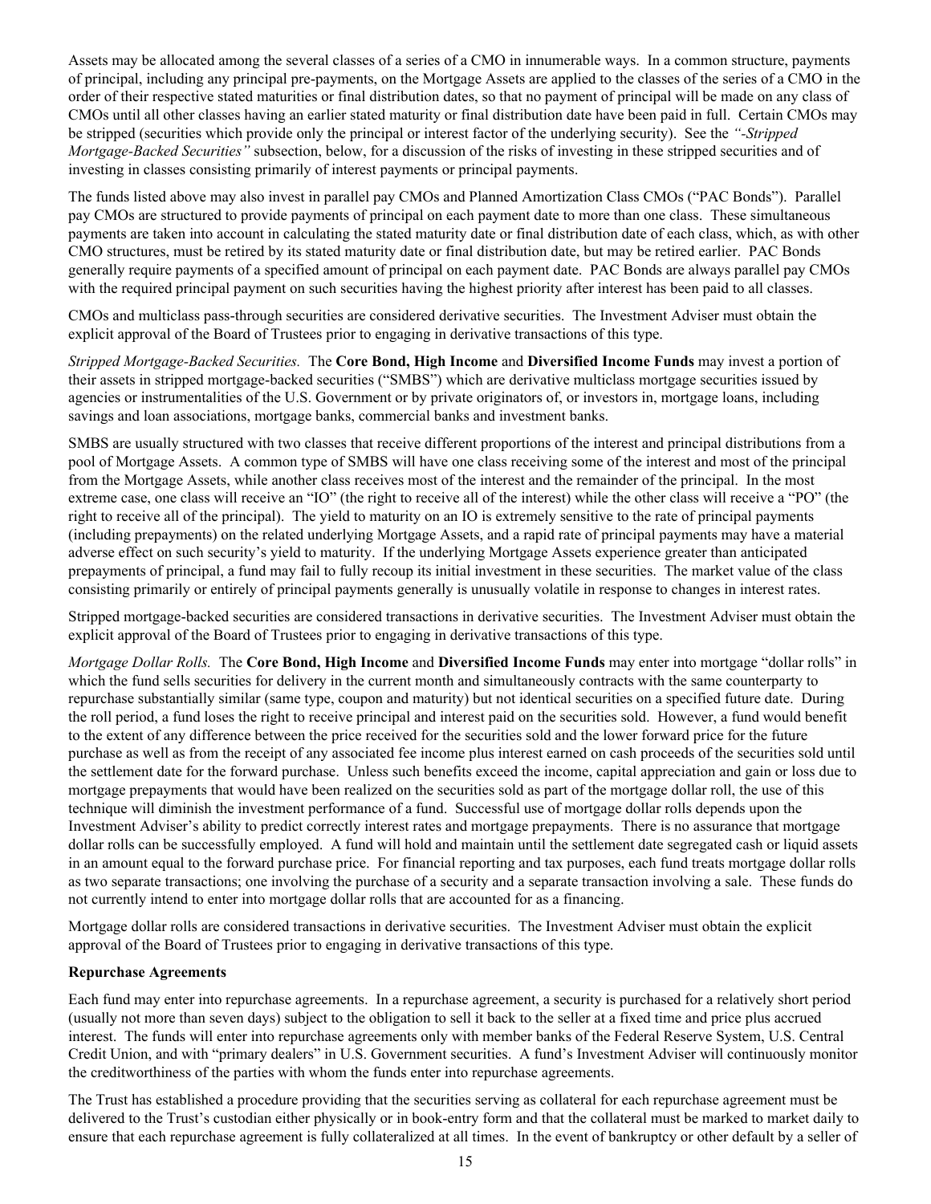Assets may be allocated among the several classes of a series of a CMO in innumerable ways. In a common structure, payments of principal, including any principal pre-payments, on the Mortgage Assets are applied to the classes of the series of a CMO in the order of their respective stated maturities or final distribution dates, so that no payment of principal will be made on any class of CMOs until all other classes having an earlier stated maturity or final distribution date have been paid in full. Certain CMOs may be stripped (securities which provide only the principal or interest factor of the underlying security). See the *"-Stripped Mortgage-Backed Securities"* subsection, below, for a discussion of the risks of investing in these stripped securities and of investing in classes consisting primarily of interest payments or principal payments.

The funds listed above may also invest in parallel pay CMOs and Planned Amortization Class CMOs ("PAC Bonds"). Parallel pay CMOs are structured to provide payments of principal on each payment date to more than one class. These simultaneous payments are taken into account in calculating the stated maturity date or final distribution date of each class, which, as with other CMO structures, must be retired by its stated maturity date or final distribution date, but may be retired earlier. PAC Bonds generally require payments of a specified amount of principal on each payment date. PAC Bonds are always parallel pay CMOs with the required principal payment on such securities having the highest priority after interest has been paid to all classes.

CMOs and multiclass pass-through securities are considered derivative securities. The Investment Adviser must obtain the explicit approval of the Board of Trustees prior to engaging in derivative transactions of this type.

*Stripped Mortgage-Backed Securities.* The **Core Bond, High Income** and **Diversified Income Funds** may invest a portion of their assets in stripped mortgage-backed securities ("SMBS") which are derivative multiclass mortgage securities issued by agencies or instrumentalities of the U.S. Government or by private originators of, or investors in, mortgage loans, including savings and loan associations, mortgage banks, commercial banks and investment banks.

SMBS are usually structured with two classes that receive different proportions of the interest and principal distributions from a pool of Mortgage Assets. A common type of SMBS will have one class receiving some of the interest and most of the principal from the Mortgage Assets, while another class receives most of the interest and the remainder of the principal. In the most extreme case, one class will receive an "IO" (the right to receive all of the interest) while the other class will receive a "PO" (the right to receive all of the principal). The yield to maturity on an IO is extremely sensitive to the rate of principal payments (including prepayments) on the related underlying Mortgage Assets, and a rapid rate of principal payments may have a material adverse effect on such security's yield to maturity. If the underlying Mortgage Assets experience greater than anticipated prepayments of principal, a fund may fail to fully recoup its initial investment in these securities. The market value of the class consisting primarily or entirely of principal payments generally is unusually volatile in response to changes in interest rates.

Stripped mortgage-backed securities are considered transactions in derivative securities. The Investment Adviser must obtain the explicit approval of the Board of Trustees prior to engaging in derivative transactions of this type.

*Mortgage Dollar Rolls.* The **Core Bond, High Income** and **Diversified Income Funds** may enter into mortgage "dollar rolls" in which the fund sells securities for delivery in the current month and simultaneously contracts with the same counterparty to repurchase substantially similar (same type, coupon and maturity) but not identical securities on a specified future date. During the roll period, a fund loses the right to receive principal and interest paid on the securities sold. However, a fund would benefit to the extent of any difference between the price received for the securities sold and the lower forward price for the future purchase as well as from the receipt of any associated fee income plus interest earned on cash proceeds of the securities sold until the settlement date for the forward purchase. Unless such benefits exceed the income, capital appreciation and gain or loss due to mortgage prepayments that would have been realized on the securities sold as part of the mortgage dollar roll, the use of this technique will diminish the investment performance of a fund. Successful use of mortgage dollar rolls depends upon the Investment Adviser's ability to predict correctly interest rates and mortgage prepayments. There is no assurance that mortgage dollar rolls can be successfully employed. A fund will hold and maintain until the settlement date segregated cash or liquid assets in an amount equal to the forward purchase price. For financial reporting and tax purposes, each fund treats mortgage dollar rolls as two separate transactions; one involving the purchase of a security and a separate transaction involving a sale. These funds do not currently intend to enter into mortgage dollar rolls that are accounted for as a financing.

Mortgage dollar rolls are considered transactions in derivative securities. The Investment Adviser must obtain the explicit approval of the Board of Trustees prior to engaging in derivative transactions of this type.

**Repurchase Agreements**

Each fund may enter into repurchase agreements. In a repurchase agreement, a security is purchased for a relatively short period (usually not more than seven days) subject to the obligation to sell it back to the seller at a fixed time and price plus accrued interest. The funds will enter into repurchase agreements only with member banks of the Federal Reserve System, U.S. Central Credit Union, and with "primary dealers" in U.S. Government securities. A fund's Investment Adviser will continuously monitor the creditworthiness of the parties with whom the funds enter into repurchase agreements.

The Trust has established a procedure providing that the securities serving as collateral for each repurchase agreement must be delivered to the Trust's custodian either physically or in book-entry form and that the collateral must be marked to market daily to ensure that each repurchase agreement is fully collateralized at all times. In the event of bankruptcy or other default by a seller of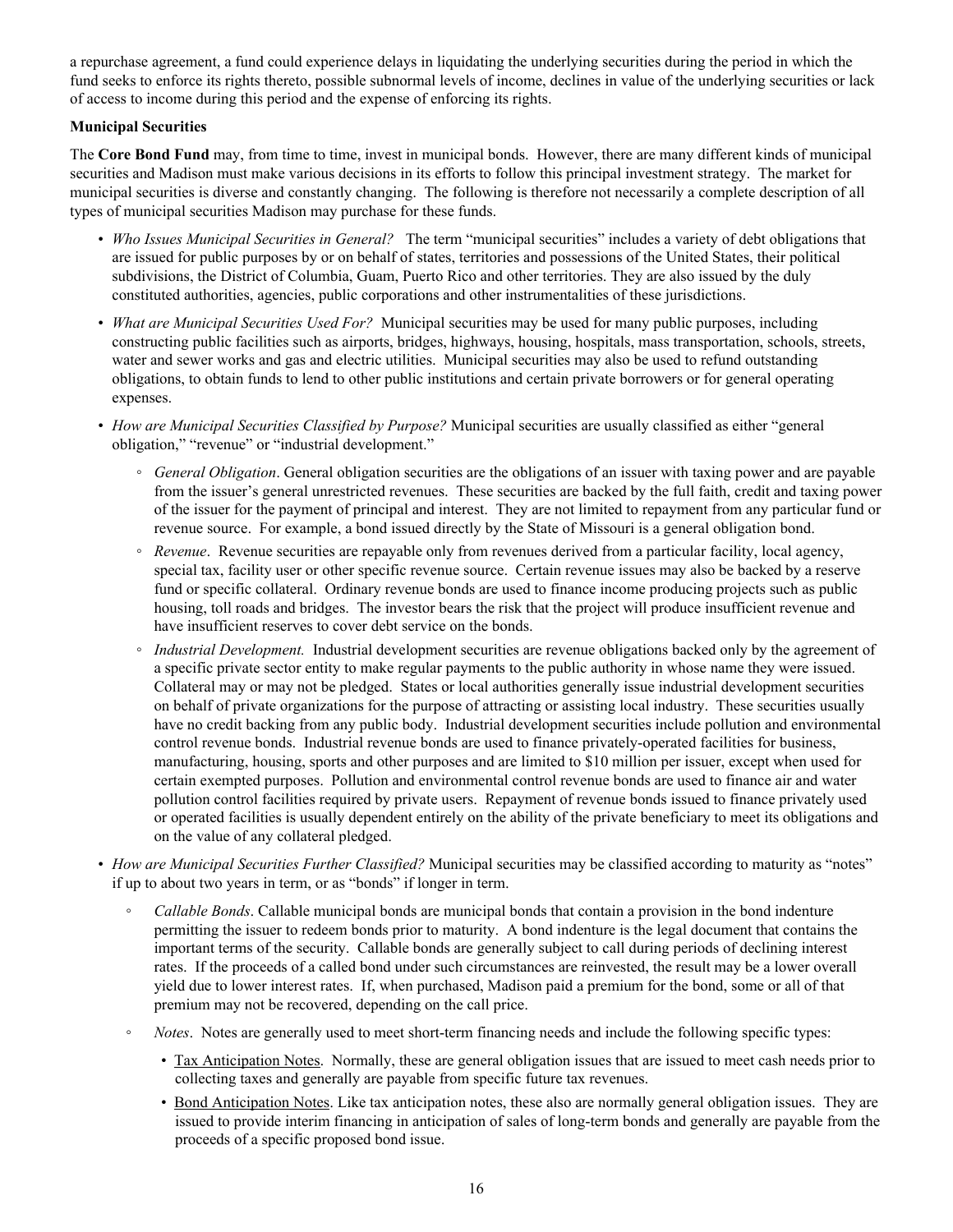a repurchase agreement, a fund could experience delays in liquidating the underlying securities during the period in which the fund seeks to enforce its rights thereto, possible subnormal levels of income, declines in value of the underlying securities or lack of access to income during this period and the expense of enforcing its rights.

**Municipal Securities**

The **Core Bond Fund** may, from time to time, invest in municipal bonds. However, there are many different kinds of municipal securities and Madison must make various decisions in its efforts to follow this principal investment strategy. The market for municipal securities is diverse and constantly changing. The following is therefore not necessarily a complete description of all types of municipal securities Madison may purchase for these funds.

- *Who Issues Municipal Securities in General?* The term "municipal securities" includes a variety of debt obligations that are issued for public purposes by or on behalf of states, territories and possessions of the United States, their political subdivisions, the District of Columbia, Guam, Puerto Rico and other territories. They are also issued by the duly constituted authorities, agencies, public corporations and other instrumentalities of these jurisdictions.
- *What are Municipal Securities Used For?* Municipal securities may be used for many public purposes, including constructing public facilities such as airports, bridges, highways, housing, hospitals, mass transportation, schools, streets, water and sewer works and gas and electric utilities. Municipal securities may also be used to refund outstanding obligations, to obtain funds to lend to other public institutions and certain private borrowers or for general operating expenses.
- *How are Municipal Securities Classified by Purpose?* Municipal securities are usually classified as either "general obligation," "revenue" or "industrial development."
  - *General Obligation*. General obligation securities are the obligations of an issuer with taxing power and are payable from the issuer's general unrestricted revenues. These securities are backed by the full faith, credit and taxing power of the issuer for the payment of principal and interest. They are not limited to repayment from any particular fund or revenue source. For example, a bond issued directly by the State of Missouri is a general obligation bond.
  - *Revenue*. Revenue securities are repayable only from revenues derived from a particular facility, local agency, special tax, facility user or other specific revenue source. Certain revenue issues may also be backed by a reserve fund or specific collateral. Ordinary revenue bonds are used to finance income producing projects such as public housing, toll roads and bridges. The investor bears the risk that the project will produce insufficient revenue and have insufficient reserves to cover debt service on the bonds.
  - *Industrial Development.* Industrial development securities are revenue obligations backed only by the agreement of a specific private sector entity to make regular payments to the public authority in whose name they were issued. Collateral may or may not be pledged. States or local authorities generally issue industrial development securities on behalf of private organizations for the purpose of attracting or assisting local industry. These securities usually have no credit backing from any public body. Industrial development securities include pollution and environmental control revenue bonds. Industrial revenue bonds are used to finance privately-operated facilities for business, manufacturing, housing, sports and other purposes and are limited to $10 million per issuer, except when used for certain exempted purposes. Pollution and environmental control revenue bonds are used to finance air and water pollution control facilities required by private users. Repayment of revenue bonds issued to finance privately used or operated facilities is usually dependent entirely on the ability of the private beneficiary to meet its obligations and on the value of any collateral pledged.
- *How are Municipal Securities Further Classified?* Municipal securities may be classified according to maturity as "notes" if up to about two years in term, or as "bonds" if longer in term.
  - *Callable Bonds*. Callable municipal bonds are municipal bonds that contain a provision in the bond indenture permitting the issuer to redeem bonds prior to maturity. A bond indenture is the legal document that contains the important terms of the security. Callable bonds are generally subject to call during periods of declining interest rates. If the proceeds of a called bond under such circumstances are reinvested, the result may be a lower overall yield due to lower interest rates. If, when purchased, Madison paid a premium for the bond, some or all of that premium may not be recovered, depending on the call price.
  - *Notes*. Notes are generally used to meet short-term financing needs and include the following specific types:
    - Tax Anticipation Notes. Normally, these are general obligation issues that are issued to meet cash needs prior to collecting taxes and generally are payable from specific future tax revenues.
    - Bond Anticipation Notes. Like tax anticipation notes, these also are normally general obligation issues. They are issued to provide interim financing in anticipation of sales of long-term bonds and generally are payable from the proceeds of a specific proposed bond issue.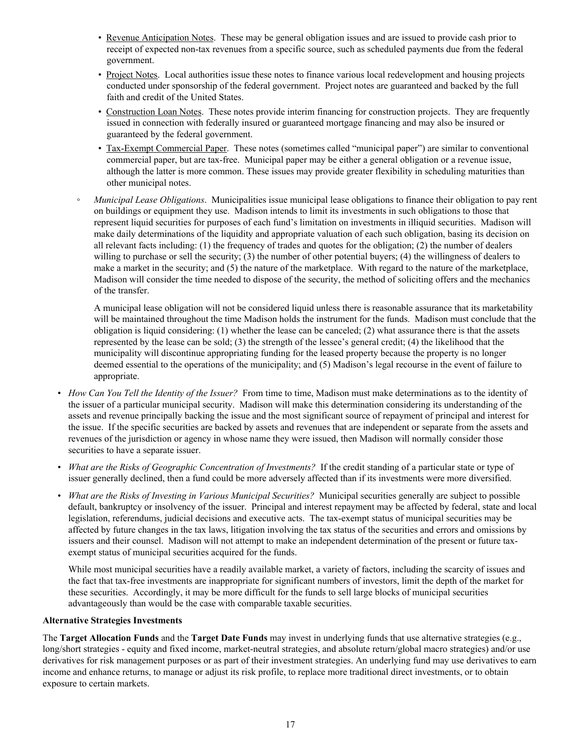- Revenue Anticipation Notes. These may be general obligation issues and are issued to provide cash prior to receipt of expected non-tax revenues from a specific source, such as scheduled payments due from the federal government.
- Project Notes. Local authorities issue these notes to finance various local redevelopment and housing projects conducted under sponsorship of the federal government. Project notes are guaranteed and backed by the full faith and credit of the United States.
- Construction Loan Notes. These notes provide interim financing for construction projects. They are frequently issued in connection with federally insured or guaranteed mortgage financing and may also be insured or guaranteed by the federal government.
- Tax-Exempt Commercial Paper. These notes (sometimes called "municipal paper") are similar to conventional commercial paper, but are tax-free. Municipal paper may be either a general obligation or a revenue issue, although the latter is more common. These issues may provide greater flexibility in scheduling maturities than other municipal notes.

◦ *Municipal Lease Obligations*. Municipalities issue municipal lease obligations to finance their obligation to pay rent on buildings or equipment they use. Madison intends to limit its investments in such obligations to those that represent liquid securities for purposes of each fund's limitation on investments in illiquid securities. Madison will make daily determinations of the liquidity and appropriate valuation of each such obligation, basing its decision on all relevant facts including: (1) the frequency of trades and quotes for the obligation; (2) the number of dealers willing to purchase or sell the security; (3) the number of other potential buyers; (4) the willingness of dealers to make a market in the security; and (5) the nature of the marketplace. With regard to the nature of the marketplace, Madison will consider the time needed to dispose of the security, the method of soliciting offers and the mechanics of the transfer.

A municipal lease obligation will not be considered liquid unless there is reasonable assurance that its marketability will be maintained throughout the time Madison holds the instrument for the funds. Madison must conclude that the obligation is liquid considering: (1) whether the lease can be canceled; (2) what assurance there is that the assets represented by the lease can be sold; (3) the strength of the lessee's general credit; (4) the likelihood that the municipality will discontinue appropriating funding for the leased property because the property is no longer deemed essential to the operations of the municipality; and (5) Madison's legal recourse in the event of failure to appropriate.

- *How Can You Tell the Identity of the Issuer?* From time to time, Madison must make determinations as to the identity of the issuer of a particular municipal security. Madison will make this determination considering its understanding of the assets and revenue principally backing the issue and the most significant source of repayment of principal and interest for the issue. If the specific securities are backed by assets and revenues that are independent or separate from the assets and revenues of the jurisdiction or agency in whose name they were issued, then Madison will normally consider those securities to have a separate issuer.
- *What are the Risks of Geographic Concentration of Investments?* If the credit standing of a particular state or type of issuer generally declined, then a fund could be more adversely affected than if its investments were more diversified.
- *What are the Risks of Investing in Various Municipal Securities?* Municipal securities generally are subject to possible default, bankruptcy or insolvency of the issuer. Principal and interest repayment may be affected by federal, state and local legislation, referendums, judicial decisions and executive acts. The tax-exempt status of municipal securities may be affected by future changes in the tax laws, litigation involving the tax status of the securities and errors and omissions by issuers and their counsel. Madison will not attempt to make an independent determination of the present or future tax-exempt status of municipal securities acquired for the funds.

  While most municipal securities have a readily available market, a variety of factors, including the scarcity of issues and the fact that tax-free investments are inappropriate for significant numbers of investors, limit the depth of the market for these securities. Accordingly, it may be more difficult for the funds to sell large blocks of municipal securities advantageously than would be the case with comparable taxable securities.

**Alternative Strategies Investments**

The **Target Allocation Funds** and the **Target Date Funds** may invest in underlying funds that use alternative strategies (e.g., long/short strategies - equity and fixed income, market-neutral strategies, and absolute return/global macro strategies) and/or use derivatives for risk management purposes or as part of their investment strategies. An underlying fund may use derivatives to earn income and enhance returns, to manage or adjust its risk profile, to replace more traditional direct investments, or to obtain exposure to certain markets.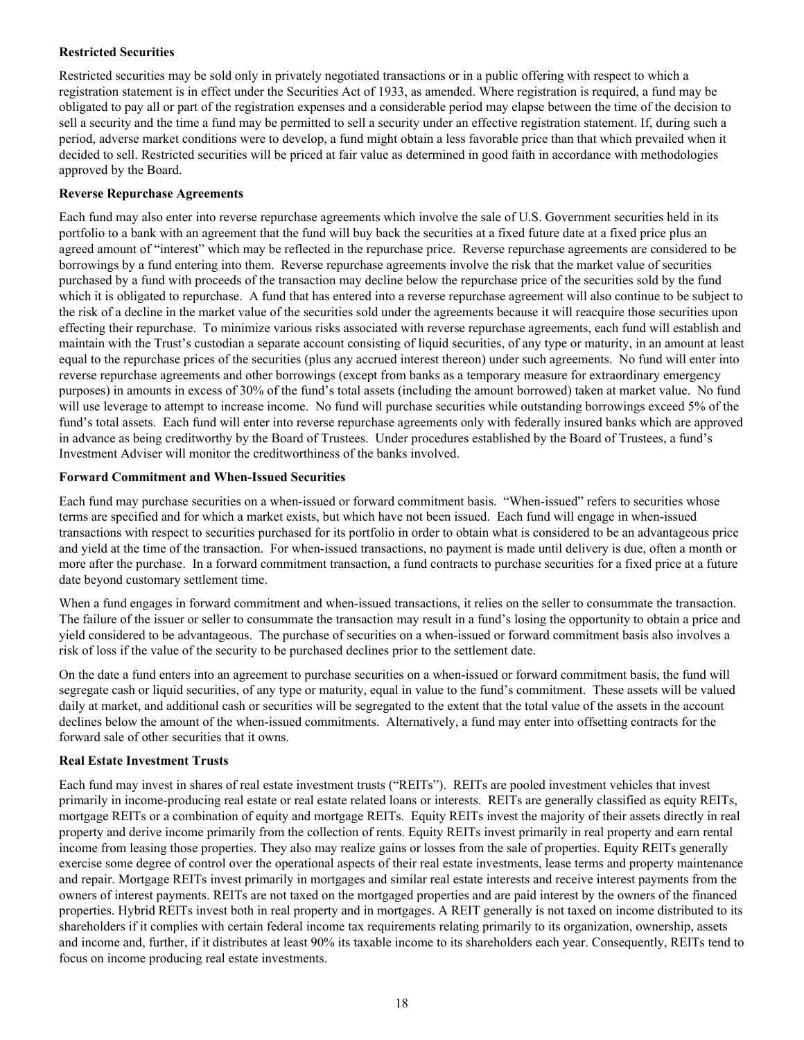**Restricted Securities**

Restricted securities may be sold only in privately negotiated transactions or in a public offering with respect to which a registration statement is in effect under the Securities Act of 1933, as amended. Where registration is required, a fund may be obligated to pay all or part of the registration expenses and a considerable period may elapse between the time of the decision to sell a security and the time a fund may be permitted to sell a security under an effective registration statement. If, during such a period, adverse market conditions were to develop, a fund might obtain a less favorable price than that which prevailed when it decided to sell. Restricted securities will be priced at fair value as determined in good faith in accordance with methodologies approved by the Board.

**Reverse Repurchase Agreements**

Each fund may also enter into reverse repurchase agreements which involve the sale of U.S. Government securities held in its portfolio to a bank with an agreement that the fund will buy back the securities at a fixed future date at a fixed price plus an agreed amount of "interest" which may be reflected in the repurchase price. Reverse repurchase agreements are considered to be borrowings by a fund entering into them. Reverse repurchase agreements involve the risk that the market value of securities purchased by a fund with proceeds of the transaction may decline below the repurchase price of the securities sold by the fund which it is obligated to repurchase. A fund that has entered into a reverse repurchase agreement will also continue to be subject to the risk of a decline in the market value of the securities sold under the agreements because it will reacquire those securities upon effecting their repurchase. To minimize various risks associated with reverse repurchase agreements, each fund will establish and maintain with the Trust's custodian a separate account consisting of liquid securities, of any type or maturity, in an amount at least equal to the repurchase prices of the securities (plus any accrued interest thereon) under such agreements. No fund will enter into reverse repurchase agreements and other borrowings (except from banks as a temporary measure for extraordinary emergency purposes) in amounts in excess of 30% of the fund's total assets (including the amount borrowed) taken at market value. No fund will use leverage to attempt to increase income. No fund will purchase securities while outstanding borrowings exceed 5% of the fund's total assets. Each fund will enter into reverse repurchase agreements only with federally insured banks which are approved in advance as being creditworthy by the Board of Trustees. Under procedures established by the Board of Trustees, a fund's Investment Adviser will monitor the creditworthiness of the banks involved.

**Forward Commitment and When-Issued Securities**

Each fund may purchase securities on a when-issued or forward commitment basis. "When-issued" refers to securities whose terms are specified and for which a market exists, but which have not been issued. Each fund will engage in when-issued transactions with respect to securities purchased for its portfolio in order to obtain what is considered to be an advantageous price and yield at the time of the transaction. For when-issued transactions, no payment is made until delivery is due, often a month or more after the purchase. In a forward commitment transaction, a fund contracts to purchase securities for a fixed price at a future date beyond customary settlement time.

When a fund engages in forward commitment and when-issued transactions, it relies on the seller to consummate the transaction. The failure of the issuer or seller to consummate the transaction may result in a fund's losing the opportunity to obtain a price and yield considered to be advantageous. The purchase of securities on a when-issued or forward commitment basis also involves a risk of loss if the value of the security to be purchased declines prior to the settlement date.

On the date a fund enters into an agreement to purchase securities on a when-issued or forward commitment basis, the fund will segregate cash or liquid securities, of any type or maturity, equal in value to the fund's commitment. These assets will be valued daily at market, and additional cash or securities will be segregated to the extent that the total value of the assets in the account declines below the amount of the when-issued commitments. Alternatively, a fund may enter into offsetting contracts for the forward sale of other securities that it owns.

**Real Estate Investment Trusts**

Each fund may invest in shares of real estate investment trusts ("REITs"). REITs are pooled investment vehicles that invest primarily in income-producing real estate or real estate related loans or interests. REITs are generally classified as equity REITs, mortgage REITs or a combination of equity and mortgage REITs. Equity REITs invest the majority of their assets directly in real property and derive income primarily from the collection of rents. Equity REITs invest primarily in real property and earn rental income from leasing those properties. They also may realize gains or losses from the sale of properties. Equity REITs generally exercise some degree of control over the operational aspects of their real estate investments, lease terms and property maintenance and repair. Mortgage REITs invest primarily in mortgages and similar real estate interests and receive interest payments from the owners of interest payments. REITs are not taxed on the mortgaged properties and are paid interest by the owners of the financed properties. Hybrid REITs invest both in real property and in mortgages. A REIT generally is not taxed on income distributed to its shareholders if it complies with certain federal income tax requirements relating primarily to its organization, ownership, assets and income and, further, if it distributes at least 90% its taxable income to its shareholders each year. Consequently, REITs tend to focus on income producing real estate investments.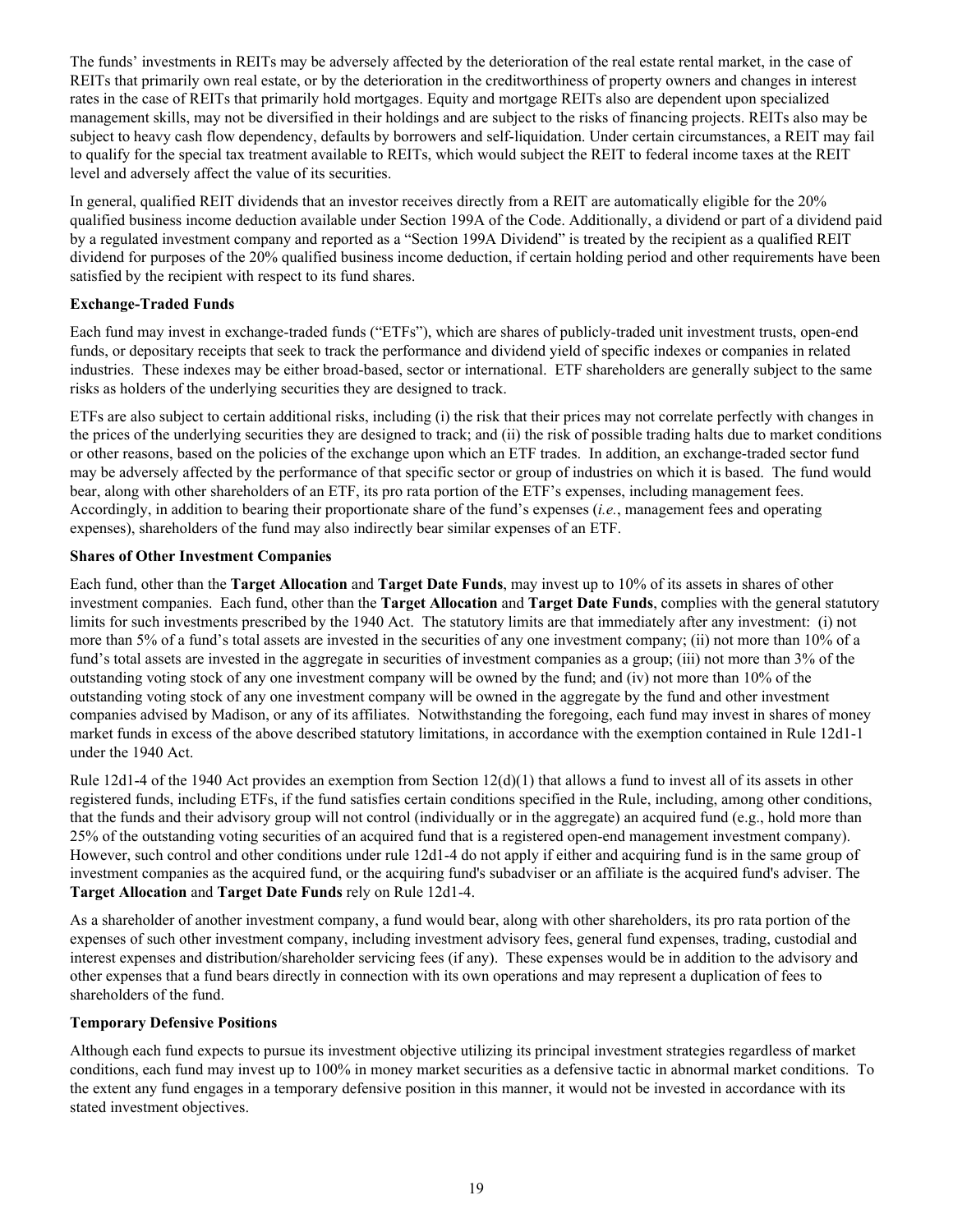The funds' investments in REITs may be adversely affected by the deterioration of the real estate rental market, in the case of REITs that primarily own real estate, or by the deterioration in the creditworthiness of property owners and changes in interest rates in the case of REITs that primarily hold mortgages. Equity and mortgage REITs also are dependent upon specialized management skills, may not be diversified in their holdings and are subject to the risks of financing projects. REITs also may be subject to heavy cash flow dependency, defaults by borrowers and self-liquidation. Under certain circumstances, a REIT may fail to qualify for the special tax treatment available to REITs, which would subject the REIT to federal income taxes at the REIT level and adversely affect the value of its securities.

In general, qualified REIT dividends that an investor receives directly from a REIT are automatically eligible for the 20% qualified business income deduction available under Section 199A of the Code. Additionally, a dividend or part of a dividend paid by a regulated investment company and reported as a "Section 199A Dividend" is treated by the recipient as a qualified REIT dividend for purposes of the 20% qualified business income deduction, if certain holding period and other requirements have been satisfied by the recipient with respect to its fund shares.

**Exchange-Traded Funds**

Each fund may invest in exchange-traded funds ("ETFs"), which are shares of publicly-traded unit investment trusts, open-end funds, or depositary receipts that seek to track the performance and dividend yield of specific indexes or companies in related industries. These indexes may be either broad-based, sector or international. ETF shareholders are generally subject to the same risks as holders of the underlying securities they are designed to track.

ETFs are also subject to certain additional risks, including (i) the risk that their prices may not correlate perfectly with changes in the prices of the underlying securities they are designed to track; and (ii) the risk of possible trading halts due to market conditions or other reasons, based on the policies of the exchange upon which an ETF trades. In addition, an exchange-traded sector fund may be adversely affected by the performance of that specific sector or group of industries on which it is based. The fund would bear, along with other shareholders of an ETF, its pro rata portion of the ETF's expenses, including management fees. Accordingly, in addition to bearing their proportionate share of the fund's expenses (*i.e.*, management fees and operating expenses), shareholders of the fund may also indirectly bear similar expenses of an ETF.

**Shares of Other Investment Companies**

Each fund, other than the **Target Allocation** and **Target Date Funds**, may invest up to 10% of its assets in shares of other investment companies. Each fund, other than the **Target Allocation** and **Target Date Funds**, complies with the general statutory limits for such investments prescribed by the 1940 Act. The statutory limits are that immediately after any investment: (i) not more than 5% of a fund's total assets are invested in the securities of any one investment company; (ii) not more than 10% of a fund's total assets are invested in the aggregate in securities of investment companies as a group; (iii) not more than 3% of the outstanding voting stock of any one investment company will be owned by the fund; and (iv) not more than 10% of the outstanding voting stock of any one investment company will be owned in the aggregate by the fund and other investment companies advised by Madison, or any of its affiliates. Notwithstanding the foregoing, each fund may invest in shares of money market funds in excess of the above described statutory limitations, in accordance with the exemption contained in Rule 12d1-1 under the 1940 Act.

Rule 12d1-4 of the 1940 Act provides an exemption from Section 12(d)(1) that allows a fund to invest all of its assets in other registered funds, including ETFs, if the fund satisfies certain conditions specified in the Rule, including, among other conditions, that the funds and their advisory group will not control (individually or in the aggregate) an acquired fund (e.g., hold more than 25% of the outstanding voting securities of an acquired fund that is a registered open-end management investment company). However, such control and other conditions under rule 12d1-4 do not apply if either and acquiring fund is in the same group of investment companies as the acquired fund, or the acquiring fund's subadviser or an affiliate is the acquired fund's adviser. The **Target Allocation** and **Target Date Funds** rely on Rule 12d1-4.

As a shareholder of another investment company, a fund would bear, along with other shareholders, its pro rata portion of the expenses of such other investment company, including investment advisory fees, general fund expenses, trading, custodial and interest expenses and distribution/shareholder servicing fees (if any). These expenses would be in addition to the advisory and other expenses that a fund bears directly in connection with its own operations and may represent a duplication of fees to shareholders of the fund.

**Temporary Defensive Positions**

Although each fund expects to pursue its investment objective utilizing its principal investment strategies regardless of market conditions, each fund may invest up to 100% in money market securities as a defensive tactic in abnormal market conditions. To the extent any fund engages in a temporary defensive position in this manner, it would not be invested in accordance with its stated investment objectives.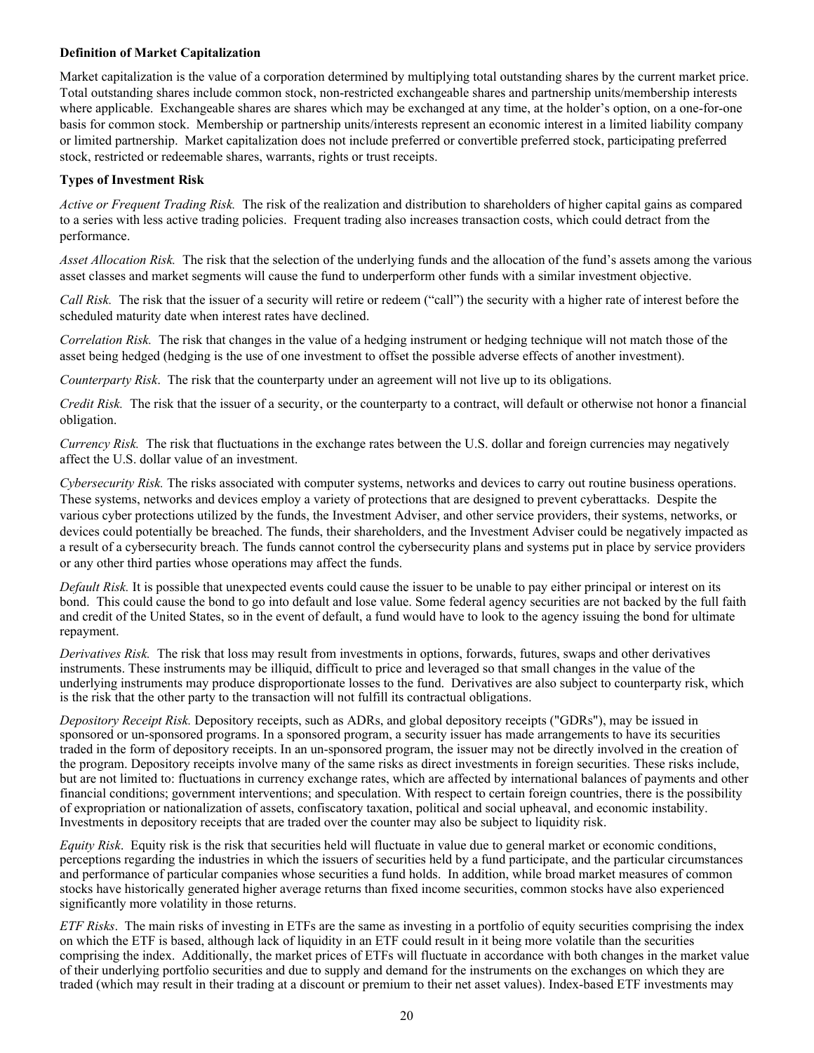**Definition of Market Capitalization**

Market capitalization is the value of a corporation determined by multiplying total outstanding shares by the current market price. Total outstanding shares include common stock, non-restricted exchangeable shares and partnership units/membership interests where applicable. Exchangeable shares are shares which may be exchanged at any time, at the holder's option, on a one-for-one basis for common stock. Membership or partnership units/interests represent an economic interest in a limited liability company or limited partnership. Market capitalization does not include preferred or convertible preferred stock, participating preferred stock, restricted or redeemable shares, warrants, rights or trust receipts.

**Types of Investment Risk**

*Active or Frequent Trading Risk.* The risk of the realization and distribution to shareholders of higher capital gains as compared to a series with less active trading policies. Frequent trading also increases transaction costs, which could detract from the performance.

*Asset Allocation Risk.* The risk that the selection of the underlying funds and the allocation of the fund's assets among the various asset classes and market segments will cause the fund to underperform other funds with a similar investment objective.

*Call Risk.* The risk that the issuer of a security will retire or redeem ("call") the security with a higher rate of interest before the scheduled maturity date when interest rates have declined.

*Correlation Risk.* The risk that changes in the value of a hedging instrument or hedging technique will not match those of the asset being hedged (hedging is the use of one investment to offset the possible adverse effects of another investment).

*Counterparty Risk*. The risk that the counterparty under an agreement will not live up to its obligations.

*Credit Risk.* The risk that the issuer of a security, or the counterparty to a contract, will default or otherwise not honor a financial obligation.

*Currency Risk.* The risk that fluctuations in the exchange rates between the U.S. dollar and foreign currencies may negatively affect the U.S. dollar value of an investment.

*Cybersecurity Risk.* The risks associated with computer systems, networks and devices to carry out routine business operations. These systems, networks and devices employ a variety of protections that are designed to prevent cyberattacks. Despite the various cyber protections utilized by the funds, the Investment Adviser, and other service providers, their systems, networks, or devices could potentially be breached. The funds, their shareholders, and the Investment Adviser could be negatively impacted as a result of a cybersecurity breach. The funds cannot control the cybersecurity plans and systems put in place by service providers or any other third parties whose operations may affect the funds.

*Default Risk.* It is possible that unexpected events could cause the issuer to be unable to pay either principal or interest on its bond. This could cause the bond to go into default and lose value. Some federal agency securities are not backed by the full faith and credit of the United States, so in the event of default, a fund would have to look to the agency issuing the bond for ultimate repayment.

*Derivatives Risk.* The risk that loss may result from investments in options, forwards, futures, swaps and other derivatives instruments. These instruments may be illiquid, difficult to price and leveraged so that small changes in the value of the underlying instruments may produce disproportionate losses to the fund. Derivatives are also subject to counterparty risk, which is the risk that the other party to the transaction will not fulfill its contractual obligations.

*Depository Receipt Risk.* Depository receipts, such as ADRs, and global depository receipts ("GDRs"), may be issued in sponsored or un-sponsored programs. In a sponsored program, a security issuer has made arrangements to have its securities traded in the form of depository receipts. In an un-sponsored program, the issuer may not be directly involved in the creation of the program. Depository receipts involve many of the same risks as direct investments in foreign securities. These risks include, but are not limited to: fluctuations in currency exchange rates, which are affected by international balances of payments and other financial conditions; government interventions; and speculation. With respect to certain foreign countries, there is the possibility of expropriation or nationalization of assets, confiscatory taxation, political and social upheaval, and economic instability. Investments in depository receipts that are traded over the counter may also be subject to liquidity risk.

*Equity Risk*. Equity risk is the risk that securities held will fluctuate in value due to general market or economic conditions, perceptions regarding the industries in which the issuers of securities held by a fund participate, and the particular circumstances and performance of particular companies whose securities a fund holds. In addition, while broad market measures of common stocks have historically generated higher average returns than fixed income securities, common stocks have also experienced significantly more volatility in those returns.

*ETF Risks*. The main risks of investing in ETFs are the same as investing in a portfolio of equity securities comprising the index on which the ETF is based, although lack of liquidity in an ETF could result in it being more volatile than the securities comprising the index. Additionally, the market prices of ETFs will fluctuate in accordance with both changes in the market value of their underlying portfolio securities and due to supply and demand for the instruments on the exchanges on which they are traded (which may result in their trading at a discount or premium to their net asset values). Index-based ETF investments may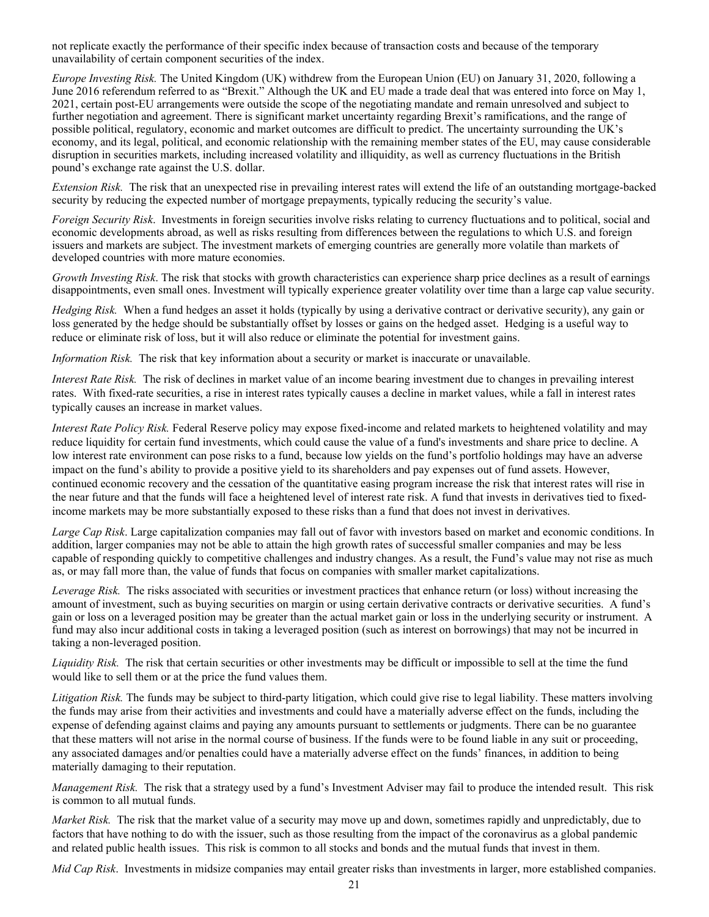not replicate exactly the performance of their specific index because of transaction costs and because of the temporary unavailability of certain component securities of the index.

*Europe Investing Risk.* The United Kingdom (UK) withdrew from the European Union (EU) on January 31, 2020, following a June 2016 referendum referred to as "Brexit." Although the UK and EU made a trade deal that was entered into force on May 1, 2021, certain post-EU arrangements were outside the scope of the negotiating mandate and remain unresolved and subject to further negotiation and agreement. There is significant market uncertainty regarding Brexit's ramifications, and the range of possible political, regulatory, economic and market outcomes are difficult to predict. The uncertainty surrounding the UK's economy, and its legal, political, and economic relationship with the remaining member states of the EU, may cause considerable disruption in securities markets, including increased volatility and illiquidity, as well as currency fluctuations in the British pound's exchange rate against the U.S. dollar.

*Extension Risk.* The risk that an unexpected rise in prevailing interest rates will extend the life of an outstanding mortgage-backed security by reducing the expected number of mortgage prepayments, typically reducing the security's value.

*Foreign Security Risk*. Investments in foreign securities involve risks relating to currency fluctuations and to political, social and economic developments abroad, as well as risks resulting from differences between the regulations to which U.S. and foreign issuers and markets are subject. The investment markets of emerging countries are generally more volatile than markets of developed countries with more mature economies.

*Growth Investing Risk*. The risk that stocks with growth characteristics can experience sharp price declines as a result of earnings disappointments, even small ones. Investment will typically experience greater volatility over time than a large cap value security.

*Hedging Risk.* When a fund hedges an asset it holds (typically by using a derivative contract or derivative security), any gain or loss generated by the hedge should be substantially offset by losses or gains on the hedged asset. Hedging is a useful way to reduce or eliminate risk of loss, but it will also reduce or eliminate the potential for investment gains.

*Information Risk.* The risk that key information about a security or market is inaccurate or unavailable.

*Interest Rate Risk.* The risk of declines in market value of an income bearing investment due to changes in prevailing interest rates. With fixed-rate securities, a rise in interest rates typically causes a decline in market values, while a fall in interest rates typically causes an increase in market values.

*Interest Rate Policy Risk.* Federal Reserve policy may expose fixed-income and related markets to heightened volatility and may reduce liquidity for certain fund investments, which could cause the value of a fund's investments and share price to decline. A low interest rate environment can pose risks to a fund, because low yields on the fund's portfolio holdings may have an adverse impact on the fund's ability to provide a positive yield to its shareholders and pay expenses out of fund assets. However, continued economic recovery and the cessation of the quantitative easing program increase the risk that interest rates will rise in the near future and that the funds will face a heightened level of interest rate risk. A fund that invests in derivatives tied to fixed-income markets may be more substantially exposed to these risks than a fund that does not invest in derivatives.

*Large Cap Risk*. Large capitalization companies may fall out of favor with investors based on market and economic conditions. In addition, larger companies may not be able to attain the high growth rates of successful smaller companies and may be less capable of responding quickly to competitive challenges and industry changes. As a result, the Fund's value may not rise as much as, or may fall more than, the value of funds that focus on companies with smaller market capitalizations.

*Leverage Risk.* The risks associated with securities or investment practices that enhance return (or loss) without increasing the amount of investment, such as buying securities on margin or using certain derivative contracts or derivative securities. A fund's gain or loss on a leveraged position may be greater than the actual market gain or loss in the underlying security or instrument. A fund may also incur additional costs in taking a leveraged position (such as interest on borrowings) that may not be incurred in taking a non-leveraged position.

*Liquidity Risk.* The risk that certain securities or other investments may be difficult or impossible to sell at the time the fund would like to sell them or at the price the fund values them.

*Litigation Risk.* The funds may be subject to third-party litigation, which could give rise to legal liability. These matters involving the funds may arise from their activities and investments and could have a materially adverse effect on the funds, including the expense of defending against claims and paying any amounts pursuant to settlements or judgments. There can be no guarantee that these matters will not arise in the normal course of business. If the funds were to be found liable in any suit or proceeding, any associated damages and/or penalties could have a materially adverse effect on the funds' finances, in addition to being materially damaging to their reputation.

*Management Risk.* The risk that a strategy used by a fund's Investment Adviser may fail to produce the intended result. This risk is common to all mutual funds.

*Market Risk.* The risk that the market value of a security may move up and down, sometimes rapidly and unpredictably, due to factors that have nothing to do with the issuer, such as those resulting from the impact of the coronavirus as a global pandemic and related public health issues. This risk is common to all stocks and bonds and the mutual funds that invest in them.

*Mid Cap Risk*. Investments in midsize companies may entail greater risks than investments in larger, more established companies.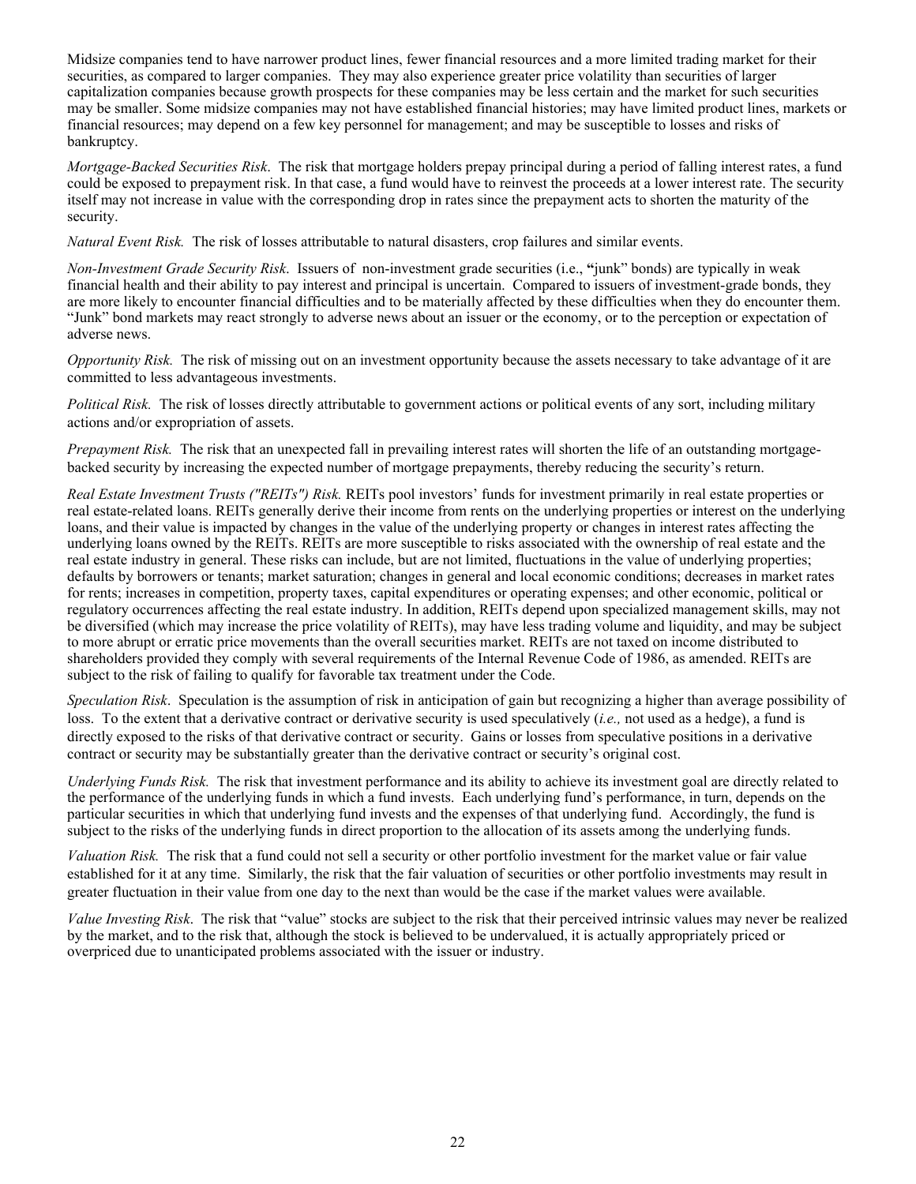Midsize companies tend to have narrower product lines, fewer financial resources and a more limited trading market for their securities, as compared to larger companies. They may also experience greater price volatility than securities of larger capitalization companies because growth prospects for these companies may be less certain and the market for such securities may be smaller. Some midsize companies may not have established financial histories; may have limited product lines, markets or financial resources; may depend on a few key personnel for management; and may be susceptible to losses and risks of bankruptcy.

*Mortgage-Backed Securities Risk*. The risk that mortgage holders prepay principal during a period of falling interest rates, a fund could be exposed to prepayment risk. In that case, a fund would have to reinvest the proceeds at a lower interest rate. The security itself may not increase in value with the corresponding drop in rates since the prepayment acts to shorten the maturity of the security.

*Natural Event Risk.* The risk of losses attributable to natural disasters, crop failures and similar events.

*Non-Investment Grade Security Risk*. Issuers of non-investment grade securities (i.e., **"**junk" bonds) are typically in weak financial health and their ability to pay interest and principal is uncertain. Compared to issuers of investment-grade bonds, they are more likely to encounter financial difficulties and to be materially affected by these difficulties when they do encounter them. "Junk" bond markets may react strongly to adverse news about an issuer or the economy, or to the perception or expectation of adverse news.

*Opportunity Risk.* The risk of missing out on an investment opportunity because the assets necessary to take advantage of it are committed to less advantageous investments.

*Political Risk.* The risk of losses directly attributable to government actions or political events of any sort, including military actions and/or expropriation of assets.

*Prepayment Risk.* The risk that an unexpected fall in prevailing interest rates will shorten the life of an outstanding mortgage-backed security by increasing the expected number of mortgage prepayments, thereby reducing the security's return.

*Real Estate Investment Trusts ("REITs") Risk.* REITs pool investors' funds for investment primarily in real estate properties or real estate-related loans. REITs generally derive their income from rents on the underlying properties or interest on the underlying loans, and their value is impacted by changes in the value of the underlying property or changes in interest rates affecting the underlying loans owned by the REITs. REITs are more susceptible to risks associated with the ownership of real estate and the real estate industry in general. These risks can include, but are not limited, fluctuations in the value of underlying properties; defaults by borrowers or tenants; market saturation; changes in general and local economic conditions; decreases in market rates for rents; increases in competition, property taxes, capital expenditures or operating expenses; and other economic, political or regulatory occurrences affecting the real estate industry. In addition, REITs depend upon specialized management skills, may not be diversified (which may increase the price volatility of REITs), may have less trading volume and liquidity, and may be subject to more abrupt or erratic price movements than the overall securities market. REITs are not taxed on income distributed to shareholders provided they comply with several requirements of the Internal Revenue Code of 1986, as amended. REITs are subject to the risk of failing to qualify for favorable tax treatment under the Code.

*Speculation Risk*. Speculation is the assumption of risk in anticipation of gain but recognizing a higher than average possibility of loss. To the extent that a derivative contract or derivative security is used speculatively (*i.e.,* not used as a hedge), a fund is directly exposed to the risks of that derivative contract or security. Gains or losses from speculative positions in a derivative contract or security may be substantially greater than the derivative contract or security's original cost.

*Underlying Funds Risk.* The risk that investment performance and its ability to achieve its investment goal are directly related to the performance of the underlying funds in which a fund invests. Each underlying fund's performance, in turn, depends on the particular securities in which that underlying fund invests and the expenses of that underlying fund. Accordingly, the fund is subject to the risks of the underlying funds in direct proportion to the allocation of its assets among the underlying funds.

*Valuation Risk.* The risk that a fund could not sell a security or other portfolio investment for the market value or fair value established for it at any time. Similarly, the risk that the fair valuation of securities or other portfolio investments may result in greater fluctuation in their value from one day to the next than would be the case if the market values were available.

*Value Investing Risk*. The risk that "value" stocks are subject to the risk that their perceived intrinsic values may never be realized by the market, and to the risk that, although the stock is believed to be undervalued, it is actually appropriately priced or overpriced due to unanticipated problems associated with the issuer or industry.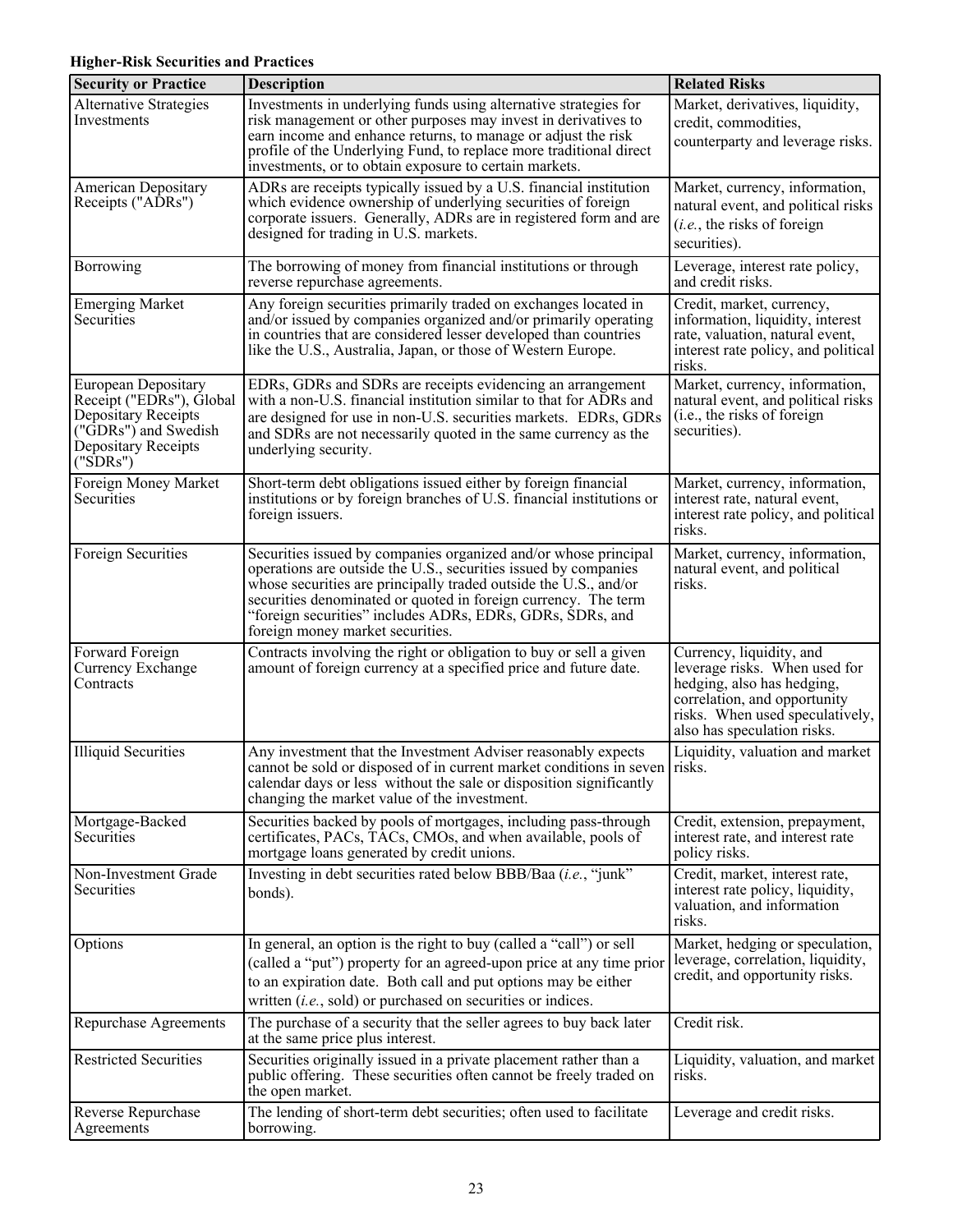**Higher-Risk Securities and Practices**

| Security or Practice | Description | Related Risks |
|---|---|---|
| Alternative Strategies Investments | Investments in underlying funds using alternative strategies for risk management or other purposes may invest in derivatives to earn income and enhance returns, to manage or adjust the risk profile of the Underlying Fund, to replace more traditional direct investments, or to obtain exposure to certain markets. | Market, derivatives, liquidity, credit, commodities, counterparty and leverage risks. |
| American Depositary Receipts ("ADRs") | ADRs are receipts typically issued by a U.S. financial institution which evidence ownership of underlying securities of foreign corporate issuers. Generally, ADRs are in registered form and are designed for trading in U.S. markets. | Market, currency, information, natural event, and political risks (*i.e.*, the risks of foreign securities). |
| Borrowing | The borrowing of money from financial institutions or through reverse repurchase agreements. | Leverage, interest rate policy, and credit risks. |
| Emerging Market Securities | Any foreign securities primarily traded on exchanges located in and/or issued by companies organized and/or primarily operating in countries that are considered lesser developed than countries like the U.S., Australia, Japan, or those of Western Europe. | Credit, market, currency, information, liquidity, interest rate, valuation, natural event, interest rate policy, and political risks. |
| European Depositary Receipt ("EDRs"), Global Depositary Receipts ("GDRs") and Swedish Depositary Receipts ("SDRs") | EDRs, GDRs and SDRs are receipts evidencing an arrangement with a non-U.S. financial institution similar to that for ADRs and are designed for use in non-U.S. securities markets. EDRs, GDRs and SDRs are not necessarily quoted in the same currency as the underlying security. | Market, currency, information, natural event and political risks (i.e., the risks of foreign securities). |
| Foreign Money Market Securities | Short-term debt obligations issued either by foreign financial institutions or by foreign branches of U.S. financial institutions or foreign issuers. | Market, currency, information, interest rate, natural event, interest rate policy, and political risks. |
| Foreign Securities | Securities issued by companies organized and/or whose principal operations are outside the U.S., securities issued by companies whose securities are principally traded outside the U.S., and/or securities denominated or quoted in foreign currency. The term "foreign securities" includes ADRs, EDRs, GDRs, SDRs, and foreign money market securities. | Market, currency, information, natural event, and political risks. |
| Forward Foreign Currency Exchange Contracts | Contracts involving the right or obligation to buy or sell a given amount of foreign currency at a specified price and future date. | Currency, liquidity, and leverage risks. When used for hedging, also has hedging, correlation, and opportunity risks. When used speculatively, also has speculation risks. |
| Illiquid Securities | Any investment that the Investment Adviser reasonably expects cannot be sold or disposed of in current market conditions in seven calendar days or less without the sale or disposition significantly changing the market value of the investment. | Liquidity, valuation and market risks. |
| Mortgage-Backed Securities | Securities backed by pools of mortgages, including pass-through certificates, PACs, TACs, CMOs, and when available, pools of mortgage loans generated by credit unions. | Credit, extension, prepayment, interest rate, and interest rate policy risks. |
| Non-Investment Grade Securities | Investing in debt securities rated below BBB/Baa (*i.e.*, "junk" bonds). | Credit, market, interest rate, interest rate policy, liquidity, valuation, and information risks. |
| Options | In general, an option is the right to buy (called a "call") or sell (called a "put") property for an agreed-upon price at any time prior to an expiration date. Both call and put options may be either written (*i.e.*, sold) or purchased on securities or indices. | Market, hedging or speculation, leverage, correlation, liquidity, credit, and opportunity risks. |
| Repurchase Agreements | The purchase of a security that the seller agrees to buy back later at the same price plus interest. | Credit risk. |
| Restricted Securities | Securities originally issued in a private placement rather than a public offering. These securities often cannot be freely traded on the open market. | Liquidity, valuation, and market risks. |
| Reverse Repurchase Agreements | The lending of short-term debt securities; often used to facilitate borrowing. | Leverage and credit risks. |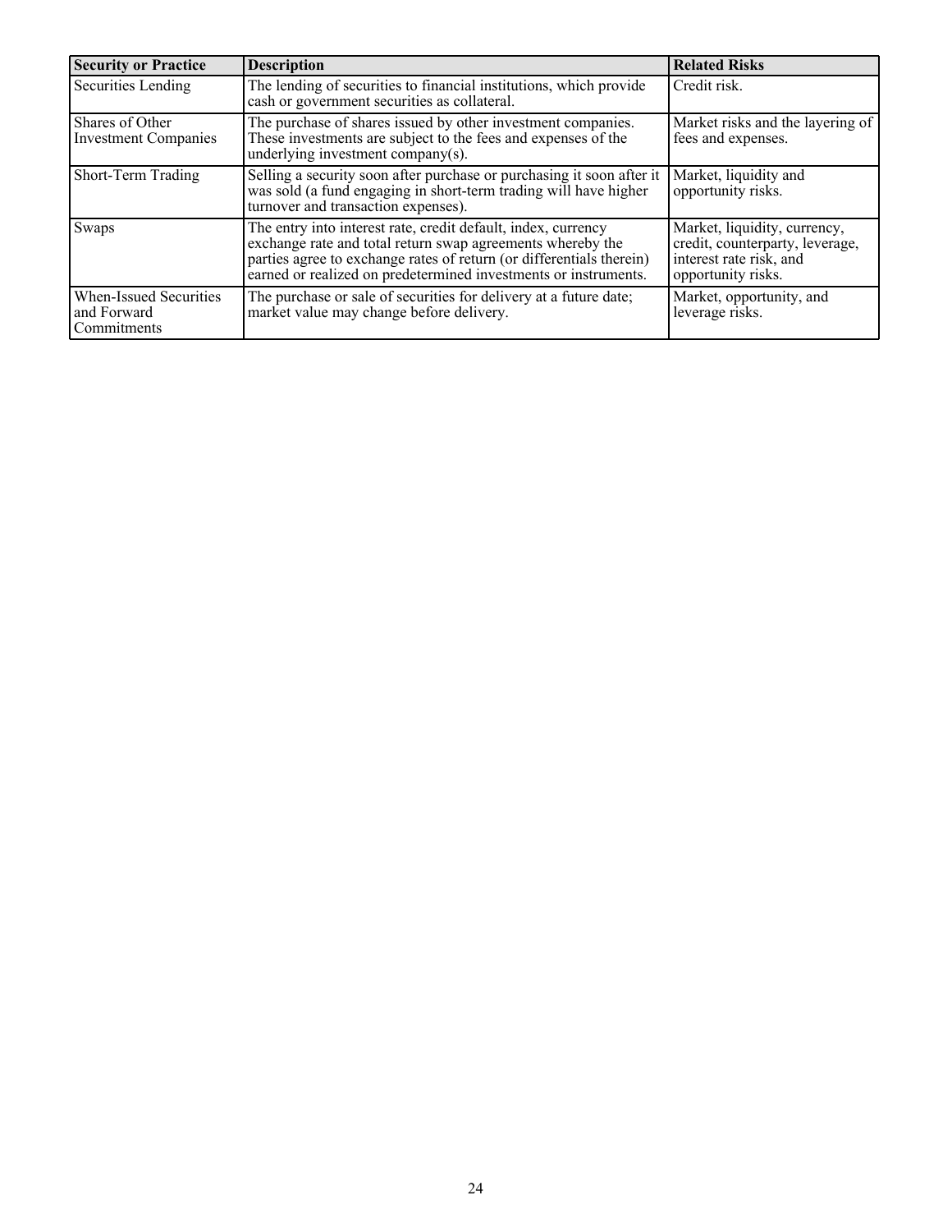| Security or Practice | Description | Related Risks |
| --- | --- | --- |
| Securities Lending | The lending of securities to financial institutions, which provide cash or government securities as collateral. | Credit risk. |
| Shares of Other Investment Companies | The purchase of shares issued by other investment companies. These investments are subject to the fees and expenses of the underlying investment company(s). | Market risks and the layering of fees and expenses. |
| Short-Term Trading | Selling a security soon after purchase or purchasing it soon after it was sold (a fund engaging in short-term trading will have higher turnover and transaction expenses). | Market, liquidity and opportunity risks. |
| Swaps | The entry into interest rate, credit default, index, currency exchange rate and total return swap agreements whereby the parties agree to exchange rates of return (or differentials therein) earned or realized on predetermined investments or instruments. | Market, liquidity, currency, credit, counterparty, leverage, interest rate risk, and opportunity risks. |
| When-Issued Securities and Forward Commitments | The purchase or sale of securities for delivery at a future date; market value may change before delivery. | Market, opportunity, and leverage risks. |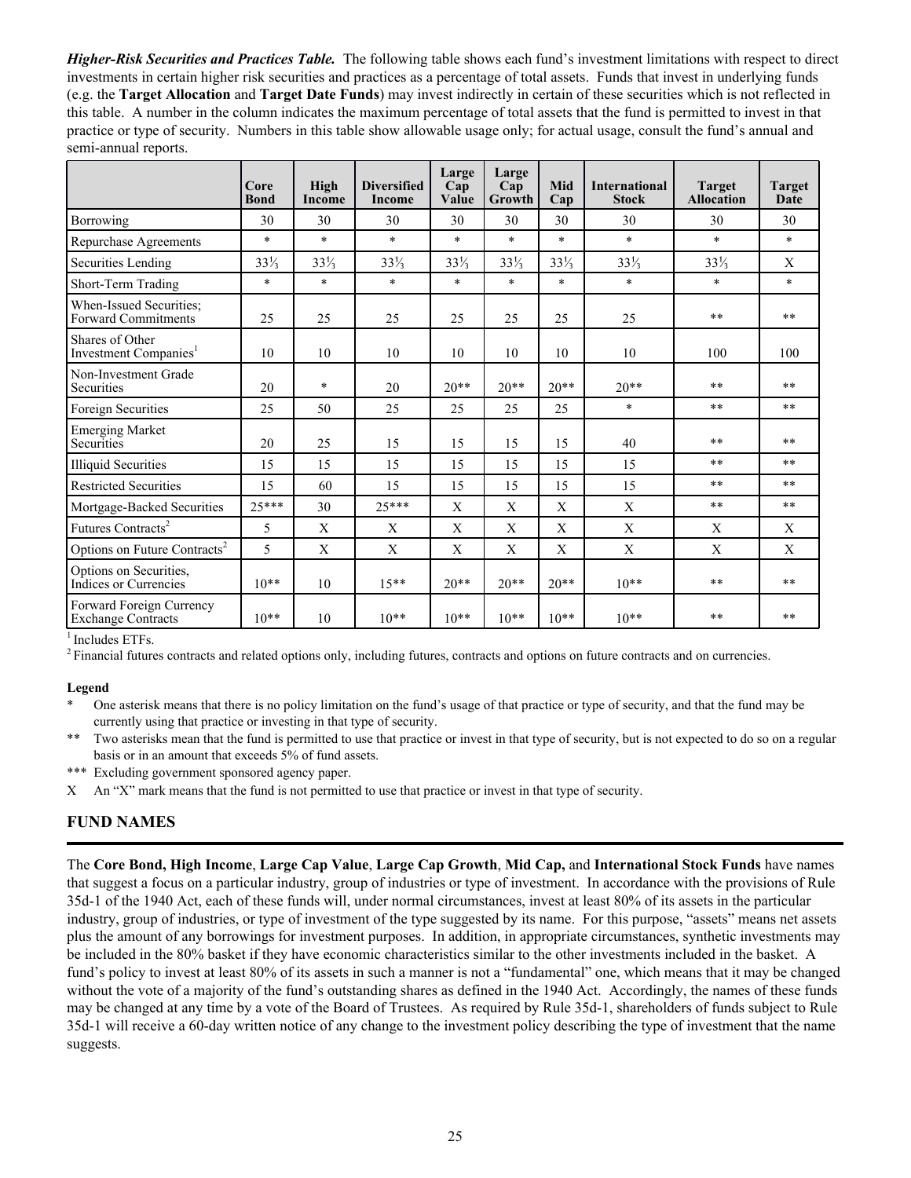***Higher-Risk Securities and Practices Table.*** The following table shows each fund's investment limitations with respect to direct investments in certain higher risk securities and practices as a percentage of total assets. Funds that invest in underlying funds (e.g. the **Target Allocation** and **Target Date Funds**) may invest indirectly in certain of these securities which is not reflected in this table. A number in the column indicates the maximum percentage of total assets that the fund is permitted to invest in that practice or type of security. Numbers in this table show allowable usage only; for actual usage, consult the fund's annual and semi-annual reports.

| | Core Bond | High Income | Diversified Income | Large Cap Value | Large Cap Growth | Mid Cap | International Stock | Target Allocation | Target Date |
|---|---|---|---|---|---|---|---|---|---|
| Borrowing | 30 | 30 | 30 | 30 | 30 | 30 | 30 | 30 | 30 |
| Repurchase Agreements | * | * | * | * | * | * | * | * | * |
| Securities Lending | 33⅓ | 33⅓ | 33⅓ | 33⅓ | 33⅓ | 33⅓ | 33⅓ | 33⅓ | X |
| Short-Term Trading | * | * | * | * | * | * | * | * | * |
| When-Issued Securities; Forward Commitments | 25 | 25 | 25 | 25 | 25 | 25 | 25 | ** | ** |
| Shares of Other Investment Companies[1] | 10 | 10 | 10 | 10 | 10 | 10 | 10 | 100 | 100 |
| Non-Investment Grade Securities | 20 | * | 20 | 20** | 20** | 20** | 20** | ** | ** |
| Foreign Securities | 25 | 50 | 25 | 25 | 25 | 25 | * | ** | ** |
| Emerging Market Securities | 20 | 25 | 15 | 15 | 15 | 15 | 40 | ** | ** |
| Illiquid Securities | 15 | 15 | 15 | 15 | 15 | 15 | 15 | ** | ** |
| Restricted Securities | 15 | 60 | 15 | 15 | 15 | 15 | 15 | ** | ** |
| Mortgage-Backed Securities | 25*** | 30 | 25*** | X | X | X | X | ** | ** |
| Futures Contracts[2] | 5 | X | X | X | X | X | X | X | X |
| Options on Future Contracts[2] | 5 | X | X | X | X | X | X | X | X |
| Options on Securities, Indices or Currencies | 10** | 10 | 15** | 20** | 20** | 20** | 10** | ** | ** |
| Forward Foreign Currency Exchange Contracts | 10** | 10 | 10** | 10** | 10** | 10** | 10** | ** | ** |

[1] Includes ETFs.

[2] Financial futures contracts and related options only, including futures, contracts and options on future contracts and on currencies.

**Legend**

- \* One asterisk means that there is no policy limitation on the fund's usage of that practice or type of security, and that the fund may be currently using that practice or investing in that type of security.
- ** Two asterisks mean that the fund is permitted to use that practice or invest in that type of security, but is not expected to do so on a regular basis or in an amount that exceeds 5% of fund assets.
- *** Excluding government sponsored agency paper.
- X An "X" mark means that the fund is not permitted to use that practice or invest in that type of security.

## FUND NAMES

The **Core Bond, High Income**, **Large Cap Value**, **Large Cap Growth**, **Mid Cap,** and **International Stock Funds** have names that suggest a focus on a particular industry, group of industries or type of investment. In accordance with the provisions of Rule 35d-1 of the 1940 Act, each of these funds will, under normal circumstances, invest at least 80% of its assets in the particular industry, group of industries, or type of investment of the type suggested by its name. For this purpose, "assets" means net assets plus the amount of any borrowings for investment purposes. In addition, in appropriate circumstances, synthetic investments may be included in the 80% basket if they have economic characteristics similar to the other investments included in the basket. A fund's policy to invest at least 80% of its assets in such a manner is not a "fundamental" one, which means that it may be changed without the vote of a majority of the fund's outstanding shares as defined in the 1940 Act. Accordingly, the names of these funds may be changed at any time by a vote of the Board of Trustees. As required by Rule 35d-1, shareholders of funds subject to Rule 35d-1 will receive a 60-day written notice of any change to the investment policy describing the type of investment that the name suggests.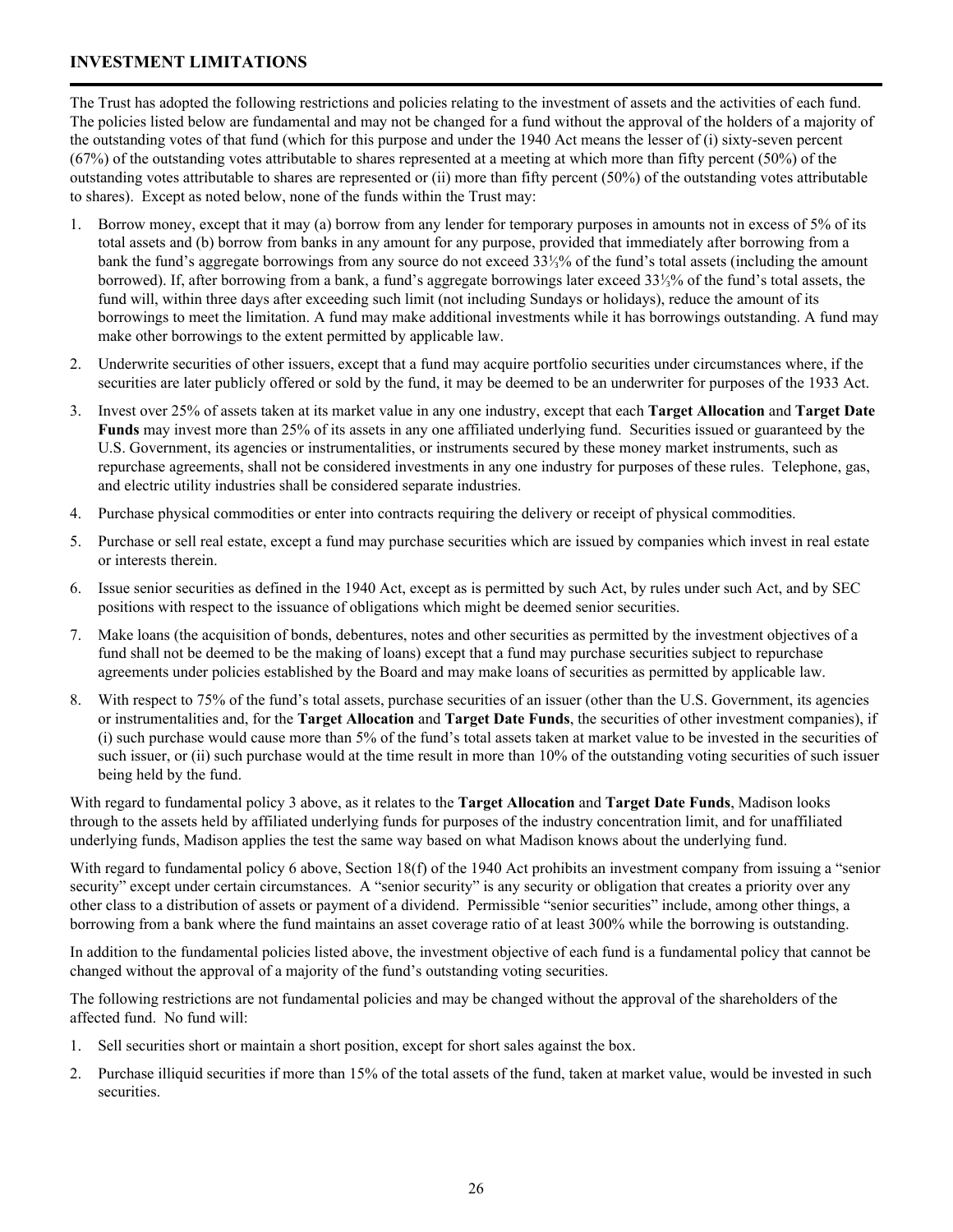## INVESTMENT LIMITATIONS

The Trust has adopted the following restrictions and policies relating to the investment of assets and the activities of each fund. The policies listed below are fundamental and may not be changed for a fund without the approval of the holders of a majority of the outstanding votes of that fund (which for this purpose and under the 1940 Act means the lesser of (i) sixty-seven percent (67%) of the outstanding votes attributable to shares represented at a meeting at which more than fifty percent (50%) of the outstanding votes attributable to shares are represented or (ii) more than fifty percent (50%) of the outstanding votes attributable to shares). Except as noted below, none of the funds within the Trust may:

1. Borrow money, except that it may (a) borrow from any lender for temporary purposes in amounts not in excess of 5% of its total assets and (b) borrow from banks in any amount for any purpose, provided that immediately after borrowing from a bank the fund's aggregate borrowings from any source do not exceed 33⅓% of the fund's total assets (including the amount borrowed). If, after borrowing from a bank, a fund's aggregate borrowings later exceed 33⅓% of the fund's total assets, the fund will, within three days after exceeding such limit (not including Sundays or holidays), reduce the amount of its borrowings to meet the limitation. A fund may make additional investments while it has borrowings outstanding. A fund may make other borrowings to the extent permitted by applicable law.
2. Underwrite securities of other issuers, except that a fund may acquire portfolio securities under circumstances where, if the securities are later publicly offered or sold by the fund, it may be deemed to be an underwriter for purposes of the 1933 Act.
3. Invest over 25% of assets taken at its market value in any one industry, except that each **Target Allocation** and **Target Date Funds** may invest more than 25% of its assets in any one affiliated underlying fund. Securities issued or guaranteed by the U.S. Government, its agencies or instrumentalities, or instruments secured by these money market instruments, such as repurchase agreements, shall not be considered investments in any one industry for purposes of these rules. Telephone, gas, and electric utility industries shall be considered separate industries.
4. Purchase physical commodities or enter into contracts requiring the delivery or receipt of physical commodities.
5. Purchase or sell real estate, except a fund may purchase securities which are issued by companies which invest in real estate or interests therein.
6. Issue senior securities as defined in the 1940 Act, except as is permitted by such Act, by rules under such Act, and by SEC positions with respect to the issuance of obligations which might be deemed senior securities.
7. Make loans (the acquisition of bonds, debentures, notes and other securities as permitted by the investment objectives of a fund shall not be deemed to be the making of loans) except that a fund may purchase securities subject to repurchase agreements under policies established by the Board and may make loans of securities as permitted by applicable law.
8. With respect to 75% of the fund's total assets, purchase securities of an issuer (other than the U.S. Government, its agencies or instrumentalities and, for the **Target Allocation** and **Target Date Funds**, the securities of other investment companies), if (i) such purchase would cause more than 5% of the fund's total assets taken at market value to be invested in the securities of such issuer, or (ii) such purchase would at the time result in more than 10% of the outstanding voting securities of such issuer being held by the fund.

With regard to fundamental policy 3 above, as it relates to the **Target Allocation** and **Target Date Funds**, Madison looks through to the assets held by affiliated underlying funds for purposes of the industry concentration limit, and for unaffiliated underlying funds, Madison applies the test the same way based on what Madison knows about the underlying fund.

With regard to fundamental policy 6 above, Section 18(f) of the 1940 Act prohibits an investment company from issuing a "senior security" except under certain circumstances. A "senior security" is any security or obligation that creates a priority over any other class to a distribution of assets or payment of a dividend. Permissible "senior securities" include, among other things, a borrowing from a bank where the fund maintains an asset coverage ratio of at least 300% while the borrowing is outstanding.

In addition to the fundamental policies listed above, the investment objective of each fund is a fundamental policy that cannot be changed without the approval of a majority of the fund's outstanding voting securities.

The following restrictions are not fundamental policies and may be changed without the approval of the shareholders of the affected fund. No fund will:

1. Sell securities short or maintain a short position, except for short sales against the box.
2. Purchase illiquid securities if more than 15% of the total assets of the fund, taken at market value, would be invested in such securities.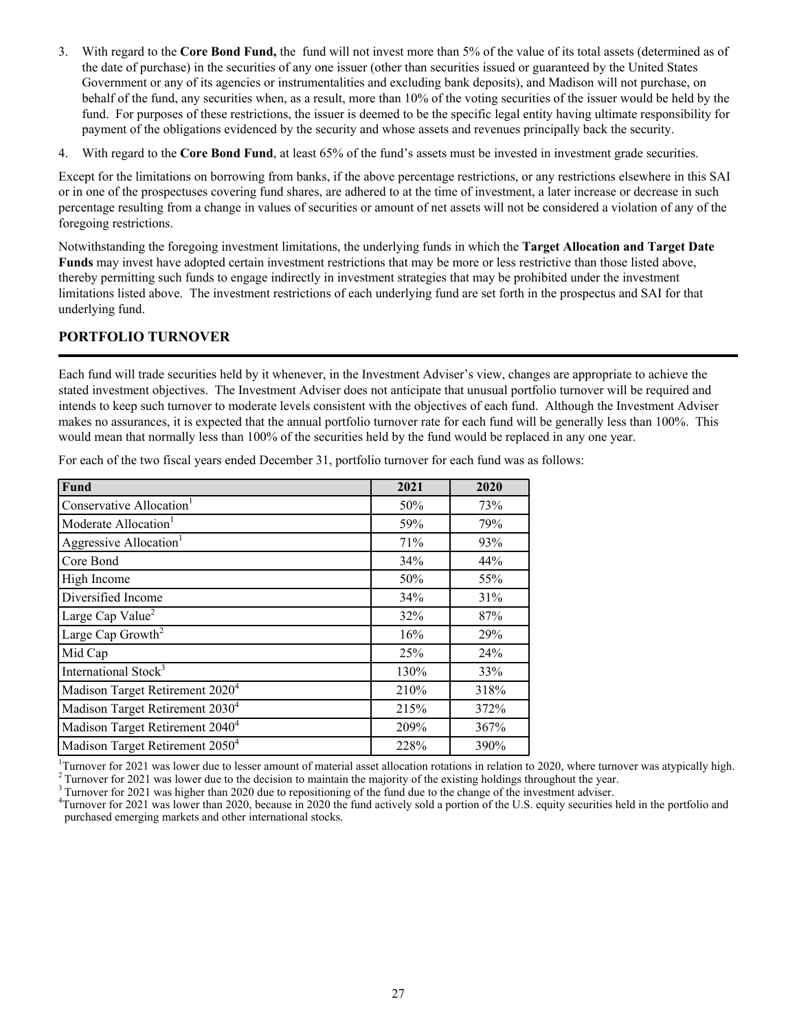3. With regard to the **Core Bond Fund,** the fund will not invest more than 5% of the value of its total assets (determined as of the date of purchase) in the securities of any one issuer (other than securities issued or guaranteed by the United States Government or any of its agencies or instrumentalities and excluding bank deposits), and Madison will not purchase, on behalf of the fund, any securities when, as a result, more than 10% of the voting securities of the issuer would be held by the fund. For purposes of these restrictions, the issuer is deemed to be the specific legal entity having ultimate responsibility for payment of the obligations evidenced by the security and whose assets and revenues principally back the security.

4. With regard to the **Core Bond Fund**, at least 65% of the fund's assets must be invested in investment grade securities.

Except for the limitations on borrowing from banks, if the above percentage restrictions, or any restrictions elsewhere in this SAI or in one of the prospectuses covering fund shares, are adhered to at the time of investment, a later increase or decrease in such percentage resulting from a change in values of securities or amount of net assets will not be considered a violation of any of the foregoing restrictions.

Notwithstanding the foregoing investment limitations, the underlying funds in which the **Target Allocation and Target Date Funds** may invest have adopted certain investment restrictions that may be more or less restrictive than those listed above, thereby permitting such funds to engage indirectly in investment strategies that may be prohibited under the investment limitations listed above. The investment restrictions of each underlying fund are set forth in the prospectus and SAI for that underlying fund.

## PORTFOLIO TURNOVER

Each fund will trade securities held by it whenever, in the Investment Adviser's view, changes are appropriate to achieve the stated investment objectives. The Investment Adviser does not anticipate that unusual portfolio turnover will be required and intends to keep such turnover to moderate levels consistent with the objectives of each fund. Although the Investment Adviser makes no assurances, it is expected that the annual portfolio turnover rate for each fund will be generally less than 100%. This would mean that normally less than 100% of the securities held by the fund would be replaced in any one year.

For each of the two fiscal years ended December 31, portfolio turnover for each fund was as follows:

| Fund | 2021 | 2020 |
|---|---|---|
| Conservative Allocation[1] | 50% | 73% |
| Moderate Allocation[1] | 59% | 79% |
| Aggressive Allocation[1] | 71% | 93% |
| Core Bond | 34% | 44% |
| High Income | 50% | 55% |
| Diversified Income | 34% | 31% |
| Large Cap Value[2] | 32% | 87% |
| Large Cap Growth[2] | 16% | 29% |
| Mid Cap | 25% | 24% |
| International Stock[3] | 130% | 33% |
| Madison Target Retirement 2020[4] | 210% | 318% |
| Madison Target Retirement 2030[4] | 215% | 372% |
| Madison Target Retirement 2040[4] | 209% | 367% |
| Madison Target Retirement 2050[4] | 228% | 390% |

[1]Turnover for 2021 was lower due to lesser amount of material asset allocation rotations in relation to 2020, where turnover was atypically high.
[2] Turnover for 2021 was lower due to the decision to maintain the majority of the existing holdings throughout the year.
[3] Turnover for 2021 was higher than 2020 due to repositioning of the fund due to the change of the investment adviser.
[4]Turnover for 2021 was lower than 2020, because in 2020 the fund actively sold a portion of the U.S. equity securities held in the portfolio and purchased emerging markets and other international stocks.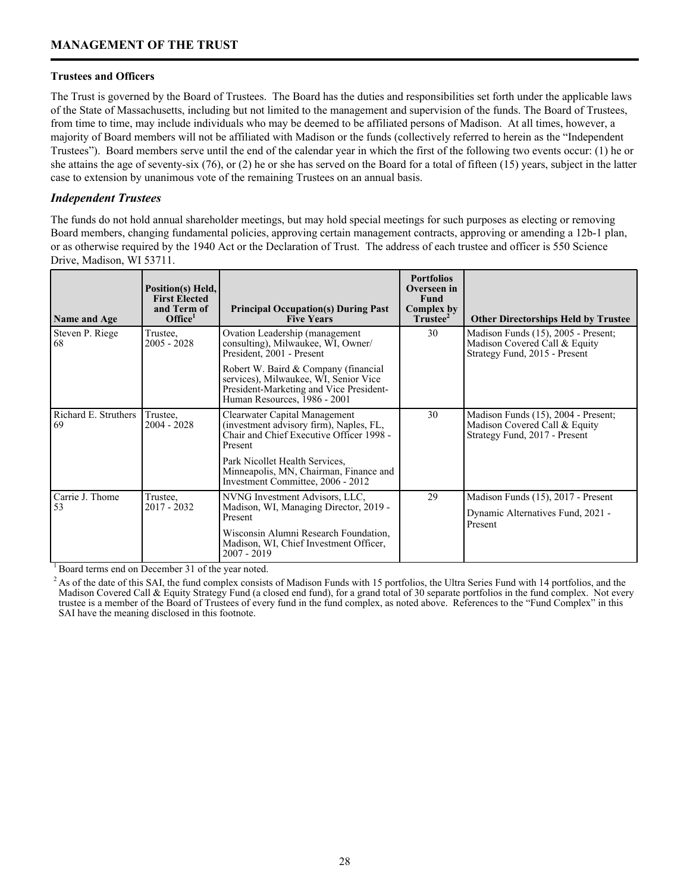## MANAGEMENT OF THE TRUST

### Trustees and Officers

The Trust is governed by the Board of Trustees. The Board has the duties and responsibilities set forth under the applicable laws of the State of Massachusetts, including but not limited to the management and supervision of the funds. The Board of Trustees, from time to time, may include individuals who may be deemed to be affiliated persons of Madison. At all times, however, a majority of Board members will not be affiliated with Madison or the funds (collectively referred to herein as the "Independent Trustees"). Board members serve until the end of the calendar year in which the first of the following two events occur: (1) he or she attains the age of seventy-six (76), or (2) he or she has served on the Board for a total of fifteen (15) years, subject in the latter case to extension by unanimous vote of the remaining Trustees on an annual basis.

### *Independent Trustees*

The funds do not hold annual shareholder meetings, but may hold special meetings for such purposes as electing or removing Board members, changing fundamental policies, approving certain management contracts, approving or amending a 12b-1 plan, or as otherwise required by the 1940 Act or the Declaration of Trust. The address of each trustee and officer is 550 Science Drive, Madison, WI 53711.

| Name and Age | Position(s) Held, First Elected and Term of Office[1] | Principal Occupation(s) During Past Five Years | Portfolios Overseen in Fund Complex by Trustee[2] | Other Directorships Held by Trustee |
|---|---|---|---|---|
| Steven P. Riege 68 | Trustee, 2005 - 2028 | Ovation Leadership (management consulting), Milwaukee, WI, Owner/ President, 2001 - Present<br><br>Robert W. Baird & Company (financial services), Milwaukee, WI, Senior Vice President-Marketing and Vice President-Human Resources, 1986 - 2001 | 30 | Madison Funds (15), 2005 - Present; Madison Covered Call & Equity Strategy Fund, 2015 - Present |
| Richard E. Struthers 69 | Trustee, 2004 - 2028 | Clearwater Capital Management (investment advisory firm), Naples, FL, Chair and Chief Executive Officer 1998 - Present<br><br>Park Nicollet Health Services, Minneapolis, MN, Chairman, Finance and Investment Committee, 2006 - 2012 | 30 | Madison Funds (15), 2004 - Present; Madison Covered Call & Equity Strategy Fund, 2017 - Present |
| Carrie J. Thome 53 | Trustee, 2017 - 2032 | NVNG Investment Advisors, LLC, Madison, WI, Managing Director, 2019 - Present<br><br>Wisconsin Alumni Research Foundation, Madison, WI, Chief Investment Officer, 2007 - 2019 | 29 | Madison Funds (15), 2017 - Present<br><br>Dynamic Alternatives Fund, 2021 - Present |

[1] Board terms end on December 31 of the year noted.

[2] As of the date of this SAI, the fund complex consists of Madison Funds with 15 portfolios, the Ultra Series Fund with 14 portfolios, and the Madison Covered Call & Equity Strategy Fund (a closed end fund), for a grand total of 30 separate portfolios in the fund complex. Not every trustee is a member of the Board of Trustees of every fund in the fund complex, as noted above. References to the "Fund Complex" in this SAI have the meaning disclosed in this footnote.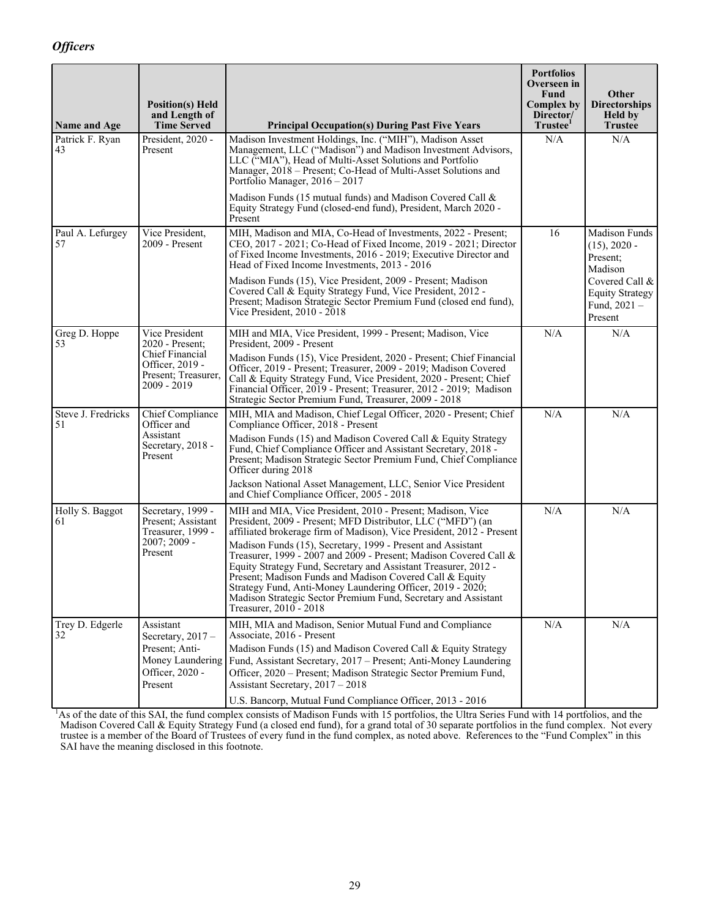## *Officers*

| Name and Age | Position(s) Held and Length of Time Served | Principal Occupation(s) During Past Five Years | Portfolios Overseen in Fund Complex by Director/ Trustee[1] | Other Directorships Held by Trustee |
|---|---|---|---|---|
| Patrick F. Ryan 43 | President, 2020 - Present | Madison Investment Holdings, Inc. ("MIH"), Madison Asset Management, LLC ("Madison") and Madison Investment Advisors, LLC ("MIA"), Head of Multi-Asset Solutions and Portfolio Manager, 2018 – Present; Co-Head of Multi-Asset Solutions and Portfolio Manager, 2016 – 2017<br><br>Madison Funds (15 mutual funds) and Madison Covered Call & Equity Strategy Fund (closed-end fund), President, March 2020 - Present | N/A | N/A |
| Paul A. Lefurgey 57 | Vice President, 2009 - Present | MIH, Madison and MIA, Co-Head of Investments, 2022 - Present; CEO, 2017 - 2021; Co-Head of Fixed Income, 2019 - 2021; Director of Fixed Income Investments, 2016 - 2019; Executive Director and Head of Fixed Income Investments, 2013 - 2016<br><br>Madison Funds (15), Vice President, 2009 - Present; Madison Covered Call & Equity Strategy Fund, Vice President, 2012 - Present; Madison Strategic Sector Premium Fund (closed end fund), Vice President, 2010 - 2018 | 16 | Madison Funds (15), 2020 - Present; Madison Covered Call & Equity Strategy Fund, 2021 – Present |
| Greg D. Hoppe 53 | Vice President 2020 - Present; Chief Financial Officer, 2019 - Present; Treasurer, 2009 - 2019 | MIH and MIA, Vice President, 1999 - Present; Madison, Vice President, 2009 - Present<br><br>Madison Funds (15), Vice President, 2020 - Present; Chief Financial Officer, 2019 - Present; Treasurer, 2009 - 2019; Madison Covered Call & Equity Strategy Fund, Vice President, 2020 - Present; Chief Financial Officer, 2019 - Present; Treasurer, 2012 - 2019; Madison Strategic Sector Premium Fund, Treasurer, 2009 - 2018 | N/A | N/A |
| Steve J. Fredricks 51 | Chief Compliance Officer and Assistant Secretary, 2018 - Present | MIH, MIA and Madison, Chief Legal Officer, 2020 - Present; Chief Compliance Officer, 2018 - Present<br><br>Madison Funds (15) and Madison Covered Call & Equity Strategy Fund, Chief Compliance Officer and Assistant Secretary, 2018 - Present; Madison Strategic Sector Premium Fund, Chief Compliance Officer during 2018<br><br>Jackson National Asset Management, LLC, Senior Vice President and Chief Compliance Officer, 2005 - 2018 | N/A | N/A |
| Holly S. Baggot 61 | Secretary, 1999 - Present; Assistant Treasurer, 1999 - 2007; 2009 - Present | MIH and MIA, Vice President, 2010 - Present; Madison, Vice President, 2009 - Present; MFD Distributor, LLC ("MFD") (an affiliated brokerage firm of Madison), Vice President, 2012 - Present<br><br>Madison Funds (15), Secretary, 1999 - Present and Assistant Treasurer, 1999 - 2007 and 2009 - Present; Madison Covered Call & Equity Strategy Fund, Secretary and Assistant Treasurer, 2012 - Present; Madison Funds and Madison Covered Call & Equity Strategy Fund, Anti-Money Laundering Officer, 2019 - 2020; Madison Strategic Sector Premium Fund, Secretary and Assistant Treasurer, 2010 - 2018 | N/A | N/A |
| Trey D. Edgerle 32 | Assistant Secretary, 2017 – Present; Anti-Money Laundering Officer, 2020 - Present | MIH, MIA and Madison, Senior Mutual Fund and Compliance Associate, 2016 - Present<br><br>Madison Funds (15) and Madison Covered Call & Equity Strategy Fund, Assistant Secretary, 2017 – Present; Anti-Money Laundering Officer, 2020 – Present; Madison Strategic Sector Premium Fund, Assistant Secretary, 2017 – 2018<br><br>U.S. Bancorp, Mutual Fund Compliance Officer, 2013 - 2016 | N/A | N/A |

[1]As of the date of this SAI, the fund complex consists of Madison Funds with 15 portfolios, the Ultra Series Fund with 14 portfolios, and the Madison Covered Call & Equity Strategy Fund (a closed end fund), for a grand total of 30 separate portfolios in the fund complex. Not every trustee is a member of the Board of Trustees of every fund in the fund complex, as noted above. References to the "Fund Complex" in this SAI have the meaning disclosed in this footnote.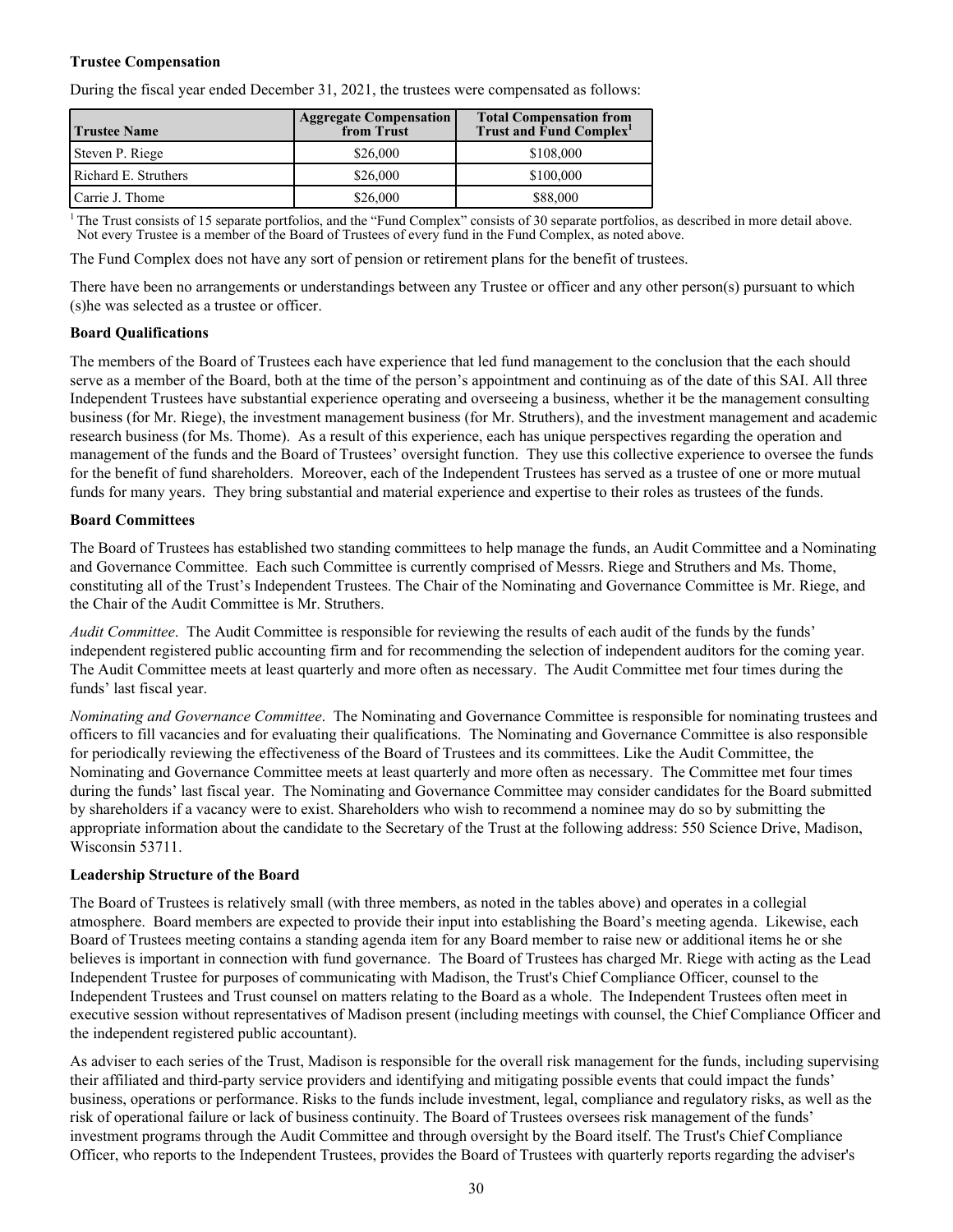**Trustee Compensation**

During the fiscal year ended December 31, 2021, the trustees were compensated as follows:

| Trustee Name | Aggregate Compensation from Trust | Total Compensation from Trust and Fund Complex[1] |
|---|---|---|
| Steven P. Riege | $26,000 | $108,000 |
| Richard E. Struthers | $26,000 | $100,000 |
| Carrie J. Thome | $26,000 | $88,000 |

[1] The Trust consists of 15 separate portfolios, and the "Fund Complex" consists of 30 separate portfolios, as described in more detail above. Not every Trustee is a member of the Board of Trustees of every fund in the Fund Complex, as noted above.

The Fund Complex does not have any sort of pension or retirement plans for the benefit of trustees.

There have been no arrangements or understandings between any Trustee or officer and any other person(s) pursuant to which (s)he was selected as a trustee or officer.

**Board Qualifications**

The members of the Board of Trustees each have experience that led fund management to the conclusion that the each should serve as a member of the Board, both at the time of the person's appointment and continuing as of the date of this SAI. All three Independent Trustees have substantial experience operating and overseeing a business, whether it be the management consulting business (for Mr. Riege), the investment management business (for Mr. Struthers), and the investment management and academic research business (for Ms. Thome). As a result of this experience, each has unique perspectives regarding the operation and management of the funds and the Board of Trustees' oversight function. They use this collective experience to oversee the funds for the benefit of fund shareholders. Moreover, each of the Independent Trustees has served as a trustee of one or more mutual funds for many years. They bring substantial and material experience and expertise to their roles as trustees of the funds.

**Board Committees**

The Board of Trustees has established two standing committees to help manage the funds, an Audit Committee and a Nominating and Governance Committee. Each such Committee is currently comprised of Messrs. Riege and Struthers and Ms. Thome, constituting all of the Trust's Independent Trustees. The Chair of the Nominating and Governance Committee is Mr. Riege, and the Chair of the Audit Committee is Mr. Struthers.

*Audit Committee*. The Audit Committee is responsible for reviewing the results of each audit of the funds by the funds' independent registered public accounting firm and for recommending the selection of independent auditors for the coming year. The Audit Committee meets at least quarterly and more often as necessary. The Audit Committee met four times during the funds' last fiscal year.

*Nominating and Governance Committee*. The Nominating and Governance Committee is responsible for nominating trustees and officers to fill vacancies and for evaluating their qualifications. The Nominating and Governance Committee is also responsible for periodically reviewing the effectiveness of the Board of Trustees and its committees. Like the Audit Committee, the Nominating and Governance Committee meets at least quarterly and more often as necessary. The Committee met four times during the funds' last fiscal year. The Nominating and Governance Committee may consider candidates for the Board submitted by shareholders if a vacancy were to exist. Shareholders who wish to recommend a nominee may do so by submitting the appropriate information about the candidate to the Secretary of the Trust at the following address: 550 Science Drive, Madison, Wisconsin 53711.

**Leadership Structure of the Board**

The Board of Trustees is relatively small (with three members, as noted in the tables above) and operates in a collegial atmosphere. Board members are expected to provide their input into establishing the Board's meeting agenda. Likewise, each Board of Trustees meeting contains a standing agenda item for any Board member to raise new or additional items he or she believes is important in connection with fund governance. The Board of Trustees has charged Mr. Riege with acting as the Lead Independent Trustee for purposes of communicating with Madison, the Trust's Chief Compliance Officer, counsel to the Independent Trustees and Trust counsel on matters relating to the Board as a whole. The Independent Trustees often meet in executive session without representatives of Madison present (including meetings with counsel, the Chief Compliance Officer and the independent registered public accountant).

As adviser to each series of the Trust, Madison is responsible for the overall risk management for the funds, including supervising their affiliated and third-party service providers and identifying and mitigating possible events that could impact the funds' business, operations or performance. Risks to the funds include investment, legal, compliance and regulatory risks, as well as the risk of operational failure or lack of business continuity. The Board of Trustees oversees risk management of the funds' investment programs through the Audit Committee and through oversight by the Board itself. The Trust's Chief Compliance Officer, who reports to the Independent Trustees, provides the Board of Trustees with quarterly reports regarding the adviser's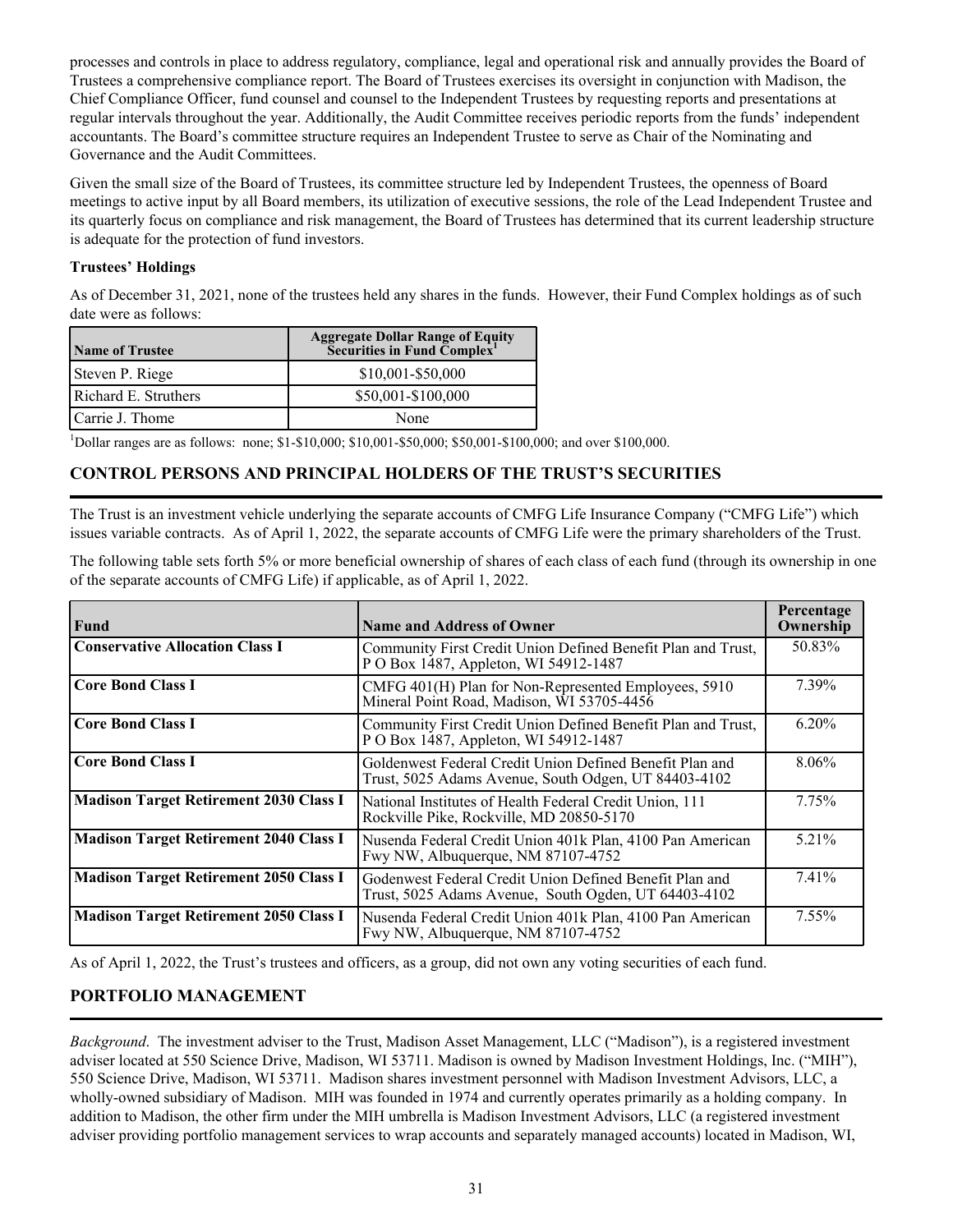processes and controls in place to address regulatory, compliance, legal and operational risk and annually provides the Board of Trustees a comprehensive compliance report. The Board of Trustees exercises its oversight in conjunction with Madison, the Chief Compliance Officer, fund counsel and counsel to the Independent Trustees by requesting reports and presentations at regular intervals throughout the year. Additionally, the Audit Committee receives periodic reports from the funds' independent accountants. The Board's committee structure requires an Independent Trustee to serve as Chair of the Nominating and Governance and the Audit Committees.

Given the small size of the Board of Trustees, its committee structure led by Independent Trustees, the openness of Board meetings to active input by all Board members, its utilization of executive sessions, the role of the Lead Independent Trustee and its quarterly focus on compliance and risk management, the Board of Trustees has determined that its current leadership structure is adequate for the protection of fund investors.

**Trustees' Holdings**

As of December 31, 2021, none of the trustees held any shares in the funds. However, their Fund Complex holdings as of such date were as follows:

| Name of Trustee | Aggregate Dollar Range of Equity Securities in Fund Complex[1] |
|---|---|
| Steven P. Riege | $10,001-$50,000 |
| Richard E. Struthers | $50,001-$100,000 |
| Carrie J. Thome | None |

[1]Dollar ranges are as follows: none; $1-$10,000; $10,001-$50,000; $50,001-$100,000; and over $100,000.

## CONTROL PERSONS AND PRINCIPAL HOLDERS OF THE TRUST'S SECURITIES

The Trust is an investment vehicle underlying the separate accounts of CMFG Life Insurance Company ("CMFG Life") which issues variable contracts. As of April 1, 2022, the separate accounts of CMFG Life were the primary shareholders of the Trust.

The following table sets forth 5% or more beneficial ownership of shares of each class of each fund (through its ownership in one of the separate accounts of CMFG Life) if applicable, as of April 1, 2022.

| Fund | Name and Address of Owner | Percentage Ownership |
|---|---|---|
| **Conservative Allocation Class I** | Community First Credit Union Defined Benefit Plan and Trust, P O Box 1487, Appleton, WI 54912-1487 | 50.83% |
| **Core Bond Class I** | CMFG 401(H) Plan for Non-Represented Employees, 5910 Mineral Point Road, Madison, WI 53705-4456 | 7.39% |
| **Core Bond Class I** | Community First Credit Union Defined Benefit Plan and Trust, P O Box 1487, Appleton, WI 54912-1487 | 6.20% |
| **Core Bond Class I** | Goldenwest Federal Credit Union Defined Benefit Plan and Trust, 5025 Adams Avenue, South Odgen, UT 84403-4102 | 8.06% |
| **Madison Target Retirement 2030 Class I** | National Institutes of Health Federal Credit Union, 111 Rockville Pike, Rockville, MD 20850-5170 | 7.75% |
| **Madison Target Retirement 2040 Class I** | Nusenda Federal Credit Union 401k Plan, 4100 Pan American Fwy NW, Albuquerque, NM 87107-4752 | 5.21% |
| **Madison Target Retirement 2050 Class I** | Godenwest Federal Credit Union Defined Benefit Plan and Trust, 5025 Adams Avenue, South Ogden, UT 64403-4102 | 7.41% |
| **Madison Target Retirement 2050 Class I** | Nusenda Federal Credit Union 401k Plan, 4100 Pan American Fwy NW, Albuquerque, NM 87107-4752 | 7.55% |

As of April 1, 2022, the Trust's trustees and officers, as a group, did not own any voting securities of each fund.

## PORTFOLIO MANAGEMENT

*Background*. The investment adviser to the Trust, Madison Asset Management, LLC ("Madison"), is a registered investment adviser located at 550 Science Drive, Madison, WI 53711. Madison is owned by Madison Investment Holdings, Inc. ("MIH"), 550 Science Drive, Madison, WI 53711. Madison shares investment personnel with Madison Investment Advisors, LLC, a wholly-owned subsidiary of Madison. MIH was founded in 1974 and currently operates primarily as a holding company. In addition to Madison, the other firm under the MIH umbrella is Madison Investment Advisors, LLC (a registered investment adviser providing portfolio management services to wrap accounts and separately managed accounts) located in Madison, WI,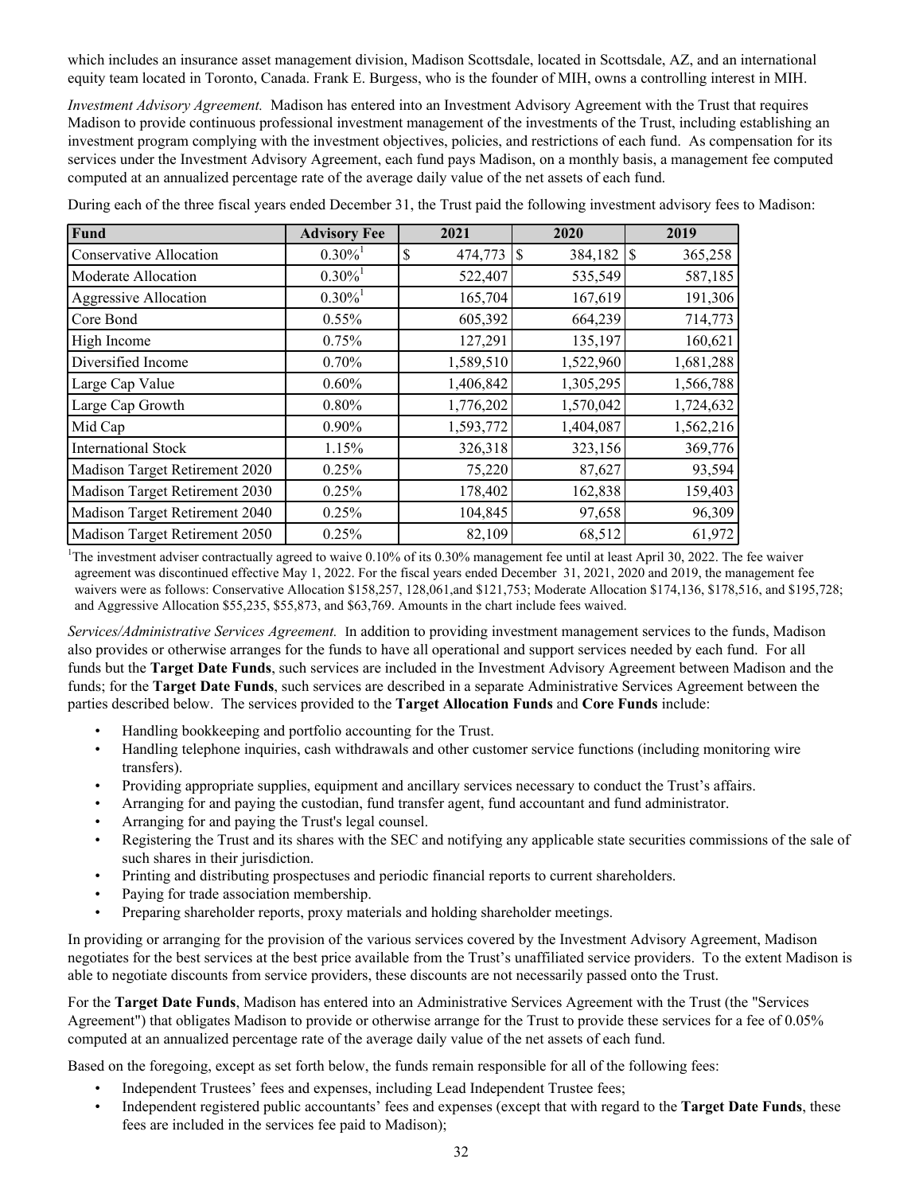which includes an insurance asset management division, Madison Scottsdale, located in Scottsdale, AZ, and an international equity team located in Toronto, Canada. Frank E. Burgess, who is the founder of MIH, owns a controlling interest in MIH.

*Investment Advisory Agreement.* Madison has entered into an Investment Advisory Agreement with the Trust that requires Madison to provide continuous professional investment management of the investments of the Trust, including establishing an investment program complying with the investment objectives, policies, and restrictions of each fund. As compensation for its services under the Investment Advisory Agreement, each fund pays Madison, on a monthly basis, a management fee computed computed at an annualized percentage rate of the average daily value of the net assets of each fund.

During each of the three fiscal years ended December 31, the Trust paid the following investment advisory fees to Madison:

| Fund | Advisory Fee | 2021 | 2020 | 2019 |
|---|---|---|---|---|
| Conservative Allocation | 0.30%[1] | $ 474,773 | $ 384,182 | $ 365,258 |
| Moderate Allocation | 0.30%[1] | 522,407 | 535,549 | 587,185 |
| Aggressive Allocation | 0.30%[1] | 165,704 | 167,619 | 191,306 |
| Core Bond | 0.55% | 605,392 | 664,239 | 714,773 |
| High Income | 0.75% | 127,291 | 135,197 | 160,621 |
| Diversified Income | 0.70% | 1,589,510 | 1,522,960 | 1,681,288 |
| Large Cap Value | 0.60% | 1,406,842 | 1,305,295 | 1,566,788 |
| Large Cap Growth | 0.80% | 1,776,202 | 1,570,042 | 1,724,632 |
| Mid Cap | 0.90% | 1,593,772 | 1,404,087 | 1,562,216 |
| International Stock | 1.15% | 326,318 | 323,156 | 369,776 |
| Madison Target Retirement 2020 | 0.25% | 75,220 | 87,627 | 93,594 |
| Madison Target Retirement 2030 | 0.25% | 178,402 | 162,838 | 159,403 |
| Madison Target Retirement 2040 | 0.25% | 104,845 | 97,658 | 96,309 |
| Madison Target Retirement 2050 | 0.25% | 82,109 | 68,512 | 61,972 |

[1]The investment adviser contractually agreed to waive 0.10% of its 0.30% management fee until at least April 30, 2022. The fee waiver agreement was discontinued effective May 1, 2022. For the fiscal years ended December 31, 2021, 2020 and 2019, the management fee waivers were as follows: Conservative Allocation $158,257, 128,061,and $121,753; Moderate Allocation $174,136, $178,516, and $195,728; and Aggressive Allocation $55,235, $55,873, and $63,769. Amounts in the chart include fees waived.

*Services/Administrative Services Agreement.* In addition to providing investment management services to the funds, Madison also provides or otherwise arranges for the funds to have all operational and support services needed by each fund. For all funds but the **Target Date Funds**, such services are included in the Investment Advisory Agreement between Madison and the funds; for the **Target Date Funds**, such services are described in a separate Administrative Services Agreement between the parties described below. The services provided to the **Target Allocation Funds** and **Core Funds** include:

- Handling bookkeeping and portfolio accounting for the Trust.
- Handling telephone inquiries, cash withdrawals and other customer service functions (including monitoring wire transfers).
- Providing appropriate supplies, equipment and ancillary services necessary to conduct the Trust's affairs.
- Arranging for and paying the custodian, fund transfer agent, fund accountant and fund administrator.
- Arranging for and paying the Trust's legal counsel.
- Registering the Trust and its shares with the SEC and notifying any applicable state securities commissions of the sale of such shares in their jurisdiction.
- Printing and distributing prospectuses and periodic financial reports to current shareholders.
- Paying for trade association membership.
- Preparing shareholder reports, proxy materials and holding shareholder meetings.

In providing or arranging for the provision of the various services covered by the Investment Advisory Agreement, Madison negotiates for the best services at the best price available from the Trust's unaffiliated service providers. To the extent Madison is able to negotiate discounts from service providers, these discounts are not necessarily passed onto the Trust.

For the **Target Date Funds**, Madison has entered into an Administrative Services Agreement with the Trust (the "Services Agreement") that obligates Madison to provide or otherwise arrange for the Trust to provide these services for a fee of 0.05% computed at an annualized percentage rate of the average daily value of the net assets of each fund.

Based on the foregoing, except as set forth below, the funds remain responsible for all of the following fees:

- Independent Trustees' fees and expenses, including Lead Independent Trustee fees;
- Independent registered public accountants' fees and expenses (except that with regard to the **Target Date Funds**, these fees are included in the services fee paid to Madison);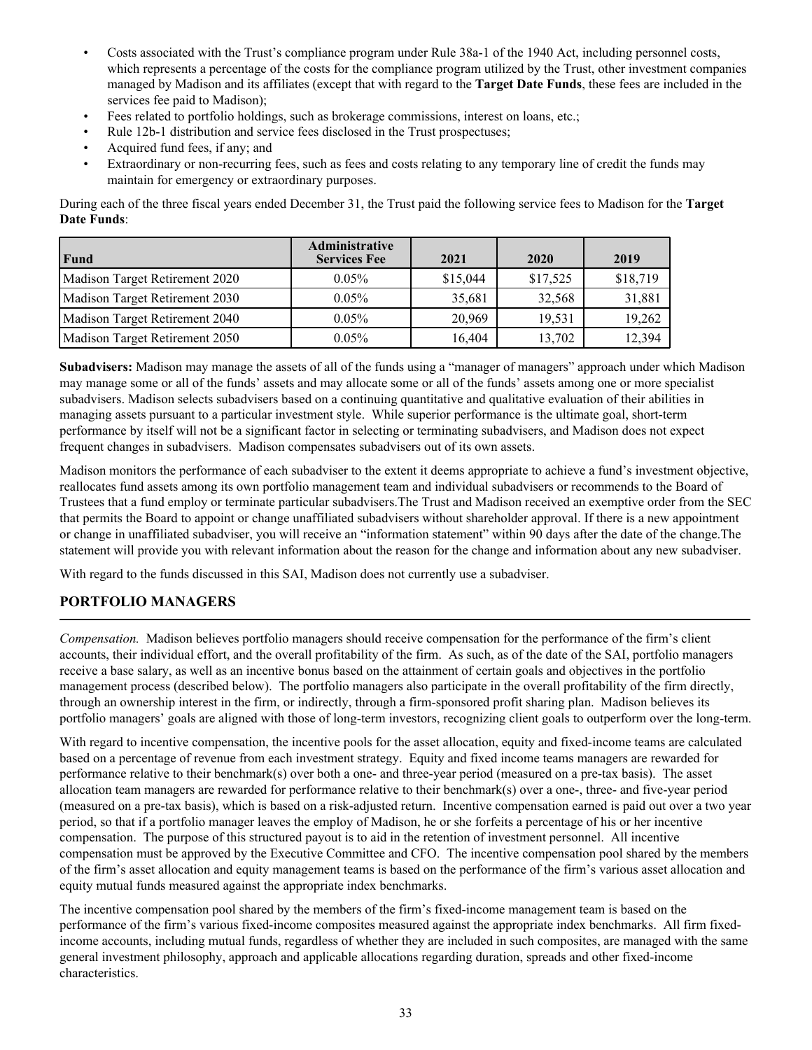- Costs associated with the Trust's compliance program under Rule 38a-1 of the 1940 Act, including personnel costs, which represents a percentage of the costs for the compliance program utilized by the Trust, other investment companies managed by Madison and its affiliates (except that with regard to the **Target Date Funds**, these fees are included in the services fee paid to Madison);
- Fees related to portfolio holdings, such as brokerage commissions, interest on loans, etc.;
- Rule 12b-1 distribution and service fees disclosed in the Trust prospectuses;
- Acquired fund fees, if any; and
- Extraordinary or non-recurring fees, such as fees and costs relating to any temporary line of credit the funds may maintain for emergency or extraordinary purposes.

During each of the three fiscal years ended December 31, the Trust paid the following service fees to Madison for the **Target Date Funds**:

| Fund | Administrative Services Fee | 2021 | 2020 | 2019 |
|---|---|---|---|---|
| Madison Target Retirement 2020 | 0.05% | $15,044 | $17,525 | $18,719 |
| Madison Target Retirement 2030 | 0.05% | 35,681 | 32,568 | 31,881 |
| Madison Target Retirement 2040 | 0.05% | 20,969 | 19,531 | 19,262 |
| Madison Target Retirement 2050 | 0.05% | 16,404 | 13,702 | 12,394 |

**Subadvisers:** Madison may manage the assets of all of the funds using a "manager of managers" approach under which Madison may manage some or all of the funds' assets and may allocate some or all of the funds' assets among one or more specialist subadvisers. Madison selects subadvisers based on a continuing quantitative and qualitative evaluation of their abilities in managing assets pursuant to a particular investment style. While superior performance is the ultimate goal, short-term performance by itself will not be a significant factor in selecting or terminating subadvisers, and Madison does not expect frequent changes in subadvisers. Madison compensates subadvisers out of its own assets.

Madison monitors the performance of each subadviser to the extent it deems appropriate to achieve a fund's investment objective, reallocates fund assets among its own portfolio management team and individual subadvisers or recommends to the Board of Trustees that a fund employ or terminate particular subadvisers.The Trust and Madison received an exemptive order from the SEC that permits the Board to appoint or change unaffiliated subadvisers without shareholder approval. If there is a new appointment or change in unaffiliated subadviser, you will receive an "information statement" within 90 days after the date of the change.The statement will provide you with relevant information about the reason for the change and information about any new subadviser.

With regard to the funds discussed in this SAI, Madison does not currently use a subadviser.

## PORTFOLIO MANAGERS

*Compensation.* Madison believes portfolio managers should receive compensation for the performance of the firm's client accounts, their individual effort, and the overall profitability of the firm. As such, as of the date of the SAI, portfolio managers receive a base salary, as well as an incentive bonus based on the attainment of certain goals and objectives in the portfolio management process (described below). The portfolio managers also participate in the overall profitability of the firm directly, through an ownership interest in the firm, or indirectly, through a firm-sponsored profit sharing plan. Madison believes its portfolio managers' goals are aligned with those of long-term investors, recognizing client goals to outperform over the long-term.

With regard to incentive compensation, the incentive pools for the asset allocation, equity and fixed-income teams are calculated based on a percentage of revenue from each investment strategy. Equity and fixed income teams managers are rewarded for performance relative to their benchmark(s) over both a one- and three-year period (measured on a pre-tax basis). The asset allocation team managers are rewarded for performance relative to their benchmark(s) over a one-, three- and five-year period (measured on a pre-tax basis), which is based on a risk-adjusted return. Incentive compensation earned is paid out over a two year period, so that if a portfolio manager leaves the employ of Madison, he or she forfeits a percentage of his or her incentive compensation. The purpose of this structured payout is to aid in the retention of investment personnel. All incentive compensation must be approved by the Executive Committee and CFO. The incentive compensation pool shared by the members of the firm's asset allocation and equity management teams is based on the performance of the firm's various asset allocation and equity mutual funds measured against the appropriate index benchmarks.

The incentive compensation pool shared by the members of the firm's fixed-income management team is based on the performance of the firm's various fixed-income composites measured against the appropriate index benchmarks. All firm fixed-income accounts, including mutual funds, regardless of whether they are included in such composites, are managed with the same general investment philosophy, approach and applicable allocations regarding duration, spreads and other fixed-income characteristics.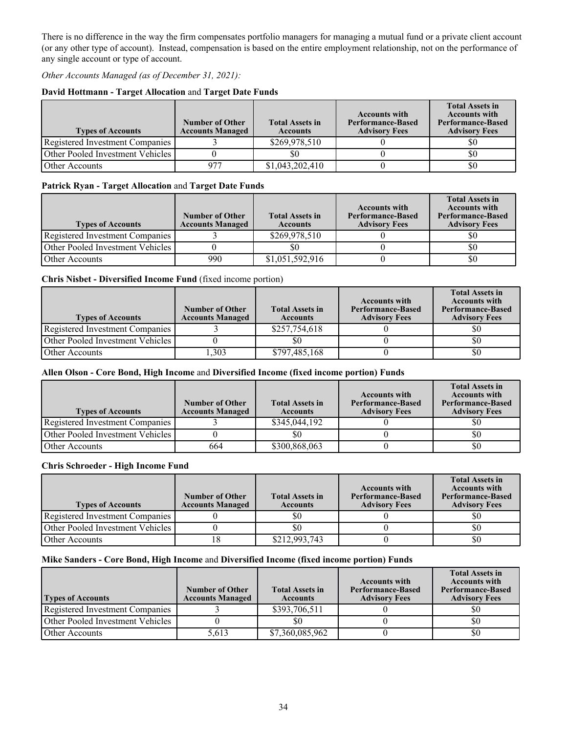There is no difference in the way the firm compensates portfolio managers for managing a mutual fund or a private client account (or any other type of account). Instead, compensation is based on the entire employment relationship, not on the performance of any single account or type of account.

*Other Accounts Managed (as of December 31, 2021):*

**David Hottmann - Target Allocation** and **Target Date Funds**

| Types of Accounts | Number of Other Accounts Managed | Total Assets in Accounts | Accounts with Performance-Based Advisory Fees | Total Assets in Accounts with Performance-Based Advisory Fees |
|---|---|---|---|---|
| Registered Investment Companies | 3 | $269,978,510 | 0 | $0 |
| Other Pooled Investment Vehicles | 0 | $0 | 0 | $0 |
| Other Accounts | 977 | $1,043,202,410 | 0 | $0 |

**Patrick Ryan - Target Allocation** and **Target Date Funds**

| Types of Accounts | Number of Other Accounts Managed | Total Assets in Accounts | Accounts with Performance-Based Advisory Fees | Total Assets in Accounts with Performance-Based Advisory Fees |
|---|---|---|---|---|
| Registered Investment Companies | 3 | $269,978,510 | 0 | $0 |
| Other Pooled Investment Vehicles | 0 | $0 | 0 | $0 |
| Other Accounts | 990 | $1,051,592,916 | 0 | $0 |

**Chris Nisbet - Diversified Income Fund** (fixed income portion)

| Types of Accounts | Number of Other Accounts Managed | Total Assets in Accounts | Accounts with Performance-Based Advisory Fees | Total Assets in Accounts with Performance-Based Advisory Fees |
|---|---|---|---|---|
| Registered Investment Companies | 3 | $257,754,618 | 0 | $0 |
| Other Pooled Investment Vehicles | 0 | $0 | 0 | $0 |
| Other Accounts | 1,303 | $797,485,168 | 0 | $0 |

**Allen Olson - Core Bond, High Income** and **Diversified Income (fixed income portion) Funds**

| Types of Accounts | Number of Other Accounts Managed | Total Assets in Accounts | Accounts with Performance-Based Advisory Fees | Total Assets in Accounts with Performance-Based Advisory Fees |
|---|---|---|---|---|
| Registered Investment Companies | 3 | $345,044,192 | 0 | $0 |
| Other Pooled Investment Vehicles | 0 | $0 | 0 | $0 |
| Other Accounts | 664 | $300,868,063 | 0 | $0 |

**Chris Schroeder - High Income Fund**

| Types of Accounts | Number of Other Accounts Managed | Total Assets in Accounts | Accounts with Performance-Based Advisory Fees | Total Assets in Accounts with Performance-Based Advisory Fees |
|---|---|---|---|---|
| Registered Investment Companies | 0 | $0 | 0 | $0 |
| Other Pooled Investment Vehicles | 0 | $0 | 0 | $0 |
| Other Accounts | 18 | $212,993,743 | 0 | $0 |

**Mike Sanders - Core Bond, High Income** and **Diversified Income (fixed income portion) Funds**

| Types of Accounts | Number of Other Accounts Managed | Total Assets in Accounts | Accounts with Performance-Based Advisory Fees | Total Assets in Accounts with Performance-Based Advisory Fees |
|---|---|---|---|---|
| Registered Investment Companies | 3 | $393,706,511 | 0 | $0 |
| Other Pooled Investment Vehicles | 0 | $0 | 0 | $0 |
| Other Accounts | 5,613 | $7,360,085,962 | 0 | $0 |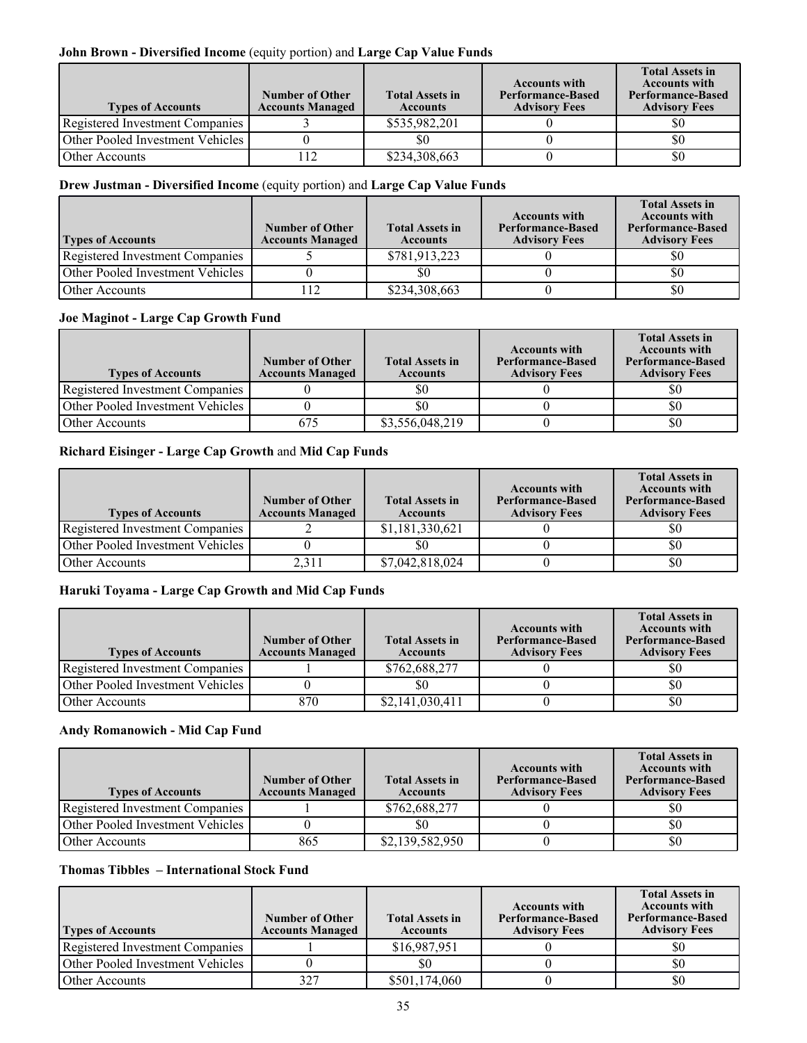**John Brown - Diversified Income** (equity portion) and **Large Cap Value Funds**

| Types of Accounts | Number of Other Accounts Managed | Total Assets in Accounts | Accounts with Performance-Based Advisory Fees | Total Assets in Accounts with Performance-Based Advisory Fees |
|---|---|---|---|---|
| Registered Investment Companies | 3 | $535,982,201 | 0 | $0 |
| Other Pooled Investment Vehicles | 0 | $0 | 0 | $0 |
| Other Accounts | 112 | $234,308,663 | 0 | $0 |

**Drew Justman - Diversified Income** (equity portion) and **Large Cap Value Funds**

| Types of Accounts | Number of Other Accounts Managed | Total Assets in Accounts | Accounts with Performance-Based Advisory Fees | Total Assets in Accounts with Performance-Based Advisory Fees |
|---|---|---|---|---|
| Registered Investment Companies | 5 | $781,913,223 | 0 | $0 |
| Other Pooled Investment Vehicles | 0 | $0 | 0 | $0 |
| Other Accounts | 112 | $234,308,663 | 0 | $0 |

**Joe Maginot - Large Cap Growth Fund**

| Types of Accounts | Number of Other Accounts Managed | Total Assets in Accounts | Accounts with Performance-Based Advisory Fees | Total Assets in Accounts with Performance-Based Advisory Fees |
|---|---|---|---|---|
| Registered Investment Companies | 0 | $0 | 0 | $0 |
| Other Pooled Investment Vehicles | 0 | $0 | 0 | $0 |
| Other Accounts | 675 | $3,556,048,219 | 0 | $0 |

**Richard Eisinger - Large Cap Growth** and **Mid Cap Funds**

| Types of Accounts | Number of Other Accounts Managed | Total Assets in Accounts | Accounts with Performance-Based Advisory Fees | Total Assets in Accounts with Performance-Based Advisory Fees |
|---|---|---|---|---|
| Registered Investment Companies | 2 | $1,181,330,621 | 0 | $0 |
| Other Pooled Investment Vehicles | 0 | $0 | 0 | $0 |
| Other Accounts | 2,311 | $7,042,818,024 | 0 | $0 |

**Haruki Toyama - Large Cap Growth and Mid Cap Funds**

| Types of Accounts | Number of Other Accounts Managed | Total Assets in Accounts | Accounts with Performance-Based Advisory Fees | Total Assets in Accounts with Performance-Based Advisory Fees |
|---|---|---|---|---|
| Registered Investment Companies | 1 | $762,688,277 | 0 | $0 |
| Other Pooled Investment Vehicles | 0 | $0 | 0 | $0 |
| Other Accounts | 870 | $2,141,030,411 | 0 | $0 |

**Andy Romanowich - Mid Cap Fund**

| Types of Accounts | Number of Other Accounts Managed | Total Assets in Accounts | Accounts with Performance-Based Advisory Fees | Total Assets in Accounts with Performance-Based Advisory Fees |
|---|---|---|---|---|
| Registered Investment Companies | 1 | $762,688,277 | 0 | $0 |
| Other Pooled Investment Vehicles | 0 | $0 | 0 | $0 |
| Other Accounts | 865 | $2,139,582,950 | 0 | $0 |

**Thomas Tibbles – International Stock Fund**

| Types of Accounts | Number of Other Accounts Managed | Total Assets in Accounts | Accounts with Performance-Based Advisory Fees | Total Assets in Accounts with Performance-Based Advisory Fees |
|---|---|---|---|---|
| Registered Investment Companies | 1 | $16,987,951 | 0 | $0 |
| Other Pooled Investment Vehicles | 0 | $0 | 0 | $0 |
| Other Accounts | 327 | $501,174,060 | 0 | $0 |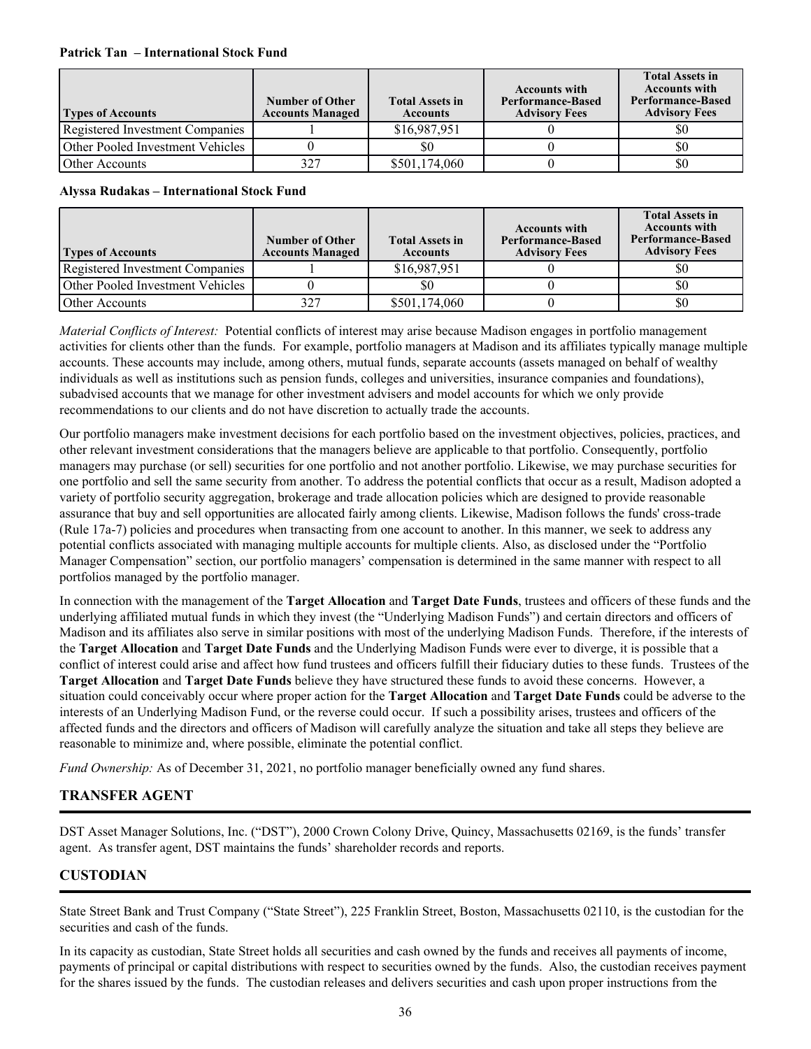**Patrick Tan – International Stock Fund**

| Types of Accounts | Number of Other Accounts Managed | Total Assets in Accounts | Accounts with Performance-Based Advisory Fees | Total Assets in Accounts with Performance-Based Advisory Fees |
|---|---|---|---|---|
| Registered Investment Companies | 1 | $16,987,951 | 0 | $0 |
| Other Pooled Investment Vehicles | 0 | $0 | 0 | $0 |
| Other Accounts | 327 | $501,174,060 | 0 | $0 |

**Alyssa Rudakas – International Stock Fund**

| Types of Accounts | Number of Other Accounts Managed | Total Assets in Accounts | Accounts with Performance-Based Advisory Fees | Total Assets in Accounts with Performance-Based Advisory Fees |
|---|---|---|---|---|
| Registered Investment Companies | 1 | $16,987,951 | 0 | $0 |
| Other Pooled Investment Vehicles | 0 | $0 | 0 | $0 |
| Other Accounts | 327 | $501,174,060 | 0 | $0 |

*Material Conflicts of Interest:* Potential conflicts of interest may arise because Madison engages in portfolio management activities for clients other than the funds. For example, portfolio managers at Madison and its affiliates typically manage multiple accounts. These accounts may include, among others, mutual funds, separate accounts (assets managed on behalf of wealthy individuals as well as institutions such as pension funds, colleges and universities, insurance companies and foundations), subadvised accounts that we manage for other investment advisers and model accounts for which we only provide recommendations to our clients and do not have discretion to actually trade the accounts.

Our portfolio managers make investment decisions for each portfolio based on the investment objectives, policies, practices, and other relevant investment considerations that the managers believe are applicable to that portfolio. Consequently, portfolio managers may purchase (or sell) securities for one portfolio and not another portfolio. Likewise, we may purchase securities for one portfolio and sell the same security from another. To address the potential conflicts that occur as a result, Madison adopted a variety of portfolio security aggregation, brokerage and trade allocation policies which are designed to provide reasonable assurance that buy and sell opportunities are allocated fairly among clients. Likewise, Madison follows the funds' cross-trade (Rule 17a-7) policies and procedures when transacting from one account to another. In this manner, we seek to address any potential conflicts associated with managing multiple accounts for multiple clients. Also, as disclosed under the "Portfolio Manager Compensation" section, our portfolio managers' compensation is determined in the same manner with respect to all portfolios managed by the portfolio manager.

In connection with the management of the **Target Allocation** and **Target Date Funds**, trustees and officers of these funds and the underlying affiliated mutual funds in which they invest (the "Underlying Madison Funds") and certain directors and officers of Madison and its affiliates also serve in similar positions with most of the underlying Madison Funds. Therefore, if the interests of the **Target Allocation** and **Target Date Funds** and the Underlying Madison Funds were ever to diverge, it is possible that a conflict of interest could arise and affect how fund trustees and officers fulfill their fiduciary duties to these funds. Trustees of the **Target Allocation** and **Target Date Funds** believe they have structured these funds to avoid these concerns. However, a situation could conceivably occur where proper action for the **Target Allocation** and **Target Date Funds** could be adverse to the interests of an Underlying Madison Fund, or the reverse could occur. If such a possibility arises, trustees and officers of the affected funds and the directors and officers of Madison will carefully analyze the situation and take all steps they believe are reasonable to minimize and, where possible, eliminate the potential conflict.

*Fund Ownership:* As of December 31, 2021, no portfolio manager beneficially owned any fund shares.

## TRANSFER AGENT

DST Asset Manager Solutions, Inc. ("DST"), 2000 Crown Colony Drive, Quincy, Massachusetts 02169, is the funds' transfer agent. As transfer agent, DST maintains the funds' shareholder records and reports.

## CUSTODIAN

State Street Bank and Trust Company ("State Street"), 225 Franklin Street, Boston, Massachusetts 02110, is the custodian for the securities and cash of the funds.

In its capacity as custodian, State Street holds all securities and cash owned by the funds and receives all payments of income, payments of principal or capital distributions with respect to securities owned by the funds. Also, the custodian receives payment for the shares issued by the funds. The custodian releases and delivers securities and cash upon proper instructions from the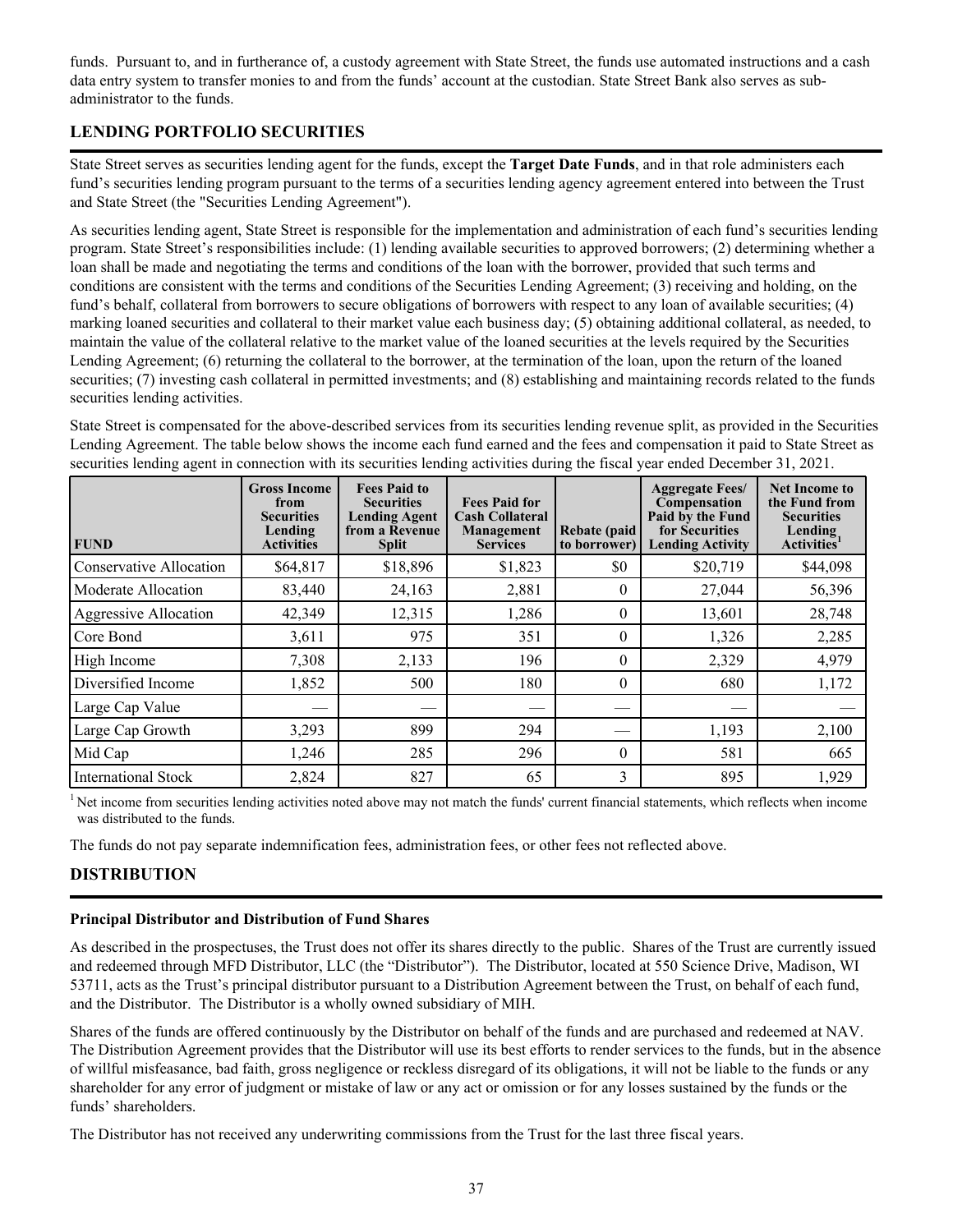funds. Pursuant to, and in furtherance of, a custody agreement with State Street, the funds use automated instructions and a cash data entry system to transfer monies to and from the funds' account at the custodian. State Street Bank also serves as sub-administrator to the funds.

## LENDING PORTFOLIO SECURITIES

State Street serves as securities lending agent for the funds, except the **Target Date Funds**, and in that role administers each fund's securities lending program pursuant to the terms of a securities lending agency agreement entered into between the Trust and State Street (the "Securities Lending Agreement").

As securities lending agent, State Street is responsible for the implementation and administration of each fund's securities lending program. State Street's responsibilities include: (1) lending available securities to approved borrowers; (2) determining whether a loan shall be made and negotiating the terms and conditions of the loan with the borrower, provided that such terms and conditions are consistent with the terms and conditions of the Securities Lending Agreement; (3) receiving and holding, on the fund's behalf, collateral from borrowers to secure obligations of borrowers with respect to any loan of available securities; (4) marking loaned securities and collateral to their market value each business day; (5) obtaining additional collateral, as needed, to maintain the value of the collateral relative to the market value of the loaned securities at the levels required by the Securities Lending Agreement; (6) returning the collateral to the borrower, at the termination of the loan, upon the return of the loaned securities; (7) investing cash collateral in permitted investments; and (8) establishing and maintaining records related to the funds securities lending activities.

State Street is compensated for the above-described services from its securities lending revenue split, as provided in the Securities Lending Agreement. The table below shows the income each fund earned and the fees and compensation it paid to State Street as securities lending agent in connection with its securities lending activities during the fiscal year ended December 31, 2021.

| FUND | Gross Income from Securities Lending Activities | Fees Paid to Securities Lending Agent from a Revenue Split | Fees Paid for Cash Collateral Management Services | Rebate (paid to borrower) | Aggregate Fees/ Compensation Paid by the Fund for Securities Lending Activity | Net Income to the Fund from Securities Lending Activities[1] |
|---|---|---|---|---|---|---|
| Conservative Allocation | $64,817 | $18,896 | $1,823 | $0 | $20,719 | $44,098 |
| Moderate Allocation | 83,440 | 24,163 | 2,881 | 0 | 27,044 | 56,396 |
| Aggressive Allocation | 42,349 | 12,315 | 1,286 | 0 | 13,601 | 28,748 |
| Core Bond | 3,611 | 975 | 351 | 0 | 1,326 | 2,285 |
| High Income | 7,308 | 2,133 | 196 | 0 | 2,329 | 4,979 |
| Diversified Income | 1,852 | 500 | 180 | 0 | 680 | 1,172 |
| Large Cap Value | — | — | — | — | — | — |
| Large Cap Growth | 3,293 | 899 | 294 | — | 1,193 | 2,100 |
| Mid Cap | 1,246 | 285 | 296 | 0 | 581 | 665 |
| International Stock | 2,824 | 827 | 65 | 3 | 895 | 1,929 |

[1] Net income from securities lending activities noted above may not match the funds' current financial statements, which reflects when income was distributed to the funds.

The funds do not pay separate indemnification fees, administration fees, or other fees not reflected above.

## DISTRIBUTION

### Principal Distributor and Distribution of Fund Shares

As described in the prospectuses, the Trust does not offer its shares directly to the public. Shares of the Trust are currently issued and redeemed through MFD Distributor, LLC (the "Distributor"). The Distributor, located at 550 Science Drive, Madison, WI 53711, acts as the Trust's principal distributor pursuant to a Distribution Agreement between the Trust, on behalf of each fund, and the Distributor. The Distributor is a wholly owned subsidiary of MIH.

Shares of the funds are offered continuously by the Distributor on behalf of the funds and are purchased and redeemed at NAV. The Distribution Agreement provides that the Distributor will use its best efforts to render services to the funds, but in the absence of willful misfeasance, bad faith, gross negligence or reckless disregard of its obligations, it will not be liable to the funds or any shareholder for any error of judgment or mistake of law or any act or omission or for any losses sustained by the funds or the funds' shareholders.

The Distributor has not received any underwriting commissions from the Trust for the last three fiscal years.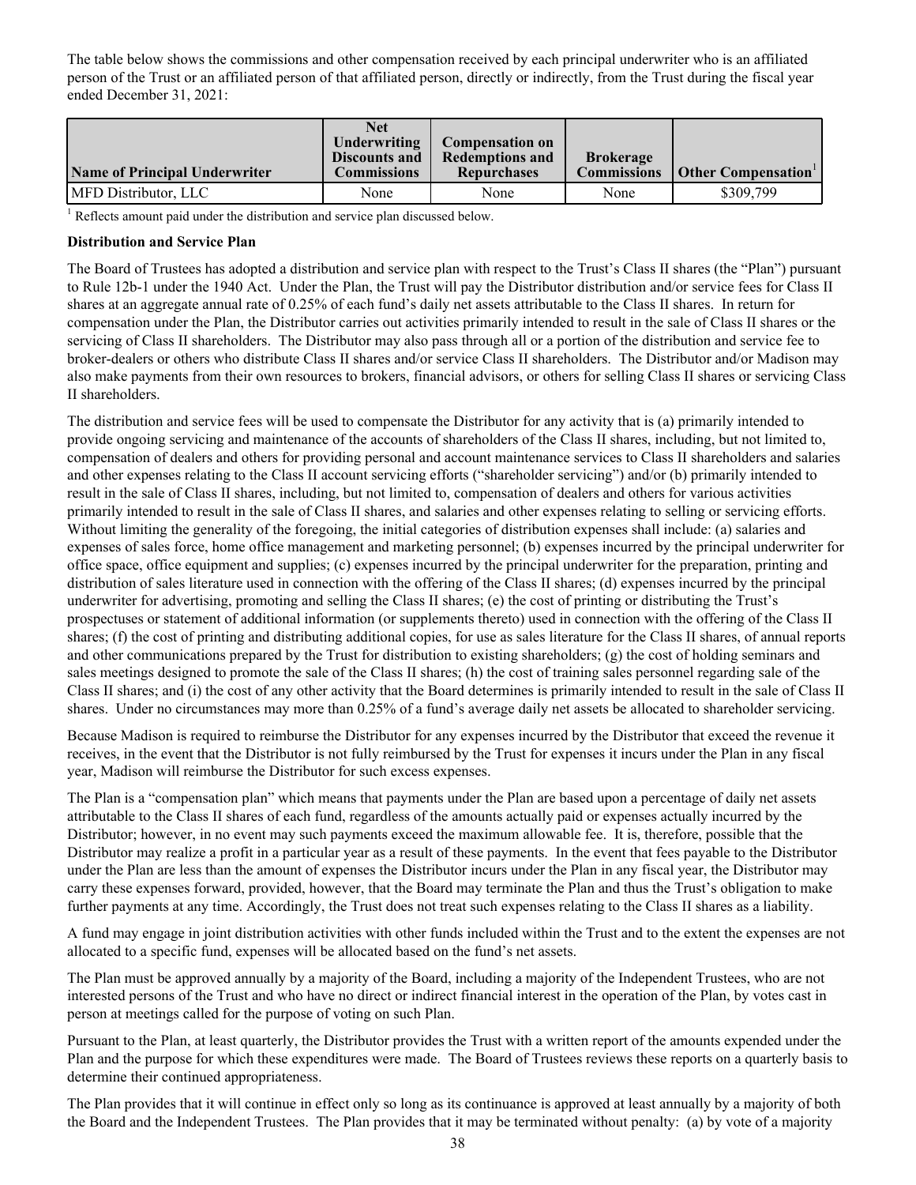The table below shows the commissions and other compensation received by each principal underwriter who is an affiliated person of the Trust or an affiliated person of that affiliated person, directly or indirectly, from the Trust during the fiscal year ended December 31, 2021:

| Name of Principal Underwriter | Net Underwriting Discounts and Commissions | Compensation on Redemptions and Repurchases | Brokerage Commissions | Other Compensation[1] |
|---|---|---|---|---|
| MFD Distributor, LLC | None | None | None | \$309,799 |

[1] Reflects amount paid under the distribution and service plan discussed below.

**Distribution and Service Plan**

The Board of Trustees has adopted a distribution and service plan with respect to the Trust's Class II shares (the "Plan") pursuant to Rule 12b-1 under the 1940 Act. Under the Plan, the Trust will pay the Distributor distribution and/or service fees for Class II shares at an aggregate annual rate of 0.25% of each fund's daily net assets attributable to the Class II shares. In return for compensation under the Plan, the Distributor carries out activities primarily intended to result in the sale of Class II shares or the servicing of Class II shareholders. The Distributor may also pass through all or a portion of the distribution and service fee to broker-dealers or others who distribute Class II shares and/or service Class II shareholders. The Distributor and/or Madison may also make payments from their own resources to brokers, financial advisors, or others for selling Class II shares or servicing Class II shareholders.

The distribution and service fees will be used to compensate the Distributor for any activity that is (a) primarily intended to provide ongoing servicing and maintenance of the accounts of shareholders of the Class II shares, including, but not limited to, compensation of dealers and others for providing personal and account maintenance services to Class II shareholders and salaries and other expenses relating to the Class II account servicing efforts ("shareholder servicing") and/or (b) primarily intended to result in the sale of Class II shares, including, but not limited to, compensation of dealers and others for various activities primarily intended to result in the sale of Class II shares, and salaries and other expenses relating to selling or servicing efforts. Without limiting the generality of the foregoing, the initial categories of distribution expenses shall include: (a) salaries and expenses of sales force, home office management and marketing personnel; (b) expenses incurred by the principal underwriter for office space, office equipment and supplies; (c) expenses incurred by the principal underwriter for the preparation, printing and distribution of sales literature used in connection with the offering of the Class II shares; (d) expenses incurred by the principal underwriter for advertising, promoting and selling the Class II shares; (e) the cost of printing or distributing the Trust's prospectuses or statement of additional information (or supplements thereto) used in connection with the offering of the Class II shares; (f) the cost of printing and distributing additional copies, for use as sales literature for the Class II shares, of annual reports and other communications prepared by the Trust for distribution to existing shareholders; (g) the cost of holding seminars and sales meetings designed to promote the sale of the Class II shares; (h) the cost of training sales personnel regarding sale of the Class II shares; and (i) the cost of any other activity that the Board determines is primarily intended to result in the sale of Class II shares. Under no circumstances may more than 0.25% of a fund's average daily net assets be allocated to shareholder servicing.

Because Madison is required to reimburse the Distributor for any expenses incurred by the Distributor that exceed the revenue it receives, in the event that the Distributor is not fully reimbursed by the Trust for expenses it incurs under the Plan in any fiscal year, Madison will reimburse the Distributor for such excess expenses.

The Plan is a "compensation plan" which means that payments under the Plan are based upon a percentage of daily net assets attributable to the Class II shares of each fund, regardless of the amounts actually paid or expenses actually incurred by the Distributor; however, in no event may such payments exceed the maximum allowable fee. It is, therefore, possible that the Distributor may realize a profit in a particular year as a result of these payments. In the event that fees payable to the Distributor under the Plan are less than the amount of expenses the Distributor incurs under the Plan in any fiscal year, the Distributor may carry these expenses forward, provided, however, that the Board may terminate the Plan and thus the Trust's obligation to make further payments at any time. Accordingly, the Trust does not treat such expenses relating to the Class II shares as a liability.

A fund may engage in joint distribution activities with other funds included within the Trust and to the extent the expenses are not allocated to a specific fund, expenses will be allocated based on the fund's net assets.

The Plan must be approved annually by a majority of the Board, including a majority of the Independent Trustees, who are not interested persons of the Trust and who have no direct or indirect financial interest in the operation of the Plan, by votes cast in person at meetings called for the purpose of voting on such Plan.

Pursuant to the Plan, at least quarterly, the Distributor provides the Trust with a written report of the amounts expended under the Plan and the purpose for which these expenditures were made. The Board of Trustees reviews these reports on a quarterly basis to determine their continued appropriateness.

The Plan provides that it will continue in effect only so long as its continuance is approved at least annually by a majority of both the Board and the Independent Trustees. The Plan provides that it may be terminated without penalty: (a) by vote of a majority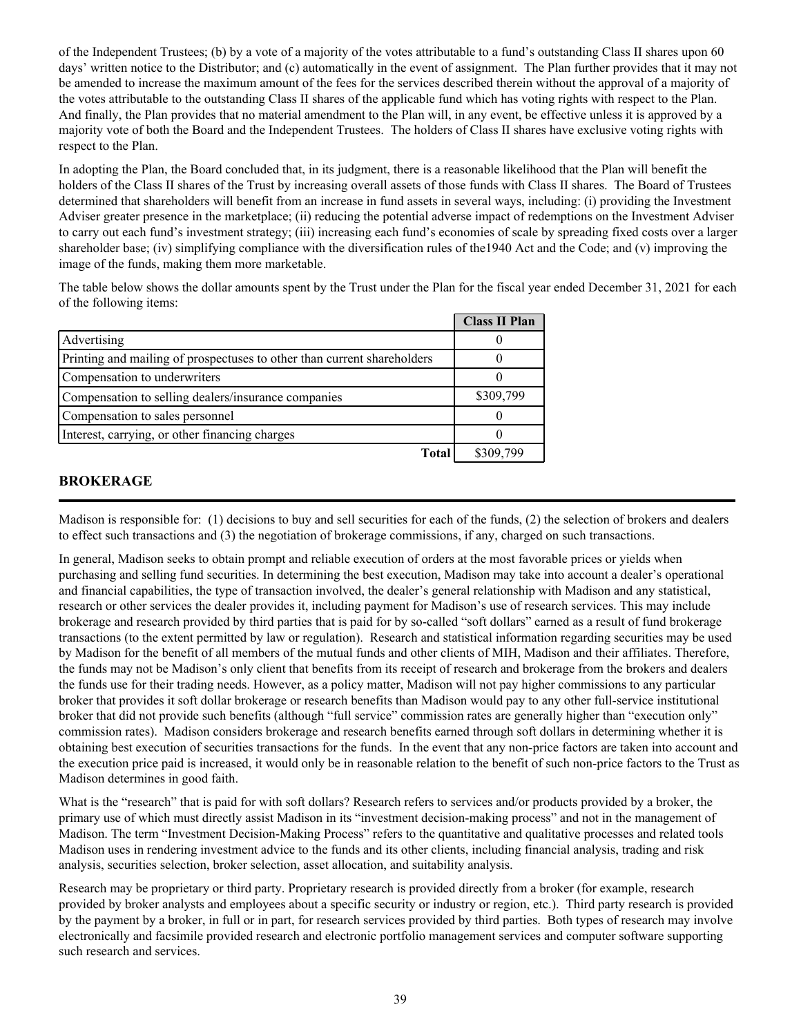of the Independent Trustees; (b) by a vote of a majority of the votes attributable to a fund's outstanding Class II shares upon 60 days' written notice to the Distributor; and (c) automatically in the event of assignment. The Plan further provides that it may not be amended to increase the maximum amount of the fees for the services described therein without the approval of a majority of the votes attributable to the outstanding Class II shares of the applicable fund which has voting rights with respect to the Plan. And finally, the Plan provides that no material amendment to the Plan will, in any event, be effective unless it is approved by a majority vote of both the Board and the Independent Trustees. The holders of Class II shares have exclusive voting rights with respect to the Plan.

In adopting the Plan, the Board concluded that, in its judgment, there is a reasonable likelihood that the Plan will benefit the holders of the Class II shares of the Trust by increasing overall assets of those funds with Class II shares. The Board of Trustees determined that shareholders will benefit from an increase in fund assets in several ways, including: (i) providing the Investment Adviser greater presence in the marketplace; (ii) reducing the potential adverse impact of redemptions on the Investment Adviser to carry out each fund's investment strategy; (iii) increasing each fund's economies of scale by spreading fixed costs over a larger shareholder base; (iv) simplifying compliance with the diversification rules of the1940 Act and the Code; and (v) improving the image of the funds, making them more marketable.

The table below shows the dollar amounts spent by the Trust under the Plan for the fiscal year ended December 31, 2021 for each of the following items:

| | Class II Plan |
|---|---|
| Advertising | 0 |
| Printing and mailing of prospectuses to other than current shareholders | 0 |
| Compensation to underwriters | 0 |
| Compensation to selling dealers/insurance companies | \$309,799 |
| Compensation to sales personnel | 0 |
| Interest, carrying, or other financing charges | 0 |
| **Total** | \$309,799 |

## BROKERAGE

Madison is responsible for: (1) decisions to buy and sell securities for each of the funds, (2) the selection of brokers and dealers to effect such transactions and (3) the negotiation of brokerage commissions, if any, charged on such transactions.

In general, Madison seeks to obtain prompt and reliable execution of orders at the most favorable prices or yields when purchasing and selling fund securities. In determining the best execution, Madison may take into account a dealer's operational and financial capabilities, the type of transaction involved, the dealer's general relationship with Madison and any statistical, research or other services the dealer provides it, including payment for Madison's use of research services. This may include brokerage and research provided by third parties that is paid for by so-called "soft dollars" earned as a result of fund brokerage transactions (to the extent permitted by law or regulation). Research and statistical information regarding securities may be used by Madison for the benefit of all members of the mutual funds and other clients of MIH, Madison and their affiliates. Therefore, the funds may not be Madison's only client that benefits from its receipt of research and brokerage from the brokers and dealers the funds use for their trading needs. However, as a policy matter, Madison will not pay higher commissions to any particular broker that provides it soft dollar brokerage or research benefits than Madison would pay to any other full-service institutional broker that did not provide such benefits (although "full service" commission rates are generally higher than "execution only" commission rates). Madison considers brokerage and research benefits earned through soft dollars in determining whether it is obtaining best execution of securities transactions for the funds. In the event that any non-price factors are taken into account and the execution price paid is increased, it would only be in reasonable relation to the benefit of such non-price factors to the Trust as Madison determines in good faith.

What is the "research" that is paid for with soft dollars? Research refers to services and/or products provided by a broker, the primary use of which must directly assist Madison in its "investment decision-making process" and not in the management of Madison. The term "Investment Decision-Making Process" refers to the quantitative and qualitative processes and related tools Madison uses in rendering investment advice to the funds and its other clients, including financial analysis, trading and risk analysis, securities selection, broker selection, asset allocation, and suitability analysis.

Research may be proprietary or third party. Proprietary research is provided directly from a broker (for example, research provided by broker analysts and employees about a specific security or industry or region, etc.). Third party research is provided by the payment by a broker, in full or in part, for research services provided by third parties. Both types of research may involve electronically and facsimile provided research and electronic portfolio management services and computer software supporting such research and services.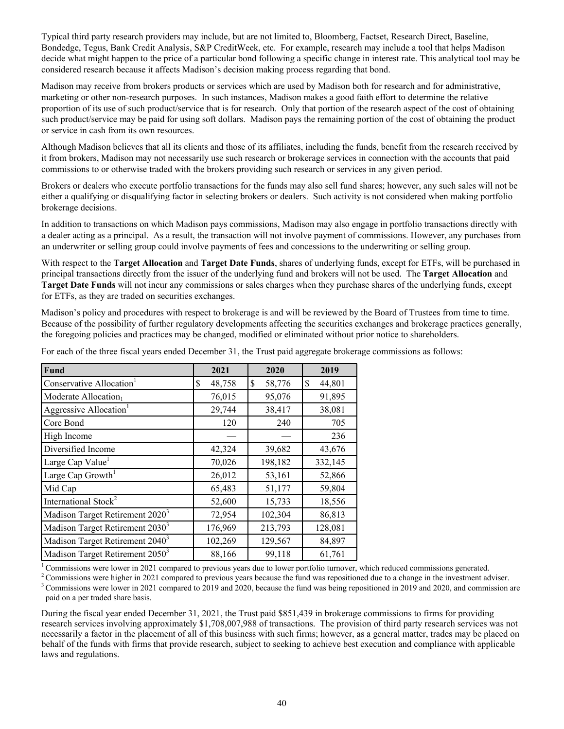Typical third party research providers may include, but are not limited to, Bloomberg, Factset, Research Direct, Baseline, Bondedge, Tegus, Bank Credit Analysis, S&P CreditWeek, etc. For example, research may include a tool that helps Madison decide what might happen to the price of a particular bond following a specific change in interest rate. This analytical tool may be considered research because it affects Madison's decision making process regarding that bond.

Madison may receive from brokers products or services which are used by Madison both for research and for administrative, marketing or other non-research purposes. In such instances, Madison makes a good faith effort to determine the relative proportion of its use of such product/service that is for research. Only that portion of the research aspect of the cost of obtaining such product/service may be paid for using soft dollars. Madison pays the remaining portion of the cost of obtaining the product or service in cash from its own resources.

Although Madison believes that all its clients and those of its affiliates, including the funds, benefit from the research received by it from brokers, Madison may not necessarily use such research or brokerage services in connection with the accounts that paid commissions to or otherwise traded with the brokers providing such research or services in any given period.

Brokers or dealers who execute portfolio transactions for the funds may also sell fund shares; however, any such sales will not be either a qualifying or disqualifying factor in selecting brokers or dealers. Such activity is not considered when making portfolio brokerage decisions.

In addition to transactions on which Madison pays commissions, Madison may also engage in portfolio transactions directly with a dealer acting as a principal. As a result, the transaction will not involve payment of commissions. However, any purchases from an underwriter or selling group could involve payments of fees and concessions to the underwriting or selling group.

With respect to the **Target Allocation** and **Target Date Funds**, shares of underlying funds, except for ETFs, will be purchased in principal transactions directly from the issuer of the underlying fund and brokers will not be used. The **Target Allocation** and **Target Date Funds** will not incur any commissions or sales charges when they purchase shares of the underlying funds, except for ETFs, as they are traded on securities exchanges.

Madison's policy and procedures with respect to brokerage is and will be reviewed by the Board of Trustees from time to time. Because of the possibility of further regulatory developments affecting the securities exchanges and brokerage practices generally, the foregoing policies and practices may be changed, modified or eliminated without prior notice to shareholders.

For each of the three fiscal years ended December 31, the Trust paid aggregate brokerage commissions as follows:

| Fund | 2021 | 2020 | 2019 |
|---|---|---|---|
| Conservative Allocation[1] | $ 48,758 | $ 58,776 | $ 44,801 |
| Moderate Allocation[1] | 76,015 | 95,076 | 91,895 |
| Aggressive Allocation[1] | 29,744 | 38,417 | 38,081 |
| Core Bond | 120 | 240 | 705 |
| High Income | — | — | 236 |
| Diversified Income | 42,324 | 39,682 | 43,676 |
| Large Cap Value[1] | 70,026 | 198,182 | 332,145 |
| Large Cap Growth[1] | 26,012 | 53,161 | 52,866 |
| Mid Cap | 65,483 | 51,177 | 59,804 |
| International Stock[2] | 52,600 | 15,733 | 18,556 |
| Madison Target Retirement 2020[3] | 72,954 | 102,304 | 86,813 |
| Madison Target Retirement 2030[3] | 176,969 | 213,793 | 128,081 |
| Madison Target Retirement 2040[3] | 102,269 | 129,567 | 84,897 |
| Madison Target Retirement 2050[3] | 88,166 | 99,118 | 61,761 |

[1] Commissions were lower in 2021 compared to previous years due to lower portfolio turnover, which reduced commissions generated.
[2] Commissions were higher in 2021 compared to previous years because the fund was repositioned due to a change in the investment adviser.
[3] Commissions were lower in 2021 compared to 2019 and 2020, because the fund was being repositioned in 2019 and 2020, and commission are paid on a per traded share basis.

During the fiscal year ended December 31, 2021, the Trust paid $851,439 in brokerage commissions to firms for providing research services involving approximately $1,708,007,988 of transactions. The provision of third party research services was not necessarily a factor in the placement of all of this business with such firms; however, as a general matter, trades may be placed on behalf of the funds with firms that provide research, subject to seeking to achieve best execution and compliance with applicable laws and regulations.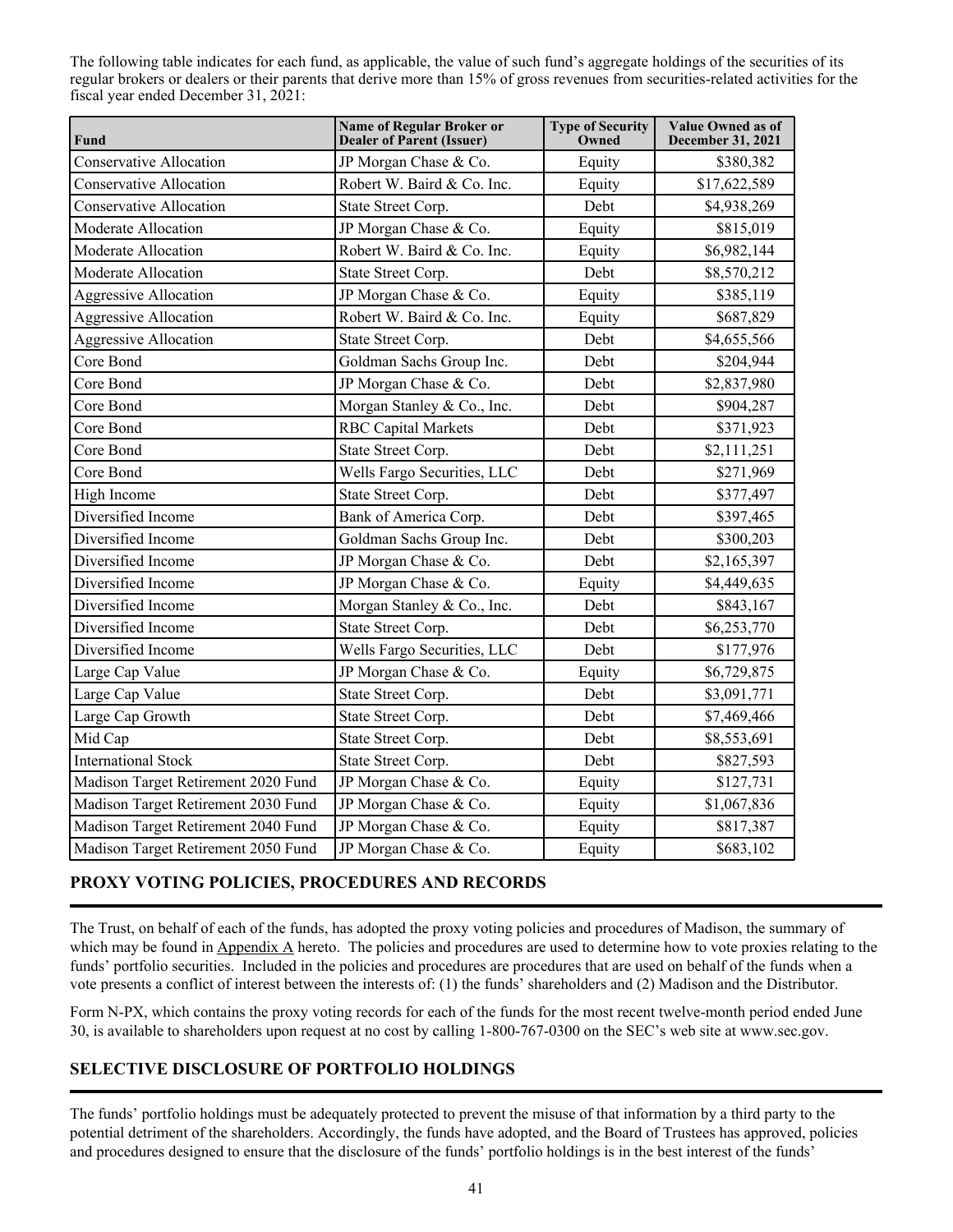The following table indicates for each fund, as applicable, the value of such fund's aggregate holdings of the securities of its regular brokers or dealers or their parents that derive more than 15% of gross revenues from securities-related activities for the fiscal year ended December 31, 2021:

| Fund | Name of Regular Broker or Dealer of Parent (Issuer) | Type of Security Owned | Value Owned as of December 31, 2021 |
|---|---|---|---|
| Conservative Allocation | JP Morgan Chase & Co. | Equity | $380,382 |
| Conservative Allocation | Robert W. Baird & Co. Inc. | Equity | $17,622,589 |
| Conservative Allocation | State Street Corp. | Debt | $4,938,269 |
| Moderate Allocation | JP Morgan Chase & Co. | Equity | $815,019 |
| Moderate Allocation | Robert W. Baird & Co. Inc. | Equity | $6,982,144 |
| Moderate Allocation | State Street Corp. | Debt | $8,570,212 |
| Aggressive Allocation | JP Morgan Chase & Co. | Equity | $385,119 |
| Aggressive Allocation | Robert W. Baird & Co. Inc. | Equity | $687,829 |
| Aggressive Allocation | State Street Corp. | Debt | $4,655,566 |
| Core Bond | Goldman Sachs Group Inc. | Debt | $204,944 |
| Core Bond | JP Morgan Chase & Co. | Debt | $2,837,980 |
| Core Bond | Morgan Stanley & Co., Inc. | Debt | $904,287 |
| Core Bond | RBC Capital Markets | Debt | $371,923 |
| Core Bond | State Street Corp. | Debt | $2,111,251 |
| Core Bond | Wells Fargo Securities, LLC | Debt | $271,969 |
| High Income | State Street Corp. | Debt | $377,497 |
| Diversified Income | Bank of America Corp. | Debt | $397,465 |
| Diversified Income | Goldman Sachs Group Inc. | Debt | $300,203 |
| Diversified Income | JP Morgan Chase & Co. | Debt | $2,165,397 |
| Diversified Income | JP Morgan Chase & Co. | Equity | $4,449,635 |
| Diversified Income | Morgan Stanley & Co., Inc. | Debt | $843,167 |
| Diversified Income | State Street Corp. | Debt | $6,253,770 |
| Diversified Income | Wells Fargo Securities, LLC | Debt | $177,976 |
| Large Cap Value | JP Morgan Chase & Co. | Equity | $6,729,875 |
| Large Cap Value | State Street Corp. | Debt | $3,091,771 |
| Large Cap Growth | State Street Corp. | Debt | $7,469,466 |
| Mid Cap | State Street Corp. | Debt | $8,553,691 |
| International Stock | State Street Corp. | Debt | $827,593 |
| Madison Target Retirement 2020 Fund | JP Morgan Chase & Co. | Equity | $127,731 |
| Madison Target Retirement 2030 Fund | JP Morgan Chase & Co. | Equity | $1,067,836 |
| Madison Target Retirement 2040 Fund | JP Morgan Chase & Co. | Equity | $817,387 |
| Madison Target Retirement 2050 Fund | JP Morgan Chase & Co. | Equity | $683,102 |

## PROXY VOTING POLICIES, PROCEDURES AND RECORDS

The Trust, on behalf of each of the funds, has adopted the proxy voting policies and procedures of Madison, the summary of which may be found in Appendix A hereto. The policies and procedures are used to determine how to vote proxies relating to the funds' portfolio securities. Included in the policies and procedures are procedures that are used on behalf of the funds when a vote presents a conflict of interest between the interests of: (1) the funds' shareholders and (2) Madison and the Distributor.

Form N-PX, which contains the proxy voting records for each of the funds for the most recent twelve-month period ended June 30, is available to shareholders upon request at no cost by calling 1-800-767-0300 on the SEC's web site at www.sec.gov.

## SELECTIVE DISCLOSURE OF PORTFOLIO HOLDINGS

The funds' portfolio holdings must be adequately protected to prevent the misuse of that information by a third party to the potential detriment of the shareholders. Accordingly, the funds have adopted, and the Board of Trustees has approved, policies and procedures designed to ensure that the disclosure of the funds' portfolio holdings is in the best interest of the funds'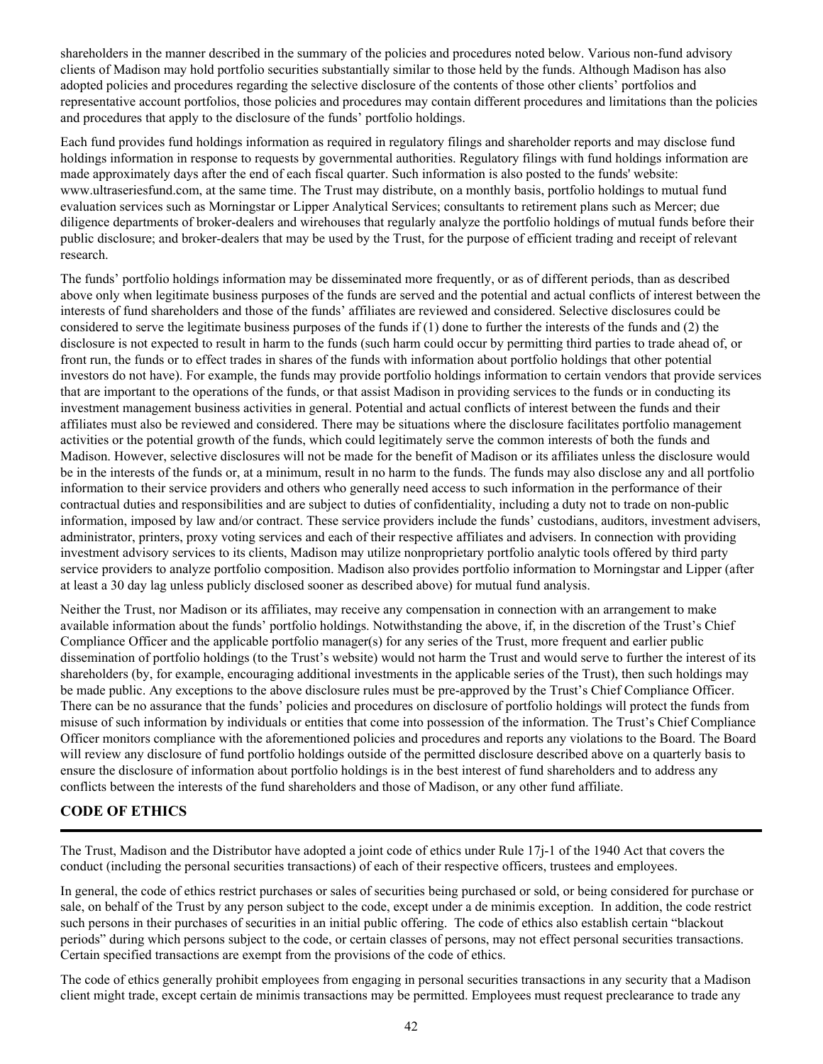shareholders in the manner described in the summary of the policies and procedures noted below. Various non-fund advisory clients of Madison may hold portfolio securities substantially similar to those held by the funds. Although Madison has also adopted policies and procedures regarding the selective disclosure of the contents of those other clients' portfolios and representative account portfolios, those policies and procedures may contain different procedures and limitations than the policies and procedures that apply to the disclosure of the funds' portfolio holdings.

Each fund provides fund holdings information as required in regulatory filings and shareholder reports and may disclose fund holdings information in response to requests by governmental authorities. Regulatory filings with fund holdings information are made approximately days after the end of each fiscal quarter. Such information is also posted to the funds' website: www.ultraseriesfund.com, at the same time. The Trust may distribute, on a monthly basis, portfolio holdings to mutual fund evaluation services such as Morningstar or Lipper Analytical Services; consultants to retirement plans such as Mercer; due diligence departments of broker-dealers and wirehouses that regularly analyze the portfolio holdings of mutual funds before their public disclosure; and broker-dealers that may be used by the Trust, for the purpose of efficient trading and receipt of relevant research.

The funds' portfolio holdings information may be disseminated more frequently, or as of different periods, than as described above only when legitimate business purposes of the funds are served and the potential and actual conflicts of interest between the interests of fund shareholders and those of the funds' affiliates are reviewed and considered. Selective disclosures could be considered to serve the legitimate business purposes of the funds if (1) done to further the interests of the funds and (2) the disclosure is not expected to result in harm to the funds (such harm could occur by permitting third parties to trade ahead of, or front run, the funds or to effect trades in shares of the funds with information about portfolio holdings that other potential investors do not have). For example, the funds may provide portfolio holdings information to certain vendors that provide services that are important to the operations of the funds, or that assist Madison in providing services to the funds or in conducting its investment management business activities in general. Potential and actual conflicts of interest between the funds and their affiliates must also be reviewed and considered. There may be situations where the disclosure facilitates portfolio management activities or the potential growth of the funds, which could legitimately serve the common interests of both the funds and Madison. However, selective disclosures will not be made for the benefit of Madison or its affiliates unless the disclosure would be in the interests of the funds or, at a minimum, result in no harm to the funds. The funds may also disclose any and all portfolio information to their service providers and others who generally need access to such information in the performance of their contractual duties and responsibilities and are subject to duties of confidentiality, including a duty not to trade on non-public information, imposed by law and/or contract. These service providers include the funds' custodians, auditors, investment advisers, administrator, printers, proxy voting services and each of their respective affiliates and advisers. In connection with providing investment advisory services to its clients, Madison may utilize nonproprietary portfolio analytic tools offered by third party service providers to analyze portfolio composition. Madison also provides portfolio information to Morningstar and Lipper (after at least a 30 day lag unless publicly disclosed sooner as described above) for mutual fund analysis.

Neither the Trust, nor Madison or its affiliates, may receive any compensation in connection with an arrangement to make available information about the funds' portfolio holdings. Notwithstanding the above, if, in the discretion of the Trust's Chief Compliance Officer and the applicable portfolio manager(s) for any series of the Trust, more frequent and earlier public dissemination of portfolio holdings (to the Trust's website) would not harm the Trust and would serve to further the interest of its shareholders (by, for example, encouraging additional investments in the applicable series of the Trust), then such holdings may be made public. Any exceptions to the above disclosure rules must be pre-approved by the Trust's Chief Compliance Officer. There can be no assurance that the funds' policies and procedures on disclosure of portfolio holdings will protect the funds from misuse of such information by individuals or entities that come into possession of the information. The Trust's Chief Compliance Officer monitors compliance with the aforementioned policies and procedures and reports any violations to the Board. The Board will review any disclosure of fund portfolio holdings outside of the permitted disclosure described above on a quarterly basis to ensure the disclosure of information about portfolio holdings is in the best interest of fund shareholders and to address any conflicts between the interests of the fund shareholders and those of Madison, or any other fund affiliate.

## CODE OF ETHICS

The Trust, Madison and the Distributor have adopted a joint code of ethics under Rule 17j-1 of the 1940 Act that covers the conduct (including the personal securities transactions) of each of their respective officers, trustees and employees.

In general, the code of ethics restrict purchases or sales of securities being purchased or sold, or being considered for purchase or sale, on behalf of the Trust by any person subject to the code, except under a de minimis exception. In addition, the code restrict such persons in their purchases of securities in an initial public offering. The code of ethics also establish certain "blackout periods" during which persons subject to the code, or certain classes of persons, may not effect personal securities transactions. Certain specified transactions are exempt from the provisions of the code of ethics.

The code of ethics generally prohibit employees from engaging in personal securities transactions in any security that a Madison client might trade, except certain de minimis transactions may be permitted. Employees must request preclearance to trade any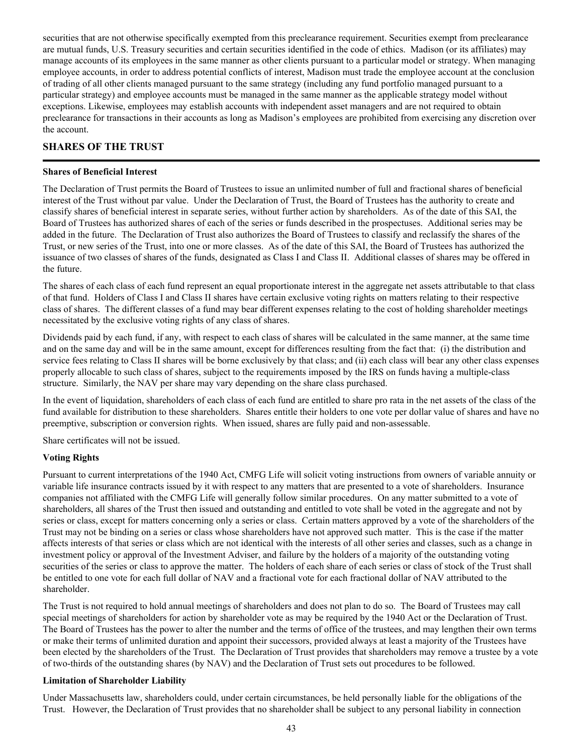securities that are not otherwise specifically exempted from this preclearance requirement. Securities exempt from preclearance are mutual funds, U.S. Treasury securities and certain securities identified in the code of ethics. Madison (or its affiliates) may manage accounts of its employees in the same manner as other clients pursuant to a particular model or strategy. When managing employee accounts, in order to address potential conflicts of interest, Madison must trade the employee account at the conclusion of trading of all other clients managed pursuant to the same strategy (including any fund portfolio managed pursuant to a particular strategy) and employee accounts must be managed in the same manner as the applicable strategy model without exceptions. Likewise, employees may establish accounts with independent asset managers and are not required to obtain preclearance for transactions in their accounts as long as Madison's employees are prohibited from exercising any discretion over the account.

## SHARES OF THE TRUST

### Shares of Beneficial Interest

The Declaration of Trust permits the Board of Trustees to issue an unlimited number of full and fractional shares of beneficial interest of the Trust without par value. Under the Declaration of Trust, the Board of Trustees has the authority to create and classify shares of beneficial interest in separate series, without further action by shareholders. As of the date of this SAI, the Board of Trustees has authorized shares of each of the series or funds described in the prospectuses. Additional series may be added in the future. The Declaration of Trust also authorizes the Board of Trustees to classify and reclassify the shares of the Trust, or new series of the Trust, into one or more classes. As of the date of this SAI, the Board of Trustees has authorized the issuance of two classes of shares of the funds, designated as Class I and Class II. Additional classes of shares may be offered in the future.

The shares of each class of each fund represent an equal proportionate interest in the aggregate net assets attributable to that class of that fund. Holders of Class I and Class II shares have certain exclusive voting rights on matters relating to their respective class of shares. The different classes of a fund may bear different expenses relating to the cost of holding shareholder meetings necessitated by the exclusive voting rights of any class of shares.

Dividends paid by each fund, if any, with respect to each class of shares will be calculated in the same manner, at the same time and on the same day and will be in the same amount, except for differences resulting from the fact that: (i) the distribution and service fees relating to Class II shares will be borne exclusively by that class; and (ii) each class will bear any other class expenses properly allocable to such class of shares, subject to the requirements imposed by the IRS on funds having a multiple-class structure. Similarly, the NAV per share may vary depending on the share class purchased.

In the event of liquidation, shareholders of each class of each fund are entitled to share pro rata in the net assets of the class of the fund available for distribution to these shareholders. Shares entitle their holders to one vote per dollar value of shares and have no preemptive, subscription or conversion rights. When issued, shares are fully paid and non-assessable.

Share certificates will not be issued.

### Voting Rights

Pursuant to current interpretations of the 1940 Act, CMFG Life will solicit voting instructions from owners of variable annuity or variable life insurance contracts issued by it with respect to any matters that are presented to a vote of shareholders. Insurance companies not affiliated with the CMFG Life will generally follow similar procedures. On any matter submitted to a vote of shareholders, all shares of the Trust then issued and outstanding and entitled to vote shall be voted in the aggregate and not by series or class, except for matters concerning only a series or class. Certain matters approved by a vote of the shareholders of the Trust may not be binding on a series or class whose shareholders have not approved such matter. This is the case if the matter affects interests of that series or class which are not identical with the interests of all other series and classes, such as a change in investment policy or approval of the Investment Adviser, and failure by the holders of a majority of the outstanding voting securities of the series or class to approve the matter. The holders of each share of each series or class of stock of the Trust shall be entitled to one vote for each full dollar of NAV and a fractional vote for each fractional dollar of NAV attributed to the shareholder.

The Trust is not required to hold annual meetings of shareholders and does not plan to do so. The Board of Trustees may call special meetings of shareholders for action by shareholder vote as may be required by the 1940 Act or the Declaration of Trust. The Board of Trustees has the power to alter the number and the terms of office of the trustees, and may lengthen their own terms or make their terms of unlimited duration and appoint their successors, provided always at least a majority of the Trustees have been elected by the shareholders of the Trust. The Declaration of Trust provides that shareholders may remove a trustee by a vote of two-thirds of the outstanding shares (by NAV) and the Declaration of Trust sets out procedures to be followed.

### Limitation of Shareholder Liability

Under Massachusetts law, shareholders could, under certain circumstances, be held personally liable for the obligations of the Trust. However, the Declaration of Trust provides that no shareholder shall be subject to any personal liability in connection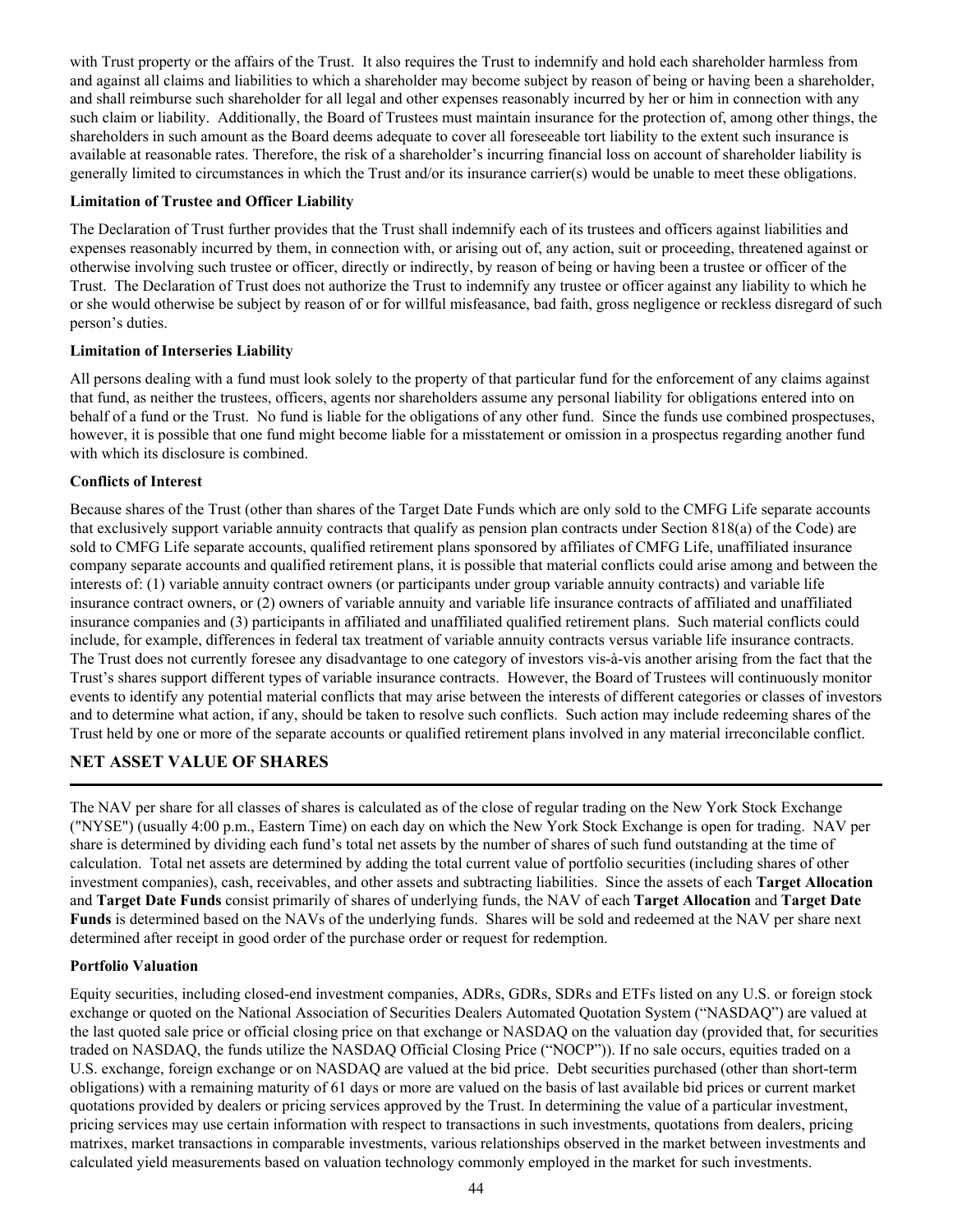with Trust property or the affairs of the Trust. It also requires the Trust to indemnify and hold each shareholder harmless from and against all claims and liabilities to which a shareholder may become subject by reason of being or having been a shareholder, and shall reimburse such shareholder for all legal and other expenses reasonably incurred by her or him in connection with any such claim or liability. Additionally, the Board of Trustees must maintain insurance for the protection of, among other things, the shareholders in such amount as the Board deems adequate to cover all foreseeable tort liability to the extent such insurance is available at reasonable rates. Therefore, the risk of a shareholder's incurring financial loss on account of shareholder liability is generally limited to circumstances in which the Trust and/or its insurance carrier(s) would be unable to meet these obligations.

**Limitation of Trustee and Officer Liability**

The Declaration of Trust further provides that the Trust shall indemnify each of its trustees and officers against liabilities and expenses reasonably incurred by them, in connection with, or arising out of, any action, suit or proceeding, threatened against or otherwise involving such trustee or officer, directly or indirectly, by reason of being or having been a trustee or officer of the Trust. The Declaration of Trust does not authorize the Trust to indemnify any trustee or officer against any liability to which he or she would otherwise be subject by reason of or for willful misfeasance, bad faith, gross negligence or reckless disregard of such person's duties.

**Limitation of Interseries Liability**

All persons dealing with a fund must look solely to the property of that particular fund for the enforcement of any claims against that fund, as neither the trustees, officers, agents nor shareholders assume any personal liability for obligations entered into on behalf of a fund or the Trust. No fund is liable for the obligations of any other fund. Since the funds use combined prospectuses, however, it is possible that one fund might become liable for a misstatement or omission in a prospectus regarding another fund with which its disclosure is combined.

**Conflicts of Interest**

Because shares of the Trust (other than shares of the Target Date Funds which are only sold to the CMFG Life separate accounts that exclusively support variable annuity contracts that qualify as pension plan contracts under Section 818(a) of the Code) are sold to CMFG Life separate accounts, qualified retirement plans sponsored by affiliates of CMFG Life, unaffiliated insurance company separate accounts and qualified retirement plans, it is possible that material conflicts could arise among and between the interests of: (1) variable annuity contract owners (or participants under group variable annuity contracts) and variable life insurance contract owners, or (2) owners of variable annuity and variable life insurance contracts of affiliated and unaffiliated insurance companies and (3) participants in affiliated and unaffiliated qualified retirement plans. Such material conflicts could include, for example, differences in federal tax treatment of variable annuity contracts versus variable life insurance contracts. The Trust does not currently foresee any disadvantage to one category of investors vis-à-vis another arising from the fact that the Trust's shares support different types of variable insurance contracts. However, the Board of Trustees will continuously monitor events to identify any potential material conflicts that may arise between the interests of different categories or classes of investors and to determine what action, if any, should be taken to resolve such conflicts. Such action may include redeeming shares of the Trust held by one or more of the separate accounts or qualified retirement plans involved in any material irreconcilable conflict.

## NET ASSET VALUE OF SHARES

The NAV per share for all classes of shares is calculated as of the close of regular trading on the New York Stock Exchange ("NYSE") (usually 4:00 p.m., Eastern Time) on each day on which the New York Stock Exchange is open for trading. NAV per share is determined by dividing each fund's total net assets by the number of shares of such fund outstanding at the time of calculation. Total net assets are determined by adding the total current value of portfolio securities (including shares of other investment companies), cash, receivables, and other assets and subtracting liabilities. Since the assets of each **Target Allocation** and **Target Date Funds** consist primarily of shares of underlying funds, the NAV of each **Target Allocation** and **Target Date Funds** is determined based on the NAVs of the underlying funds. Shares will be sold and redeemed at the NAV per share next determined after receipt in good order of the purchase order or request for redemption.

**Portfolio Valuation**

Equity securities, including closed-end investment companies, ADRs, GDRs, SDRs and ETFs listed on any U.S. or foreign stock exchange or quoted on the National Association of Securities Dealers Automated Quotation System ("NASDAQ") are valued at the last quoted sale price or official closing price on that exchange or NASDAQ on the valuation day (provided that, for securities traded on NASDAQ, the funds utilize the NASDAQ Official Closing Price ("NOCP")). If no sale occurs, equities traded on a U.S. exchange, foreign exchange or on NASDAQ are valued at the bid price. Debt securities purchased (other than short-term obligations) with a remaining maturity of 61 days or more are valued on the basis of last available bid prices or current market quotations provided by dealers or pricing services approved by the Trust. In determining the value of a particular investment, pricing services may use certain information with respect to transactions in such investments, quotations from dealers, pricing matrixes, market transactions in comparable investments, various relationships observed in the market between investments and calculated yield measurements based on valuation technology commonly employed in the market for such investments.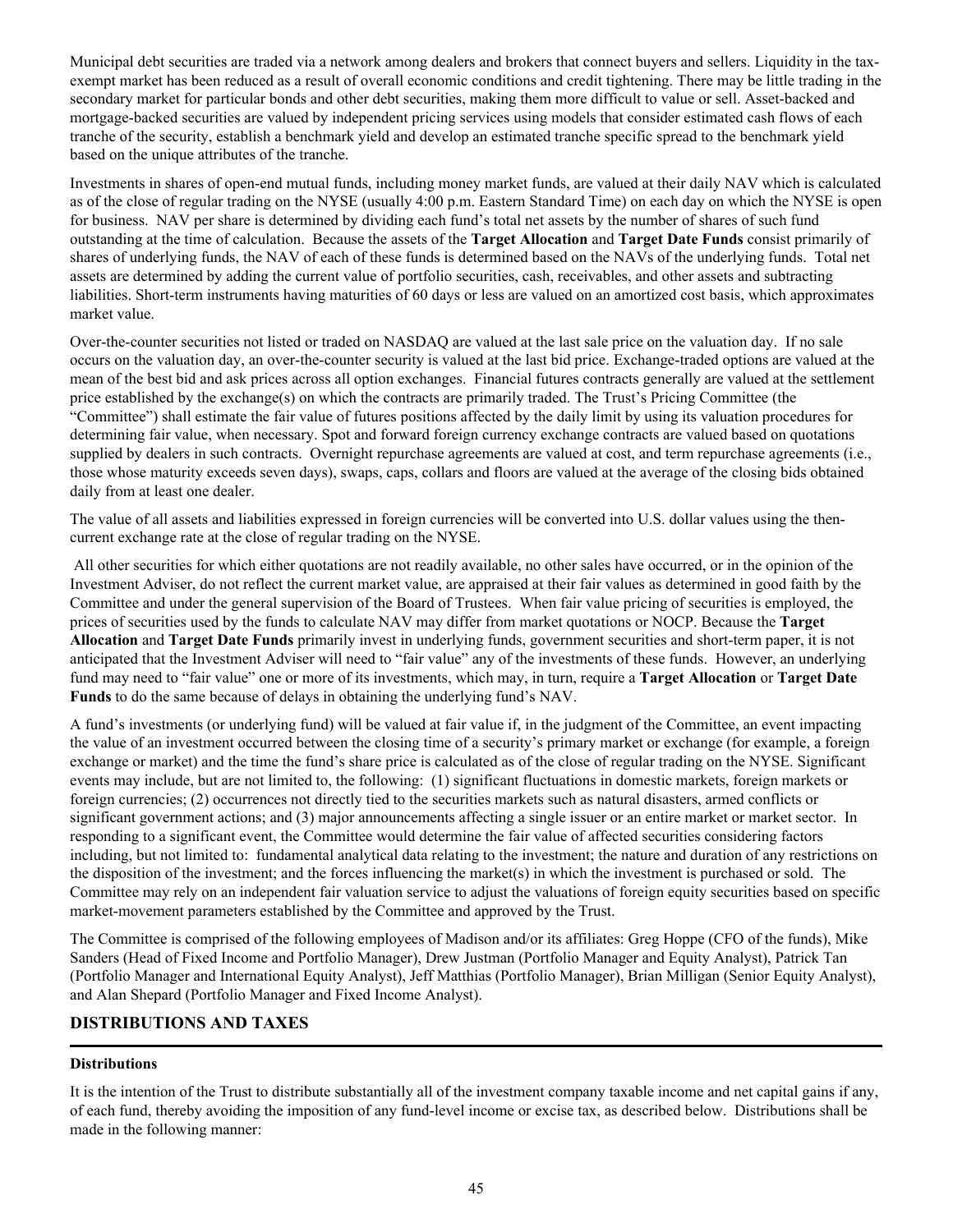Municipal debt securities are traded via a network among dealers and brokers that connect buyers and sellers. Liquidity in the tax-exempt market has been reduced as a result of overall economic conditions and credit tightening. There may be little trading in the secondary market for particular bonds and other debt securities, making them more difficult to value or sell. Asset-backed and mortgage-backed securities are valued by independent pricing services using models that consider estimated cash flows of each tranche of the security, establish a benchmark yield and develop an estimated tranche specific spread to the benchmark yield based on the unique attributes of the tranche.

Investments in shares of open-end mutual funds, including money market funds, are valued at their daily NAV which is calculated as of the close of regular trading on the NYSE (usually 4:00 p.m. Eastern Standard Time) on each day on which the NYSE is open for business. NAV per share is determined by dividing each fund's total net assets by the number of shares of such fund outstanding at the time of calculation. Because the assets of the **Target Allocation** and **Target Date Funds** consist primarily of shares of underlying funds, the NAV of each of these funds is determined based on the NAVs of the underlying funds. Total net assets are determined by adding the current value of portfolio securities, cash, receivables, and other assets and subtracting liabilities. Short-term instruments having maturities of 60 days or less are valued on an amortized cost basis, which approximates market value.

Over-the-counter securities not listed or traded on NASDAQ are valued at the last sale price on the valuation day. If no sale occurs on the valuation day, an over-the-counter security is valued at the last bid price. Exchange-traded options are valued at the mean of the best bid and ask prices across all option exchanges. Financial futures contracts generally are valued at the settlement price established by the exchange(s) on which the contracts are primarily traded. The Trust's Pricing Committee (the "Committee") shall estimate the fair value of futures positions affected by the daily limit by using its valuation procedures for determining fair value, when necessary. Spot and forward foreign currency exchange contracts are valued based on quotations supplied by dealers in such contracts. Overnight repurchase agreements are valued at cost, and term repurchase agreements (i.e., those whose maturity exceeds seven days), swaps, caps, collars and floors are valued at the average of the closing bids obtained daily from at least one dealer.

The value of all assets and liabilities expressed in foreign currencies will be converted into U.S. dollar values using the then-current exchange rate at the close of regular trading on the NYSE.

All other securities for which either quotations are not readily available, no other sales have occurred, or in the opinion of the Investment Adviser, do not reflect the current market value, are appraised at their fair values as determined in good faith by the Committee and under the general supervision of the Board of Trustees. When fair value pricing of securities is employed, the prices of securities used by the funds to calculate NAV may differ from market quotations or NOCP. Because the **Target Allocation** and **Target Date Funds** primarily invest in underlying funds, government securities and short-term paper, it is not anticipated that the Investment Adviser will need to "fair value" any of the investments of these funds. However, an underlying fund may need to "fair value" one or more of its investments, which may, in turn, require a **Target Allocation** or **Target Date Funds** to do the same because of delays in obtaining the underlying fund's NAV.

A fund's investments (or underlying fund) will be valued at fair value if, in the judgment of the Committee, an event impacting the value of an investment occurred between the closing time of a security's primary market or exchange (for example, a foreign exchange or market) and the time the fund's share price is calculated as of the close of regular trading on the NYSE. Significant events may include, but are not limited to, the following: (1) significant fluctuations in domestic markets, foreign markets or foreign currencies; (2) occurrences not directly tied to the securities markets such as natural disasters, armed conflicts or significant government actions; and (3) major announcements affecting a single issuer or an entire market or market sector. In responding to a significant event, the Committee would determine the fair value of affected securities considering factors including, but not limited to: fundamental analytical data relating to the investment; the nature and duration of any restrictions on the disposition of the investment; and the forces influencing the market(s) in which the investment is purchased or sold. The Committee may rely on an independent fair valuation service to adjust the valuations of foreign equity securities based on specific market-movement parameters established by the Committee and approved by the Trust.

The Committee is comprised of the following employees of Madison and/or its affiliates: Greg Hoppe (CFO of the funds), Mike Sanders (Head of Fixed Income and Portfolio Manager), Drew Justman (Portfolio Manager and Equity Analyst), Patrick Tan (Portfolio Manager and International Equity Analyst), Jeff Matthias (Portfolio Manager), Brian Milligan (Senior Equity Analyst), and Alan Shepard (Portfolio Manager and Fixed Income Analyst).

## DISTRIBUTIONS AND TAXES

### Distributions

It is the intention of the Trust to distribute substantially all of the investment company taxable income and net capital gains if any, of each fund, thereby avoiding the imposition of any fund-level income or excise tax, as described below. Distributions shall be made in the following manner: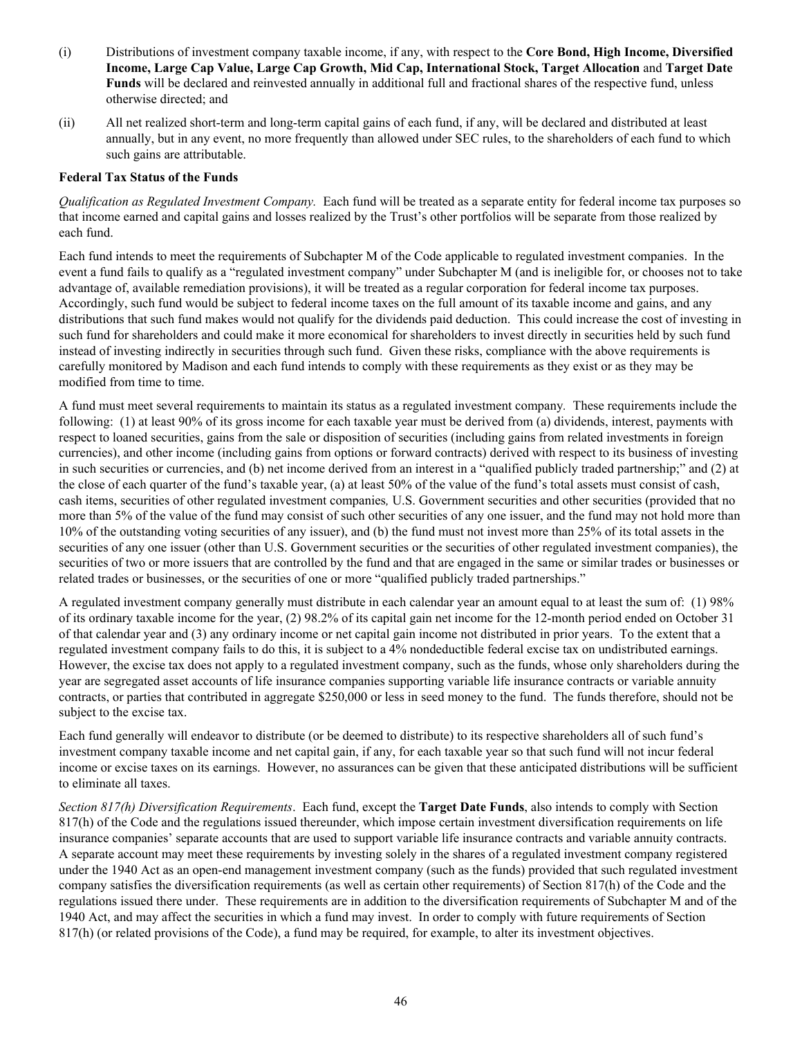(i) Distributions of investment company taxable income, if any, with respect to the **Core Bond, High Income, Diversified Income, Large Cap Value, Large Cap Growth, Mid Cap, International Stock, Target Allocation** and **Target Date Funds** will be declared and reinvested annually in additional full and fractional shares of the respective fund, unless otherwise directed; and

(ii) All net realized short-term and long-term capital gains of each fund, if any, will be declared and distributed at least annually, but in any event, no more frequently than allowed under SEC rules, to the shareholders of each fund to which such gains are attributable.

**Federal Tax Status of the Funds**

*Qualification as Regulated Investment Company.* Each fund will be treated as a separate entity for federal income tax purposes so that income earned and capital gains and losses realized by the Trust's other portfolios will be separate from those realized by each fund.

Each fund intends to meet the requirements of Subchapter M of the Code applicable to regulated investment companies. In the event a fund fails to qualify as a "regulated investment company" under Subchapter M (and is ineligible for, or chooses not to take advantage of, available remediation provisions), it will be treated as a regular corporation for federal income tax purposes. Accordingly, such fund would be subject to federal income taxes on the full amount of its taxable income and gains, and any distributions that such fund makes would not qualify for the dividends paid deduction. This could increase the cost of investing in such fund for shareholders and could make it more economical for shareholders to invest directly in securities held by such fund instead of investing indirectly in securities through such fund. Given these risks, compliance with the above requirements is carefully monitored by Madison and each fund intends to comply with these requirements as they exist or as they may be modified from time to time.

A fund must meet several requirements to maintain its status as a regulated investment company. These requirements include the following: (1) at least 90% of its gross income for each taxable year must be derived from (a) dividends, interest, payments with respect to loaned securities, gains from the sale or disposition of securities (including gains from related investments in foreign currencies), and other income (including gains from options or forward contracts) derived with respect to its business of investing in such securities or currencies, and (b) net income derived from an interest in a "qualified publicly traded partnership;" and (2) at the close of each quarter of the fund's taxable year, (a) at least 50% of the value of the fund's total assets must consist of cash, cash items, securities of other regulated investment companies*,* U.S. Government securities and other securities (provided that no more than 5% of the value of the fund may consist of such other securities of any one issuer, and the fund may not hold more than 10% of the outstanding voting securities of any issuer), and (b) the fund must not invest more than 25% of its total assets in the securities of any one issuer (other than U.S. Government securities or the securities of other regulated investment companies), the securities of two or more issuers that are controlled by the fund and that are engaged in the same or similar trades or businesses or related trades or businesses, or the securities of one or more "qualified publicly traded partnerships."

A regulated investment company generally must distribute in each calendar year an amount equal to at least the sum of: (1) 98% of its ordinary taxable income for the year, (2) 98.2% of its capital gain net income for the 12-month period ended on October 31 of that calendar year and (3) any ordinary income or net capital gain income not distributed in prior years. To the extent that a regulated investment company fails to do this, it is subject to a 4% nondeductible federal excise tax on undistributed earnings. However, the excise tax does not apply to a regulated investment company, such as the funds, whose only shareholders during the year are segregated asset accounts of life insurance companies supporting variable life insurance contracts or variable annuity contracts, or parties that contributed in aggregate $250,000 or less in seed money to the fund. The funds therefore, should not be subject to the excise tax.

Each fund generally will endeavor to distribute (or be deemed to distribute) to its respective shareholders all of such fund's investment company taxable income and net capital gain, if any, for each taxable year so that such fund will not incur federal income or excise taxes on its earnings. However, no assurances can be given that these anticipated distributions will be sufficient to eliminate all taxes.

*Section 817(h) Diversification Requirements*. Each fund, except the **Target Date Funds**, also intends to comply with Section 817(h) of the Code and the regulations issued thereunder, which impose certain investment diversification requirements on life insurance companies' separate accounts that are used to support variable life insurance contracts and variable annuity contracts. A separate account may meet these requirements by investing solely in the shares of a regulated investment company registered under the 1940 Act as an open-end management investment company (such as the funds) provided that such regulated investment company satisfies the diversification requirements (as well as certain other requirements) of Section 817(h) of the Code and the regulations issued there under. These requirements are in addition to the diversification requirements of Subchapter M and of the 1940 Act, and may affect the securities in which a fund may invest. In order to comply with future requirements of Section 817(h) (or related provisions of the Code), a fund may be required, for example, to alter its investment objectives.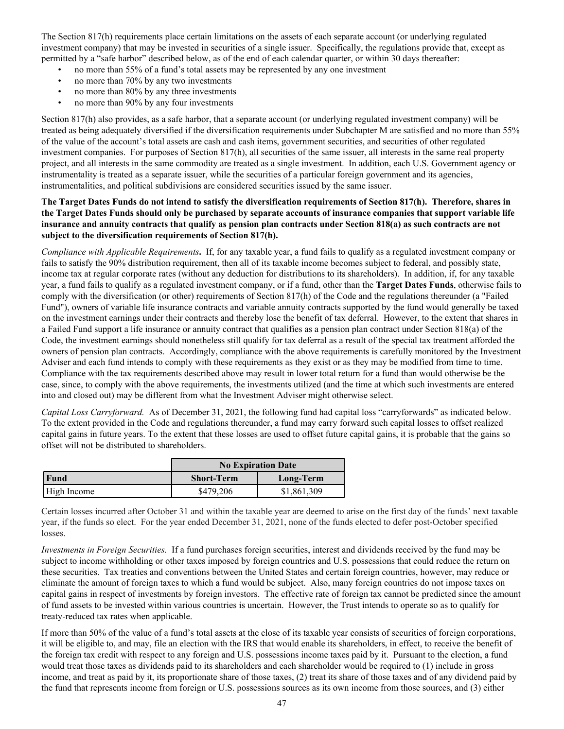The Section 817(h) requirements place certain limitations on the assets of each separate account (or underlying regulated investment company) that may be invested in securities of a single issuer. Specifically, the regulations provide that, except as permitted by a "safe harbor" described below, as of the end of each calendar quarter, or within 30 days thereafter:

- no more than 55% of a fund's total assets may be represented by any one investment
- no more than 70% by any two investments
- no more than 80% by any three investments
- no more than 90% by any four investments

Section 817(h) also provides, as a safe harbor, that a separate account (or underlying regulated investment company) will be treated as being adequately diversified if the diversification requirements under Subchapter M are satisfied and no more than 55% of the value of the account's total assets are cash and cash items, government securities, and securities of other regulated investment companies. For purposes of Section 817(h), all securities of the same issuer, all interests in the same real property project, and all interests in the same commodity are treated as a single investment. In addition, each U.S. Government agency or instrumentality is treated as a separate issuer, while the securities of a particular foreign government and its agencies, instrumentalities, and political subdivisions are considered securities issued by the same issuer.

**The Target Dates Funds do not intend to satisfy the diversification requirements of Section 817(h). Therefore, shares in the Target Dates Funds should only be purchased by separate accounts of insurance companies that support variable life insurance and annuity contracts that qualify as pension plan contracts under Section 818(a) as such contracts are not subject to the diversification requirements of Section 817(h).**

*Compliance with Applicable Requirements***.** If, for any taxable year, a fund fails to qualify as a regulated investment company or fails to satisfy the 90% distribution requirement, then all of its taxable income becomes subject to federal, and possibly state, income tax at regular corporate rates (without any deduction for distributions to its shareholders). In addition, if, for any taxable year, a fund fails to qualify as a regulated investment company, or if a fund, other than the **Target Dates Funds**, otherwise fails to comply with the diversification (or other) requirements of Section 817(h) of the Code and the regulations thereunder (a "Failed Fund"), owners of variable life insurance contracts and variable annuity contracts supported by the fund would generally be taxed on the investment earnings under their contracts and thereby lose the benefit of tax deferral. However, to the extent that shares in a Failed Fund support a life insurance or annuity contract that qualifies as a pension plan contract under Section 818(a) of the Code, the investment earnings should nonetheless still qualify for tax deferral as a result of the special tax treatment afforded the owners of pension plan contracts. Accordingly, compliance with the above requirements is carefully monitored by the Investment Adviser and each fund intends to comply with these requirements as they exist or as they may be modified from time to time. Compliance with the tax requirements described above may result in lower total return for a fund than would otherwise be the case, since, to comply with the above requirements, the investments utilized (and the time at which such investments are entered into and closed out) may be different from what the Investment Adviser might otherwise select.

*Capital Loss Carryforward.* As of December 31, 2021, the following fund had capital loss "carryforwards" as indicated below. To the extent provided in the Code and regulations thereunder, a fund may carry forward such capital losses to offset realized capital gains in future years. To the extent that these losses are used to offset future capital gains, it is probable that the gains so offset will not be distributed to shareholders.

| | No Expiration Date | |
|---|---|---|
| **Fund** | **Short-Term** | **Long-Term** |
| High Income | $479,206 | $1,861,309 |

Certain losses incurred after October 31 and within the taxable year are deemed to arise on the first day of the funds' next taxable year, if the funds so elect. For the year ended December 31, 2021, none of the funds elected to defer post-October specified losses.

*Investments in Foreign Securities.* If a fund purchases foreign securities, interest and dividends received by the fund may be subject to income withholding or other taxes imposed by foreign countries and U.S. possessions that could reduce the return on these securities. Tax treaties and conventions between the United States and certain foreign countries, however, may reduce or eliminate the amount of foreign taxes to which a fund would be subject. Also, many foreign countries do not impose taxes on capital gains in respect of investments by foreign investors. The effective rate of foreign tax cannot be predicted since the amount of fund assets to be invested within various countries is uncertain. However, the Trust intends to operate so as to qualify for treaty-reduced tax rates when applicable.

If more than 50% of the value of a fund's total assets at the close of its taxable year consists of securities of foreign corporations, it will be eligible to, and may, file an election with the IRS that would enable its shareholders, in effect, to receive the benefit of the foreign tax credit with respect to any foreign and U.S. possessions income taxes paid by it. Pursuant to the election, a fund would treat those taxes as dividends paid to its shareholders and each shareholder would be required to (1) include in gross income, and treat as paid by it, its proportionate share of those taxes, (2) treat its share of those taxes and of any dividend paid by the fund that represents income from foreign or U.S. possessions sources as its own income from those sources, and (3) either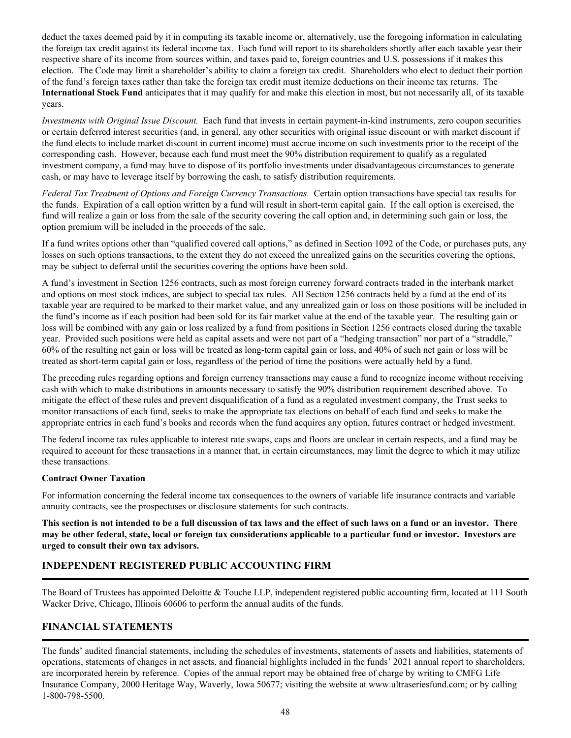deduct the taxes deemed paid by it in computing its taxable income or, alternatively, use the foregoing information in calculating the foreign tax credit against its federal income tax. Each fund will report to its shareholders shortly after each taxable year their respective share of its income from sources within, and taxes paid to, foreign countries and U.S. possessions if it makes this election. The Code may limit a shareholder's ability to claim a foreign tax credit. Shareholders who elect to deduct their portion of the fund's foreign taxes rather than take the foreign tax credit must itemize deductions on their income tax returns. The **International Stock Fund** anticipates that it may qualify for and make this election in most, but not necessarily all, of its taxable years.

*Investments with Original Issue Discount.* Each fund that invests in certain payment-in-kind instruments, zero coupon securities or certain deferred interest securities (and, in general, any other securities with original issue discount or with market discount if the fund elects to include market discount in current income) must accrue income on such investments prior to the receipt of the corresponding cash. However, because each fund must meet the 90% distribution requirement to qualify as a regulated investment company, a fund may have to dispose of its portfolio investments under disadvantageous circumstances to generate cash, or may have to leverage itself by borrowing the cash, to satisfy distribution requirements.

*Federal Tax Treatment of Options and Foreign Currency Transactions.* Certain option transactions have special tax results for the funds. Expiration of a call option written by a fund will result in short-term capital gain. If the call option is exercised, the fund will realize a gain or loss from the sale of the security covering the call option and, in determining such gain or loss, the option premium will be included in the proceeds of the sale.

If a fund writes options other than "qualified covered call options," as defined in Section 1092 of the Code, or purchases puts, any losses on such options transactions, to the extent they do not exceed the unrealized gains on the securities covering the options, may be subject to deferral until the securities covering the options have been sold.

A fund's investment in Section 1256 contracts, such as most foreign currency forward contracts traded in the interbank market and options on most stock indices, are subject to special tax rules. All Section 1256 contracts held by a fund at the end of its taxable year are required to be marked to their market value, and any unrealized gain or loss on those positions will be included in the fund's income as if each position had been sold for its fair market value at the end of the taxable year. The resulting gain or loss will be combined with any gain or loss realized by a fund from positions in Section 1256 contracts closed during the taxable year. Provided such positions were held as capital assets and were not part of a "hedging transaction" nor part of a "straddle," 60% of the resulting net gain or loss will be treated as long-term capital gain or loss, and 40% of such net gain or loss will be treated as short-term capital gain or loss, regardless of the period of time the positions were actually held by a fund.

The preceding rules regarding options and foreign currency transactions may cause a fund to recognize income without receiving cash with which to make distributions in amounts necessary to satisfy the 90% distribution requirement described above. To mitigate the effect of these rules and prevent disqualification of a fund as a regulated investment company, the Trust seeks to monitor transactions of each fund, seeks to make the appropriate tax elections on behalf of each fund and seeks to make the appropriate entries in each fund's books and records when the fund acquires any option, futures contract or hedged investment.

The federal income tax rules applicable to interest rate swaps, caps and floors are unclear in certain respects, and a fund may be required to account for these transactions in a manner that, in certain circumstances, may limit the degree to which it may utilize these transactions.

**Contract Owner Taxation**

For information concerning the federal income tax consequences to the owners of variable life insurance contracts and variable annuity contracts, see the prospectuses or disclosure statements for such contracts.

**This section is not intended to be a full discussion of tax laws and the effect of such laws on a fund or an investor. There may be other federal, state, local or foreign tax considerations applicable to a particular fund or investor. Investors are urged to consult their own tax advisors.**

## INDEPENDENT REGISTERED PUBLIC ACCOUNTING FIRM

The Board of Trustees has appointed Deloitte & Touche LLP, independent registered public accounting firm, located at 111 South Wacker Drive, Chicago, Illinois 60606 to perform the annual audits of the funds.

## FINANCIAL STATEMENTS

The funds' audited financial statements, including the schedules of investments, statements of assets and liabilities, statements of operations, statements of changes in net assets, and financial highlights included in the funds' 2021 annual report to shareholders, are incorporated herein by reference. Copies of the annual report may be obtained free of charge by writing to CMFG Life Insurance Company, 2000 Heritage Way, Waverly, Iowa 50677; visiting the website at www.ultraseriesfund.com; or by calling 1-800-798-5500.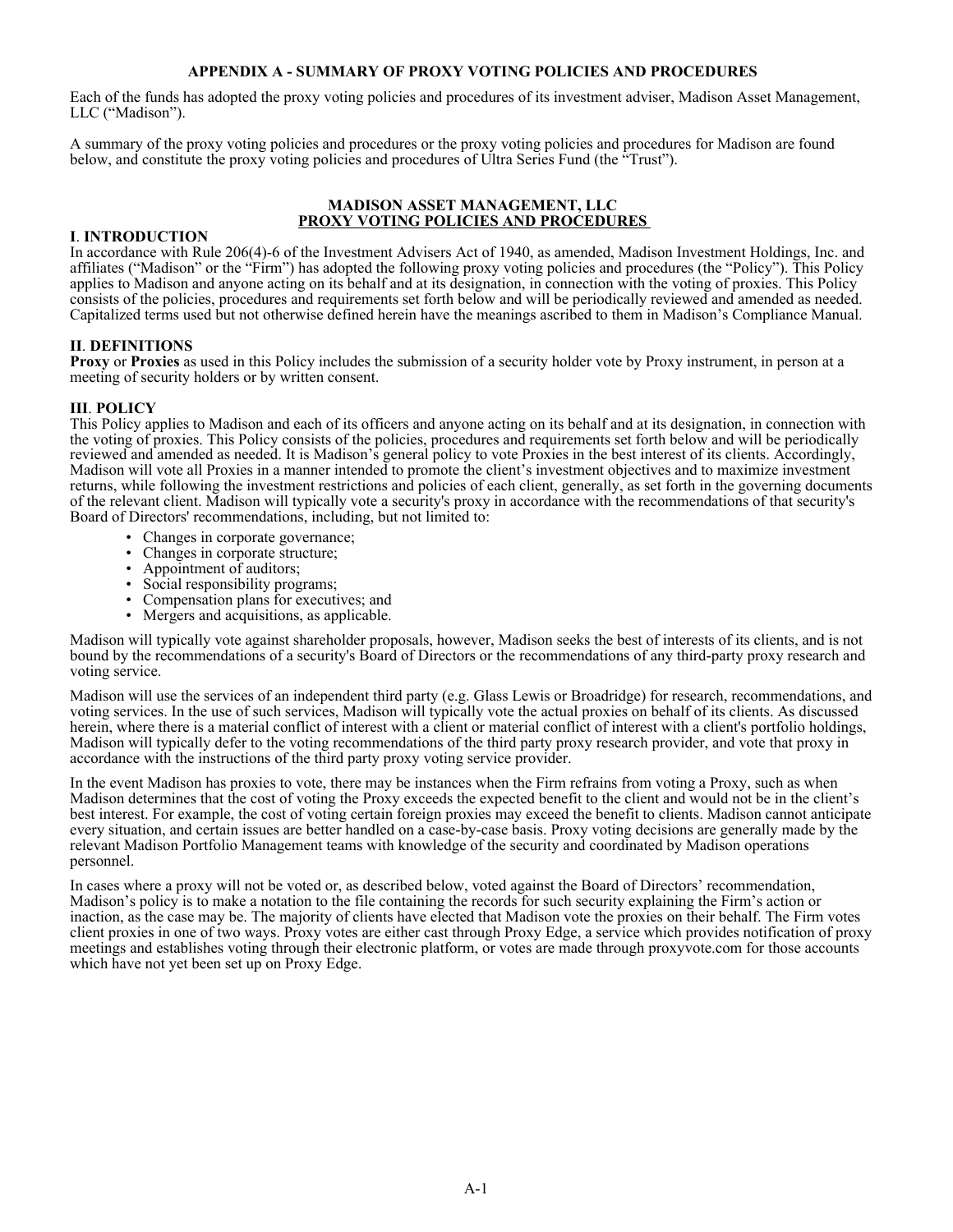# APPENDIX A - SUMMARY OF PROXY VOTING POLICIES AND PROCEDURES

Each of the funds has adopted the proxy voting policies and procedures of its investment adviser, Madison Asset Management, LLC ("Madison").

A summary of the proxy voting policies and procedures or the proxy voting policies and procedures for Madison are found below, and constitute the proxy voting policies and procedures of Ultra Series Fund (the "Trust").

## MADISON ASSET MANAGEMENT, LLC
## PROXY VOTING POLICIES AND PROCEDURES

### I. INTRODUCTION

In accordance with Rule 206(4)-6 of the Investment Advisers Act of 1940, as amended, Madison Investment Holdings, Inc. and affiliates ("Madison" or the "Firm") has adopted the following proxy voting policies and procedures (the "Policy"). This Policy applies to Madison and anyone acting on its behalf and at its designation, in connection with the voting of proxies. This Policy consists of the policies, procedures and requirements set forth below and will be periodically reviewed and amended as needed. Capitalized terms used but not otherwise defined herein have the meanings ascribed to them in Madison's Compliance Manual.

### II. DEFINITIONS

**Proxy** or **Proxies** as used in this Policy includes the submission of a security holder vote by Proxy instrument, in person at a meeting of security holders or by written consent.

### III. POLICY

This Policy applies to Madison and each of its officers and anyone acting on its behalf and at its designation, in connection with the voting of proxies. This Policy consists of the policies, procedures and requirements set forth below and will be periodically reviewed and amended as needed. It is Madison's general policy to vote Proxies in the best interest of its clients. Accordingly, Madison will vote all Proxies in a manner intended to promote the client's investment objectives and to maximize investment returns, while following the investment restrictions and policies of each client, generally, as set forth in the governing documents of the relevant client. Madison will typically vote a security's proxy in accordance with the recommendations of that security's Board of Directors' recommendations, including, but not limited to:

- Changes in corporate governance;
- Changes in corporate structure;
- Appointment of auditors;
- Social responsibility programs;
- Compensation plans for executives; and
- Mergers and acquisitions, as applicable.

Madison will typically vote against shareholder proposals, however, Madison seeks the best of interests of its clients, and is not bound by the recommendations of a security's Board of Directors or the recommendations of any third-party proxy research and voting service.

Madison will use the services of an independent third party (e.g. Glass Lewis or Broadridge) for research, recommendations, and voting services. In the use of such services, Madison will typically vote the actual proxies on behalf of its clients. As discussed herein, where there is a material conflict of interest with a client or material conflict of interest with a client's portfolio holdings, Madison will typically defer to the voting recommendations of the third party proxy research provider, and vote that proxy in accordance with the instructions of the third party proxy voting service provider.

In the event Madison has proxies to vote, there may be instances when the Firm refrains from voting a Proxy, such as when Madison determines that the cost of voting the Proxy exceeds the expected benefit to the client and would not be in the client's best interest. For example, the cost of voting certain foreign proxies may exceed the benefit to clients. Madison cannot anticipate every situation, and certain issues are better handled on a case-by-case basis. Proxy voting decisions are generally made by the relevant Madison Portfolio Management teams with knowledge of the security and coordinated by Madison operations personnel.

In cases where a proxy will not be voted or, as described below, voted against the Board of Directors' recommendation, Madison's policy is to make a notation to the file containing the records for such security explaining the Firm's action or inaction, as the case may be. The majority of clients have elected that Madison vote the proxies on their behalf. The Firm votes client proxies in one of two ways. Proxy votes are either cast through Proxy Edge, a service which provides notification of proxy meetings and establishes voting through their electronic platform, or votes are made through proxyvote.com for those accounts which have not yet been set up on Proxy Edge.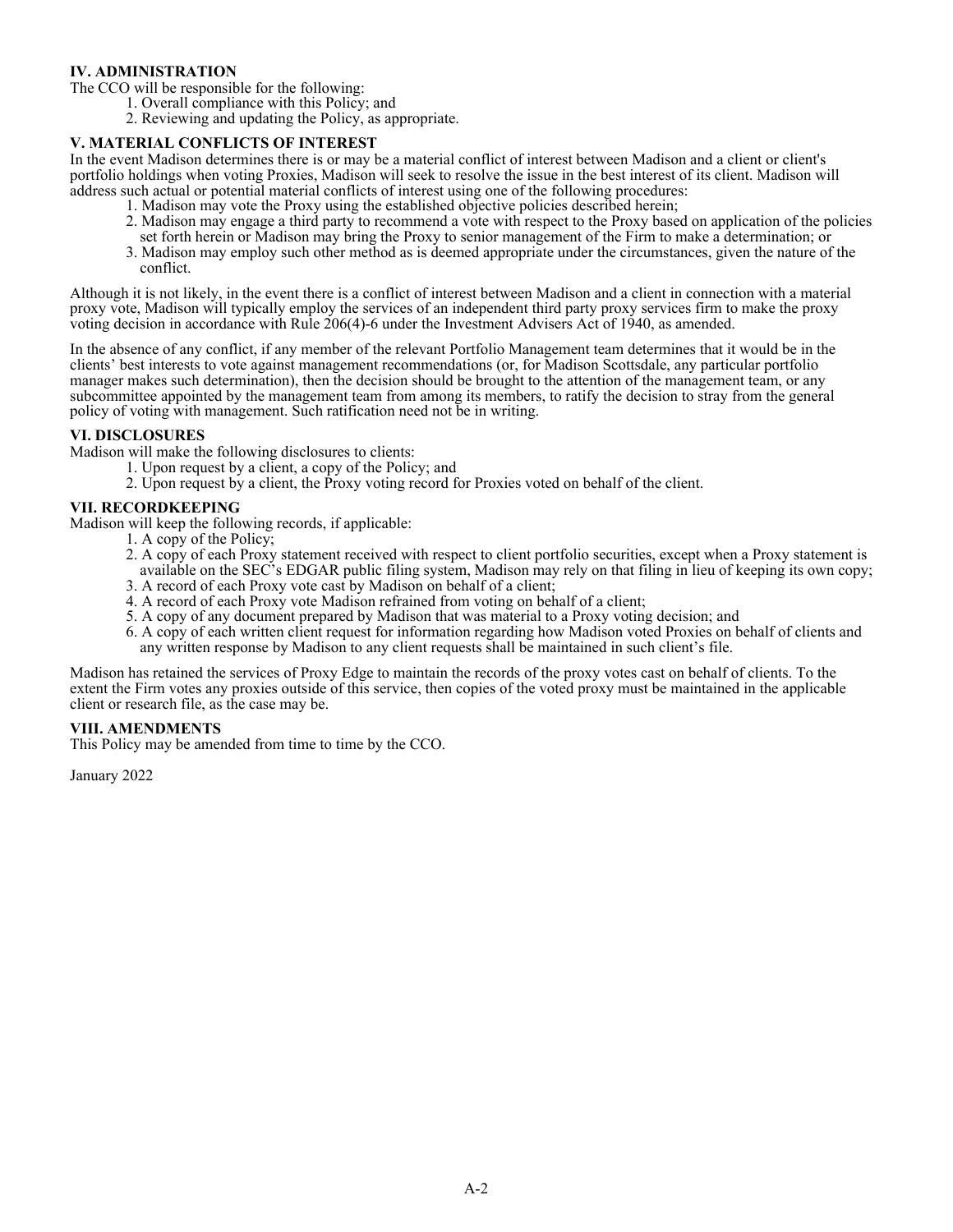## IV. ADMINISTRATION

The CCO will be responsible for the following:

1. Overall compliance with this Policy; and
2. Reviewing and updating the Policy, as appropriate.

## V. MATERIAL CONFLICTS OF INTEREST

In the event Madison determines there is or may be a material conflict of interest between Madison and a client or client's portfolio holdings when voting Proxies, Madison will seek to resolve the issue in the best interest of its client. Madison will address such actual or potential material conflicts of interest using one of the following procedures:

1. Madison may vote the Proxy using the established objective policies described herein;
2. Madison may engage a third party to recommend a vote with respect to the Proxy based on application of the policies set forth herein or Madison may bring the Proxy to senior management of the Firm to make a determination; or
3. Madison may employ such other method as is deemed appropriate under the circumstances, given the nature of the conflict.

Although it is not likely, in the event there is a conflict of interest between Madison and a client in connection with a material proxy vote, Madison will typically employ the services of an independent third party proxy services firm to make the proxy voting decision in accordance with Rule 206(4)-6 under the Investment Advisers Act of 1940, as amended.

In the absence of any conflict, if any member of the relevant Portfolio Management team determines that it would be in the clients' best interests to vote against management recommendations (or, for Madison Scottsdale, any particular portfolio manager makes such determination), then the decision should be brought to the attention of the management team, or any subcommittee appointed by the management team from among its members, to ratify the decision to stray from the general policy of voting with management. Such ratification need not be in writing.

## VI. DISCLOSURES

Madison will make the following disclosures to clients:

1. Upon request by a client, a copy of the Policy; and
2. Upon request by a client, the Proxy voting record for Proxies voted on behalf of the client.

## VII. RECORDKEEPING

Madison will keep the following records, if applicable:

1. A copy of the Policy;
2. A copy of each Proxy statement received with respect to client portfolio securities, except when a Proxy statement is available on the SEC's EDGAR public filing system, Madison may rely on that filing in lieu of keeping its own copy;
3. A record of each Proxy vote cast by Madison on behalf of a client;
4. A record of each Proxy vote Madison refrained from voting on behalf of a client;
5. A copy of any document prepared by Madison that was material to a Proxy voting decision; and
6. A copy of each written client request for information regarding how Madison voted Proxies on behalf of clients and any written response by Madison to any client requests shall be maintained in such client's file.

Madison has retained the services of Proxy Edge to maintain the records of the proxy votes cast on behalf of clients. To the extent the Firm votes any proxies outside of this service, then copies of the voted proxy must be maintained in the applicable client or research file, as the case may be.

## VIII. AMENDMENTS

This Policy may be amended from time to time by the CCO.

January 2022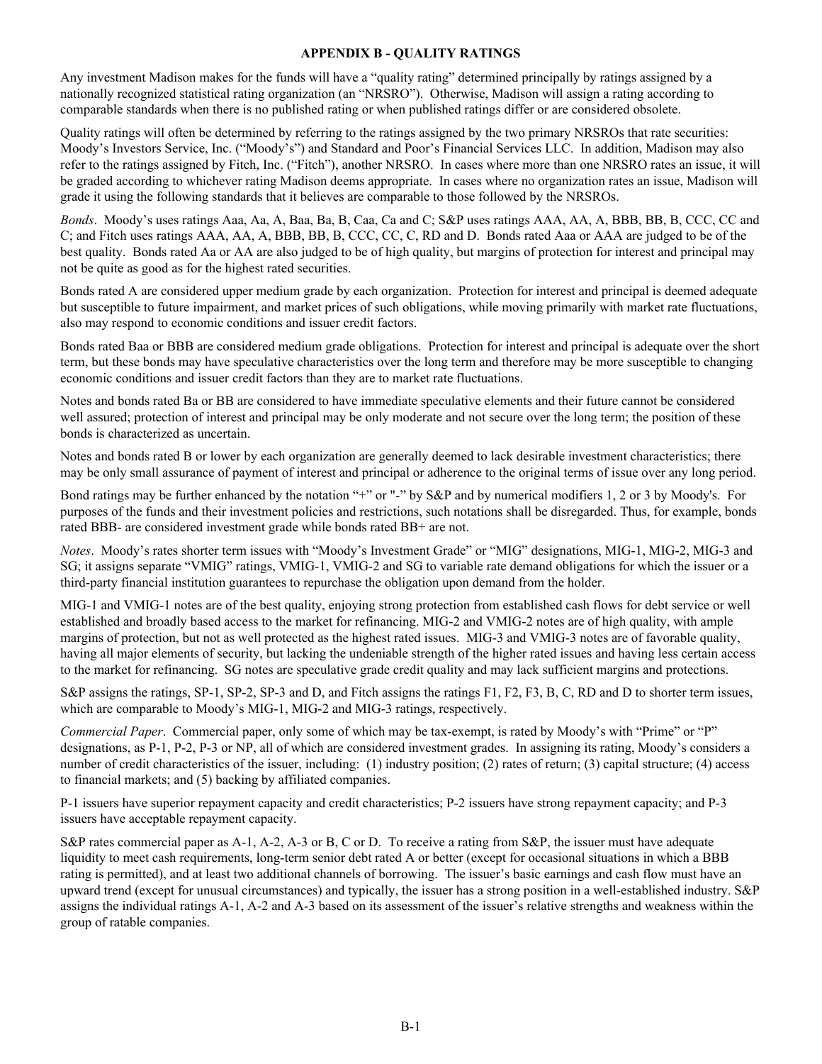## APPENDIX B - QUALITY RATINGS

Any investment Madison makes for the funds will have a "quality rating" determined principally by ratings assigned by a nationally recognized statistical rating organization (an "NRSRO"). Otherwise, Madison will assign a rating according to comparable standards when there is no published rating or when published ratings differ or are considered obsolete.

Quality ratings will often be determined by referring to the ratings assigned by the two primary NRSROs that rate securities: Moody's Investors Service, Inc. ("Moody's") and Standard and Poor's Financial Services LLC. In addition, Madison may also refer to the ratings assigned by Fitch, Inc. ("Fitch"), another NRSRO. In cases where more than one NRSRO rates an issue, it will be graded according to whichever rating Madison deems appropriate. In cases where no organization rates an issue, Madison will grade it using the following standards that it believes are comparable to those followed by the NRSROs.

*Bonds*. Moody's uses ratings Aaa, Aa, A, Baa, Ba, B, Caa, Ca and C; S&P uses ratings AAA, AA, A, BBB, BB, B, CCC, CC and C; and Fitch uses ratings AAA, AA, A, BBB, BB, B, CCC, CC, C, RD and D. Bonds rated Aaa or AAA are judged to be of the best quality. Bonds rated Aa or AA are also judged to be of high quality, but margins of protection for interest and principal may not be quite as good as for the highest rated securities.

Bonds rated A are considered upper medium grade by each organization. Protection for interest and principal is deemed adequate but susceptible to future impairment, and market prices of such obligations, while moving primarily with market rate fluctuations, also may respond to economic conditions and issuer credit factors.

Bonds rated Baa or BBB are considered medium grade obligations. Protection for interest and principal is adequate over the short term, but these bonds may have speculative characteristics over the long term and therefore may be more susceptible to changing economic conditions and issuer credit factors than they are to market rate fluctuations.

Notes and bonds rated Ba or BB are considered to have immediate speculative elements and their future cannot be considered well assured; protection of interest and principal may be only moderate and not secure over the long term; the position of these bonds is characterized as uncertain.

Notes and bonds rated B or lower by each organization are generally deemed to lack desirable investment characteristics; there may be only small assurance of payment of interest and principal or adherence to the original terms of issue over any long period.

Bond ratings may be further enhanced by the notation "+" or "-" by S&P and by numerical modifiers 1, 2 or 3 by Moody's. For purposes of the funds and their investment policies and restrictions, such notations shall be disregarded. Thus, for example, bonds rated BBB- are considered investment grade while bonds rated BB+ are not.

*Notes*. Moody's rates shorter term issues with "Moody's Investment Grade" or "MIG" designations, MIG-1, MIG-2, MIG-3 and SG; it assigns separate "VMIG" ratings, VMIG-1, VMIG-2 and SG to variable rate demand obligations for which the issuer or a third-party financial institution guarantees to repurchase the obligation upon demand from the holder.

MIG-1 and VMIG-1 notes are of the best quality, enjoying strong protection from established cash flows for debt service or well established and broadly based access to the market for refinancing. MIG-2 and VMIG-2 notes are of high quality, with ample margins of protection, but not as well protected as the highest rated issues. MIG-3 and VMIG-3 notes are of favorable quality, having all major elements of security, but lacking the undeniable strength of the higher rated issues and having less certain access to the market for refinancing. SG notes are speculative grade credit quality and may lack sufficient margins and protections.

S&P assigns the ratings, SP-1, SP-2, SP-3 and D, and Fitch assigns the ratings F1, F2, F3, B, C, RD and D to shorter term issues, which are comparable to Moody's MIG-1, MIG-2 and MIG-3 ratings, respectively.

*Commercial Paper*. Commercial paper, only some of which may be tax-exempt, is rated by Moody's with "Prime" or "P" designations, as P-1, P-2, P-3 or NP, all of which are considered investment grades. In assigning its rating, Moody's considers a number of credit characteristics of the issuer, including: (1) industry position; (2) rates of return; (3) capital structure; (4) access to financial markets; and (5) backing by affiliated companies.

P-1 issuers have superior repayment capacity and credit characteristics; P-2 issuers have strong repayment capacity; and P-3 issuers have acceptable repayment capacity.

S&P rates commercial paper as A-1, A-2, A-3 or B, C or D. To receive a rating from S&P, the issuer must have adequate liquidity to meet cash requirements, long-term senior debt rated A or better (except for occasional situations in which a BBB rating is permitted), and at least two additional channels of borrowing. The issuer's basic earnings and cash flow must have an upward trend (except for unusual circumstances) and typically, the issuer has a strong position in a well-established industry. S&P assigns the individual ratings A-1, A-2 and A-3 based on its assessment of the issuer's relative strengths and weakness within the group of ratable companies.